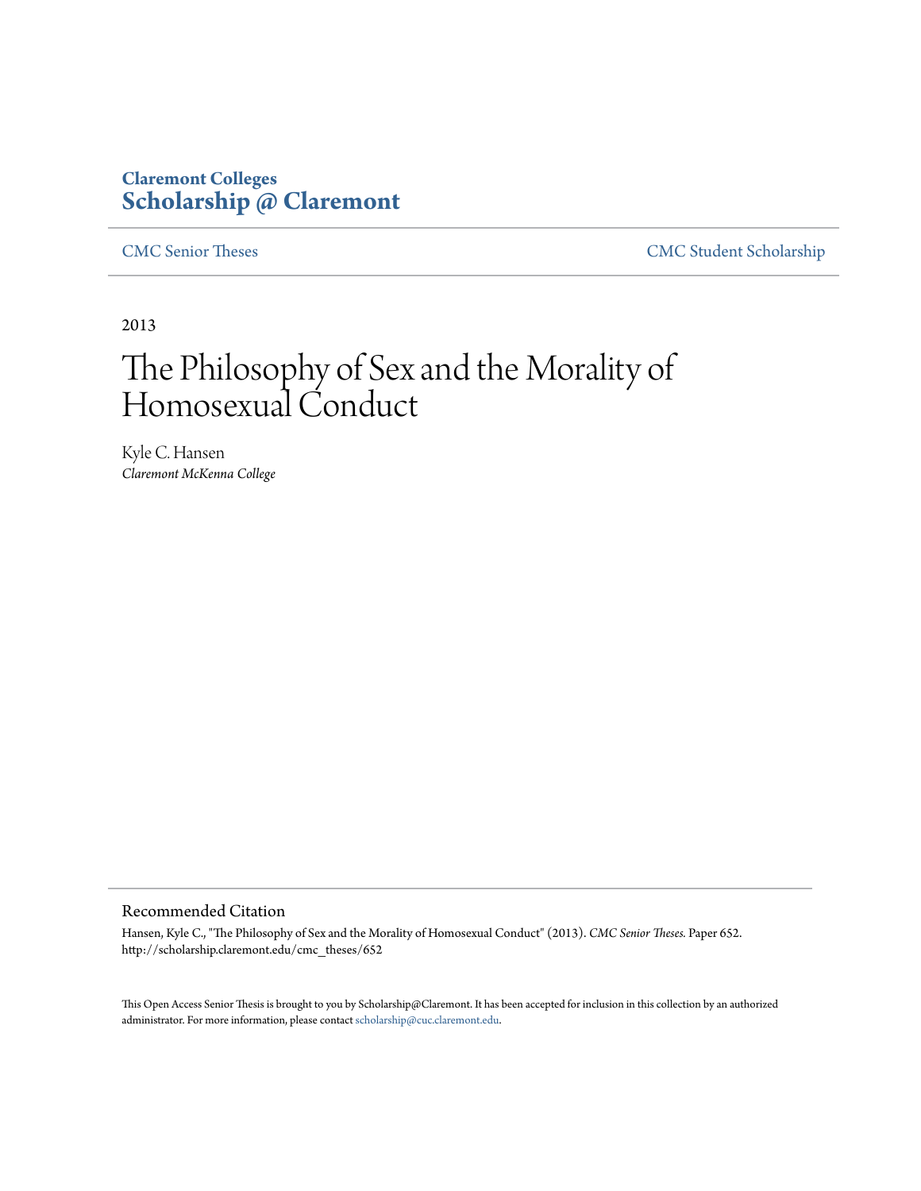**Claremont Colleges**
**Scholarship @ Claremont**

CMC Senior Theses | CMC Student Scholarship

2013

# The Philosophy of Sex and the Morality of Homosexual Conduct

Kyle C. Hansen
*Claremont McKenna College*

## Recommended Citation

Hansen, Kyle C., "The Philosophy of Sex and the Morality of Homosexual Conduct" (2013). *CMC Senior Theses.* Paper 652.
http://scholarship.claremont.edu/cmc_theses/652

This Open Access Senior Thesis is brought to you by Scholarship@Claremont. It has been accepted for inclusion in this collection by an authorized administrator. For more information, please contact scholarship@cuc.claremont.edu.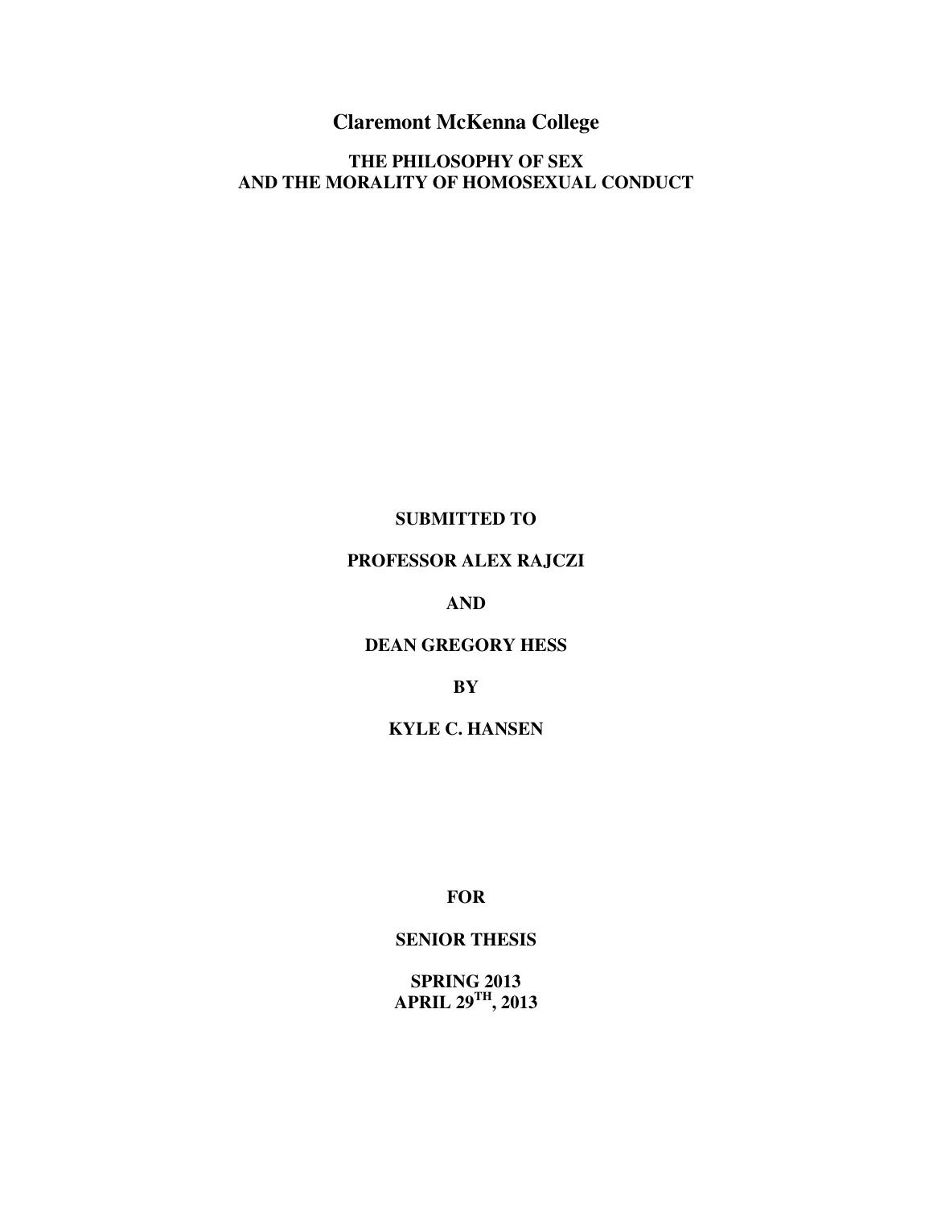# Claremont McKenna College

## THE PHILOSOPHY OF SEX
## AND THE MORALITY OF HOMOSEXUAL CONDUCT

**SUBMITTED TO**

**PROFESSOR ALEX RAJCZI**

**AND**

**DEAN GREGORY HESS**

**BY**

**KYLE C. HANSEN**

**FOR**

**SENIOR THESIS**

**SPRING 2013**
**APRIL 29TH, 2013**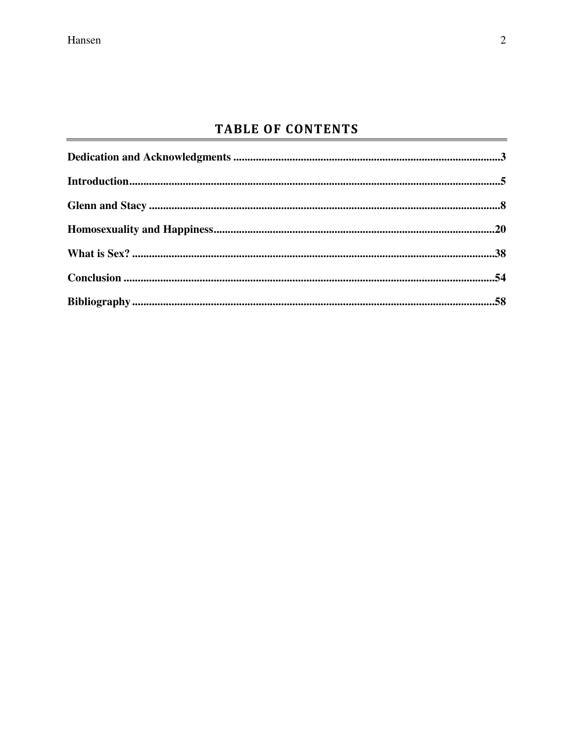## TABLE OF CONTENTS

**Dedication and Acknowledgments** ..........3

**Introduction** ..........5

**Glenn and Stacy** ..........8

**Homosexuality and Happiness** ..........20

**What is Sex?** ..........38

**Conclusion** ..........54

**Bibliography** ..........58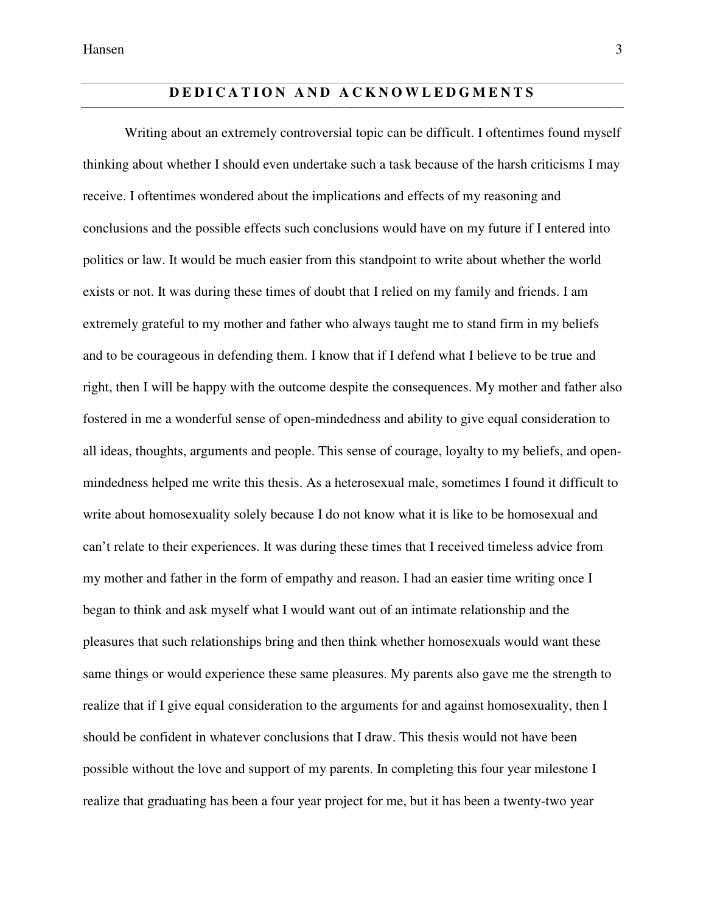## DEDICATION AND ACKNOWLEDGMENTS

Writing about an extremely controversial topic can be difficult. I oftentimes found myself thinking about whether I should even undertake such a task because of the harsh criticisms I may receive. I oftentimes wondered about the implications and effects of my reasoning and conclusions and the possible effects such conclusions would have on my future if I entered into politics or law. It would be much easier from this standpoint to write about whether the world exists or not. It was during these times of doubt that I relied on my family and friends. I am extremely grateful to my mother and father who always taught me to stand firm in my beliefs and to be courageous in defending them. I know that if I defend what I believe to be true and right, then I will be happy with the outcome despite the consequences. My mother and father also fostered in me a wonderful sense of open-mindedness and ability to give equal consideration to all ideas, thoughts, arguments and people. This sense of courage, loyalty to my beliefs, and open-mindedness helped me write this thesis. As a heterosexual male, sometimes I found it difficult to write about homosexuality solely because I do not know what it is like to be homosexual and can't relate to their experiences. It was during these times that I received timeless advice from my mother and father in the form of empathy and reason. I had an easier time writing once I began to think and ask myself what I would want out of an intimate relationship and the pleasures that such relationships bring and then think whether homosexuals would want these same things or would experience these same pleasures. My parents also gave me the strength to realize that if I give equal consideration to the arguments for and against homosexuality, then I should be confident in whatever conclusions that I draw. This thesis would not have been possible without the love and support of my parents. In completing this four year milestone I realize that graduating has been a four year project for me, but it has been a twenty-two year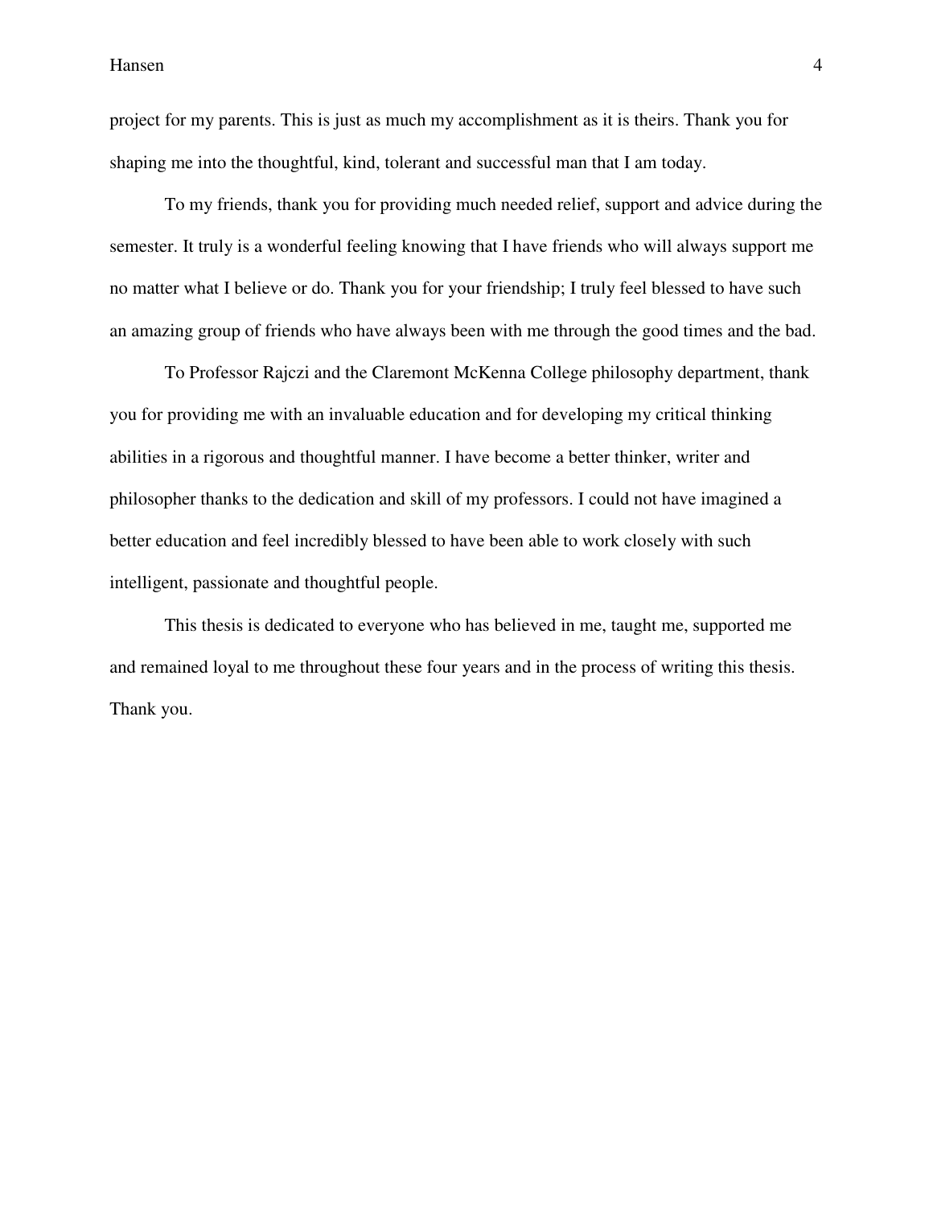project for my parents. This is just as much my accomplishment as it is theirs. Thank you for shaping me into the thoughtful, kind, tolerant and successful man that I am today.

To my friends, thank you for providing much needed relief, support and advice during the semester. It truly is a wonderful feeling knowing that I have friends who will always support me no matter what I believe or do. Thank you for your friendship; I truly feel blessed to have such an amazing group of friends who have always been with me through the good times and the bad.

To Professor Rajczi and the Claremont McKenna College philosophy department, thank you for providing me with an invaluable education and for developing my critical thinking abilities in a rigorous and thoughtful manner. I have become a better thinker, writer and philosopher thanks to the dedication and skill of my professors. I could not have imagined a better education and feel incredibly blessed to have been able to work closely with such intelligent, passionate and thoughtful people.

This thesis is dedicated to everyone who has believed in me, taught me, supported me and remained loyal to me throughout these four years and in the process of writing this thesis. Thank you.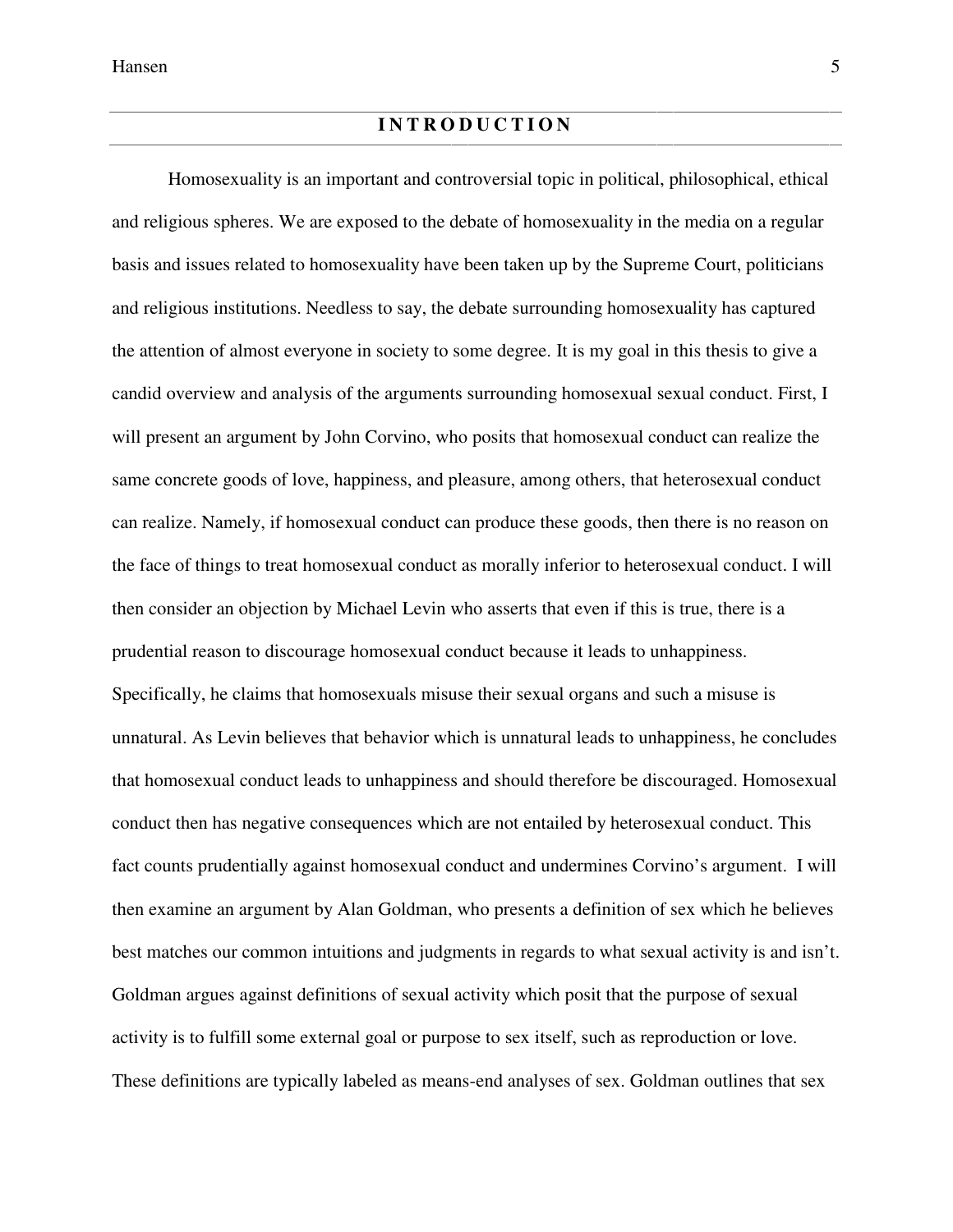# INTRODUCTION

Homosexuality is an important and controversial topic in political, philosophical, ethical and religious spheres. We are exposed to the debate of homosexuality in the media on a regular basis and issues related to homosexuality have been taken up by the Supreme Court, politicians and religious institutions. Needless to say, the debate surrounding homosexuality has captured the attention of almost everyone in society to some degree. It is my goal in this thesis to give a candid overview and analysis of the arguments surrounding homosexual sexual conduct. First, I will present an argument by John Corvino, who posits that homosexual conduct can realize the same concrete goods of love, happiness, and pleasure, among others, that heterosexual conduct can realize. Namely, if homosexual conduct can produce these goods, then there is no reason on the face of things to treat homosexual conduct as morally inferior to heterosexual conduct. I will then consider an objection by Michael Levin who asserts that even if this is true, there is a prudential reason to discourage homosexual conduct because it leads to unhappiness. Specifically, he claims that homosexuals misuse their sexual organs and such a misuse is unnatural. As Levin believes that behavior which is unnatural leads to unhappiness, he concludes that homosexual conduct leads to unhappiness and should therefore be discouraged. Homosexual conduct then has negative consequences which are not entailed by heterosexual conduct. This fact counts prudentially against homosexual conduct and undermines Corvino's argument. I will then examine an argument by Alan Goldman, who presents a definition of sex which he believes best matches our common intuitions and judgments in regards to what sexual activity is and isn't. Goldman argues against definitions of sexual activity which posit that the purpose of sexual activity is to fulfill some external goal or purpose to sex itself, such as reproduction or love. These definitions are typically labeled as means-end analyses of sex. Goldman outlines that sex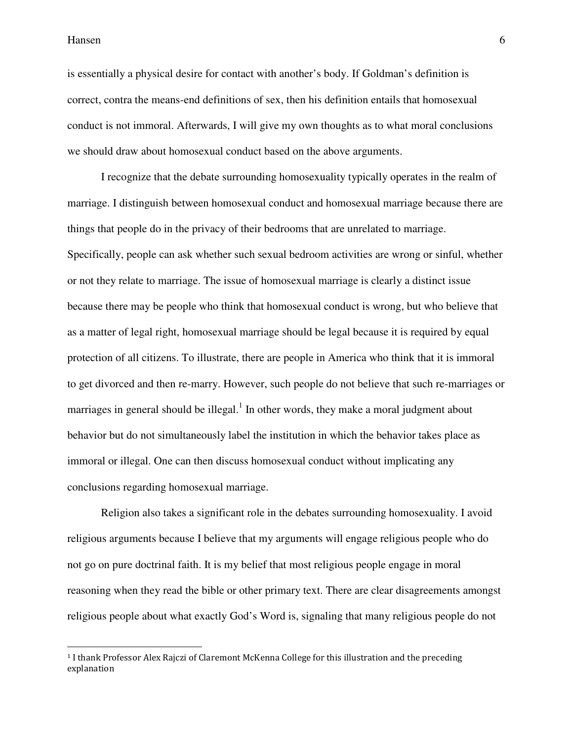is essentially a physical desire for contact with another's body. If Goldman's definition is correct, contra the means-end definitions of sex, then his definition entails that homosexual conduct is not immoral. Afterwards, I will give my own thoughts as to what moral conclusions we should draw about homosexual conduct based on the above arguments.

I recognize that the debate surrounding homosexuality typically operates in the realm of marriage. I distinguish between homosexual conduct and homosexual marriage because there are things that people do in the privacy of their bedrooms that are unrelated to marriage. Specifically, people can ask whether such sexual bedroom activities are wrong or sinful, whether or not they relate to marriage. The issue of homosexual marriage is clearly a distinct issue because there may be people who think that homosexual conduct is wrong, but who believe that as a matter of legal right, homosexual marriage should be legal because it is required by equal protection of all citizens. To illustrate, there are people in America who think that it is immoral to get divorced and then re-marry. However, such people do not believe that such re-marriages or marriages in general should be illegal.[1] In other words, they make a moral judgment about behavior but do not simultaneously label the institution in which the behavior takes place as immoral or illegal. One can then discuss homosexual conduct without implicating any conclusions regarding homosexual marriage.

Religion also takes a significant role in the debates surrounding homosexuality. I avoid religious arguments because I believe that my arguments will engage religious people who do not go on pure doctrinal faith. It is my belief that most religious people engage in moral reasoning when they read the bible or other primary text. There are clear disagreements amongst religious people about what exactly God's Word is, signaling that many religious people do not

[1] I thank Professor Alex Rajczi of Claremont McKenna College for this illustration and the preceding explanation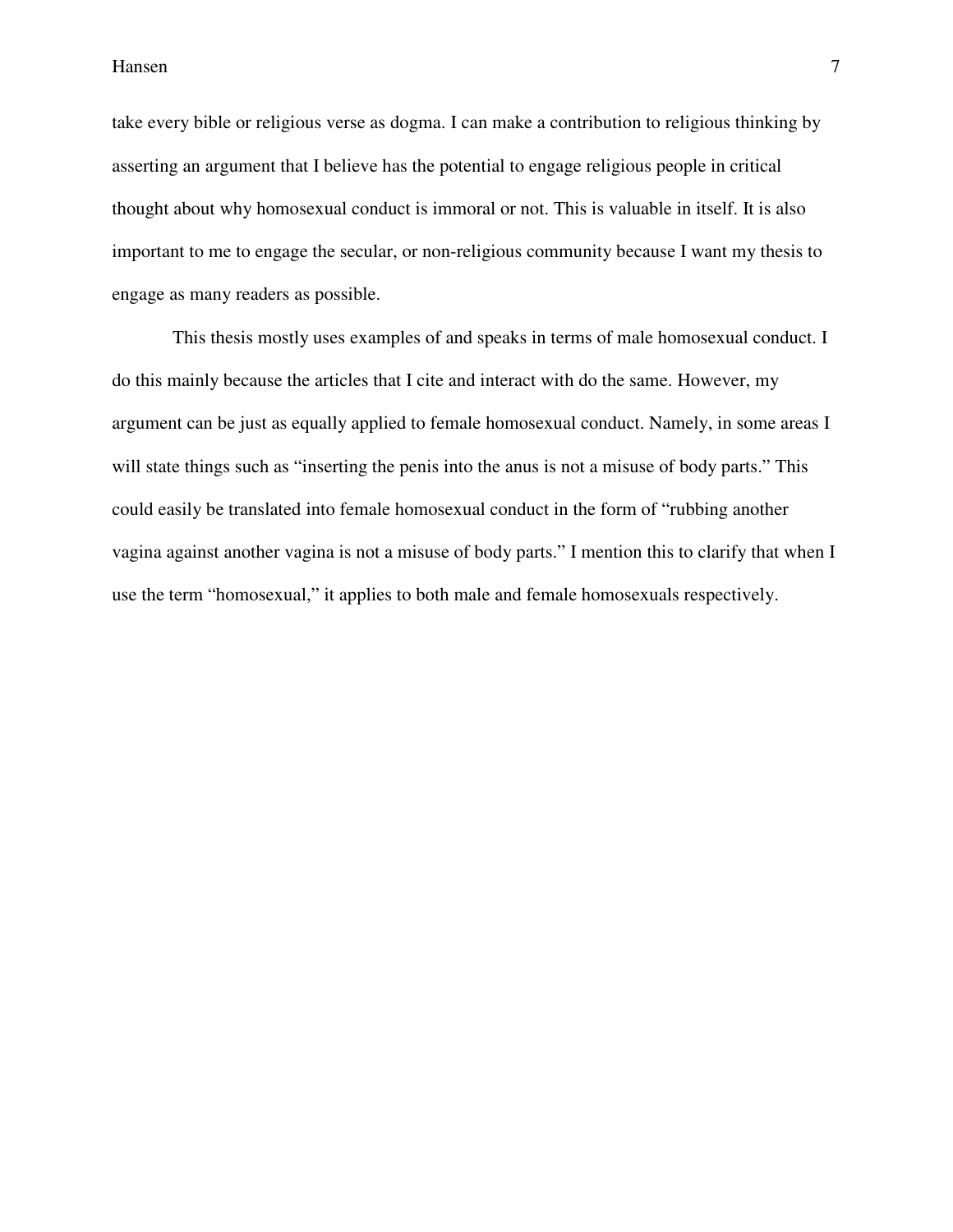take every bible or religious verse as dogma. I can make a contribution to religious thinking by asserting an argument that I believe has the potential to engage religious people in critical thought about why homosexual conduct is immoral or not. This is valuable in itself. It is also important to me to engage the secular, or non-religious community because I want my thesis to engage as many readers as possible.

This thesis mostly uses examples of and speaks in terms of male homosexual conduct. I do this mainly because the articles that I cite and interact with do the same. However, my argument can be just as equally applied to female homosexual conduct. Namely, in some areas I will state things such as "inserting the penis into the anus is not a misuse of body parts." This could easily be translated into female homosexual conduct in the form of "rubbing another vagina against another vagina is not a misuse of body parts." I mention this to clarify that when I use the term "homosexual," it applies to both male and female homosexuals respectively.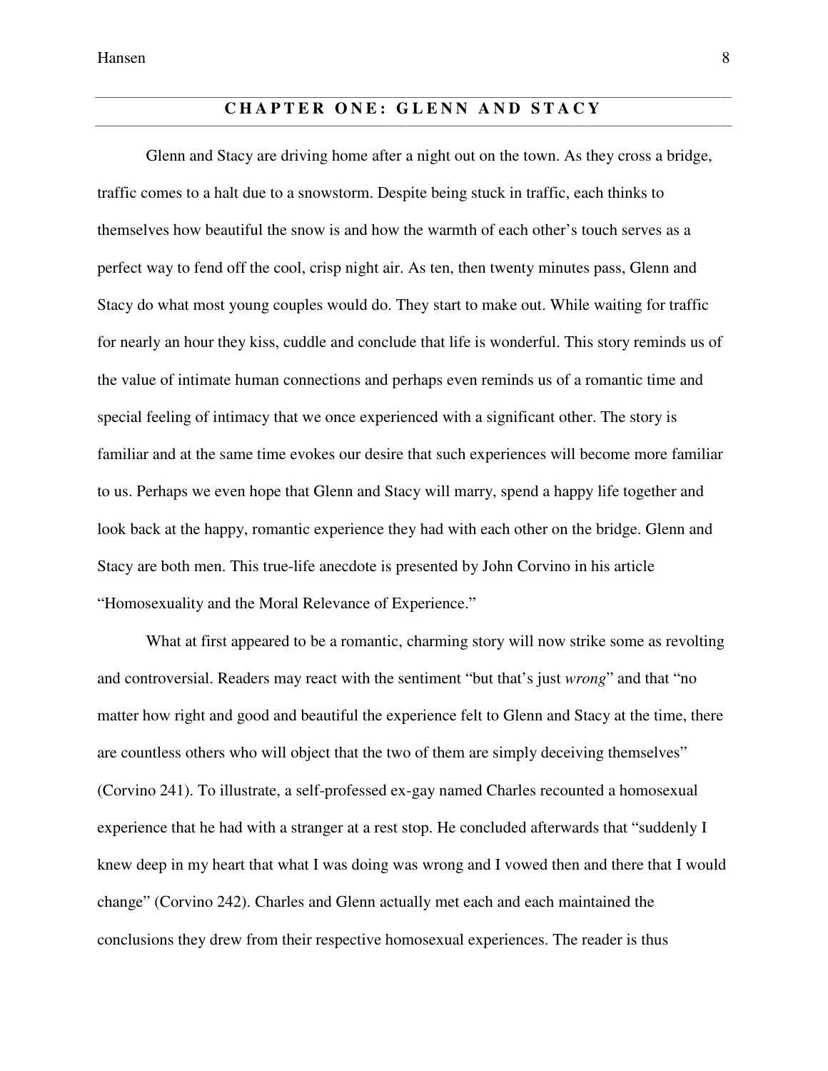## CHAPTER ONE: GLENN AND STACY

Glenn and Stacy are driving home after a night out on the town. As they cross a bridge, traffic comes to a halt due to a snowstorm. Despite being stuck in traffic, each thinks to themselves how beautiful the snow is and how the warmth of each other's touch serves as a perfect way to fend off the cool, crisp night air. As ten, then twenty minutes pass, Glenn and Stacy do what most young couples would do. They start to make out. While waiting for traffic for nearly an hour they kiss, cuddle and conclude that life is wonderful. This story reminds us of the value of intimate human connections and perhaps even reminds us of a romantic time and special feeling of intimacy that we once experienced with a significant other. The story is familiar and at the same time evokes our desire that such experiences will become more familiar to us. Perhaps we even hope that Glenn and Stacy will marry, spend a happy life together and look back at the happy, romantic experience they had with each other on the bridge. Glenn and Stacy are both men. This true-life anecdote is presented by John Corvino in his article "Homosexuality and the Moral Relevance of Experience."

What at first appeared to be a romantic, charming story will now strike some as revolting and controversial. Readers may react with the sentiment "but that's just *wrong*" and that "no matter how right and good and beautiful the experience felt to Glenn and Stacy at the time, there are countless others who will object that the two of them are simply deceiving themselves" (Corvino 241). To illustrate, a self-professed ex-gay named Charles recounted a homosexual experience that he had with a stranger at a rest stop. He concluded afterwards that "suddenly I knew deep in my heart that what I was doing was wrong and I vowed then and there that I would change" (Corvino 242). Charles and Glenn actually met each and each maintained the conclusions they drew from their respective homosexual experiences. The reader is thus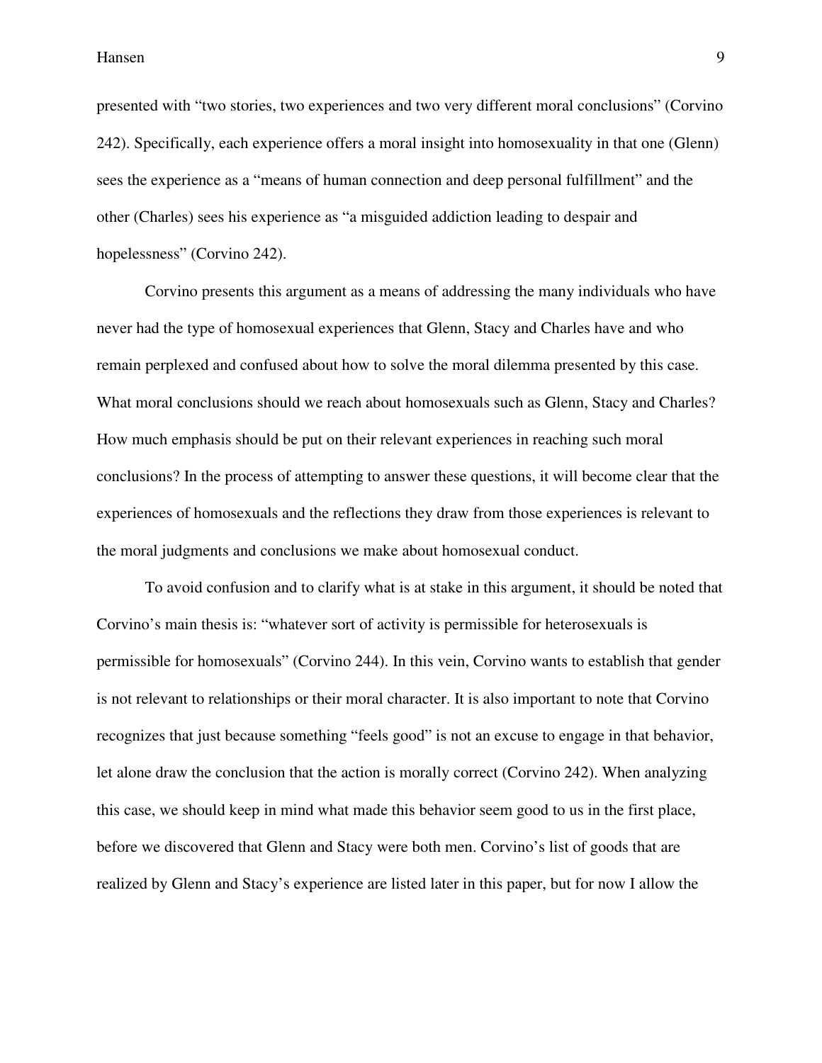presented with "two stories, two experiences and two very different moral conclusions" (Corvino 242). Specifically, each experience offers a moral insight into homosexuality in that one (Glenn) sees the experience as a "means of human connection and deep personal fulfillment" and the other (Charles) sees his experience as "a misguided addiction leading to despair and hopelessness" (Corvino 242).

Corvino presents this argument as a means of addressing the many individuals who have never had the type of homosexual experiences that Glenn, Stacy and Charles have and who remain perplexed and confused about how to solve the moral dilemma presented by this case. What moral conclusions should we reach about homosexuals such as Glenn, Stacy and Charles? How much emphasis should be put on their relevant experiences in reaching such moral conclusions? In the process of attempting to answer these questions, it will become clear that the experiences of homosexuals and the reflections they draw from those experiences is relevant to the moral judgments and conclusions we make about homosexual conduct.

To avoid confusion and to clarify what is at stake in this argument, it should be noted that Corvino's main thesis is: "whatever sort of activity is permissible for heterosexuals is permissible for homosexuals" (Corvino 244). In this vein, Corvino wants to establish that gender is not relevant to relationships or their moral character. It is also important to note that Corvino recognizes that just because something "feels good" is not an excuse to engage in that behavior, let alone draw the conclusion that the action is morally correct (Corvino 242). When analyzing this case, we should keep in mind what made this behavior seem good to us in the first place, before we discovered that Glenn and Stacy were both men. Corvino's list of goods that are realized by Glenn and Stacy's experience are listed later in this paper, but for now I allow the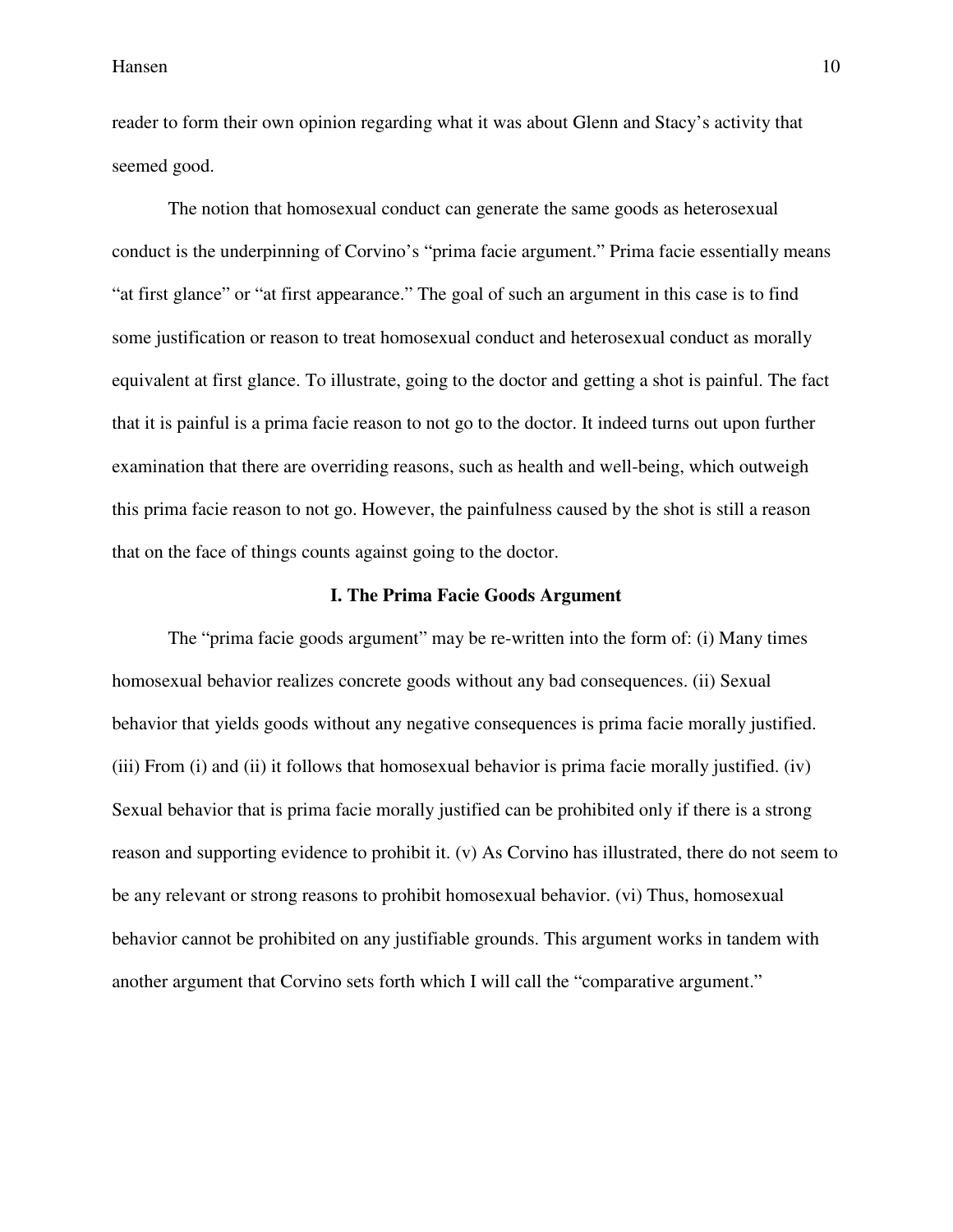reader to form their own opinion regarding what it was about Glenn and Stacy's activity that seemed good.

The notion that homosexual conduct can generate the same goods as heterosexual conduct is the underpinning of Corvino's "prima facie argument." Prima facie essentially means "at first glance" or "at first appearance." The goal of such an argument in this case is to find some justification or reason to treat homosexual conduct and heterosexual conduct as morally equivalent at first glance. To illustrate, going to the doctor and getting a shot is painful. The fact that it is painful is a prima facie reason to not go to the doctor. It indeed turns out upon further examination that there are overriding reasons, such as health and well-being, which outweigh this prima facie reason to not go. However, the painfulness caused by the shot is still a reason that on the face of things counts against going to the doctor.

## I. The Prima Facie Goods Argument

The "prima facie goods argument" may be re-written into the form of: (i) Many times homosexual behavior realizes concrete goods without any bad consequences. (ii) Sexual behavior that yields goods without any negative consequences is prima facie morally justified. (iii) From (i) and (ii) it follows that homosexual behavior is prima facie morally justified. (iv) Sexual behavior that is prima facie morally justified can be prohibited only if there is a strong reason and supporting evidence to prohibit it. (v) As Corvino has illustrated, there do not seem to be any relevant or strong reasons to prohibit homosexual behavior. (vi) Thus, homosexual behavior cannot be prohibited on any justifiable grounds. This argument works in tandem with another argument that Corvino sets forth which I will call the "comparative argument."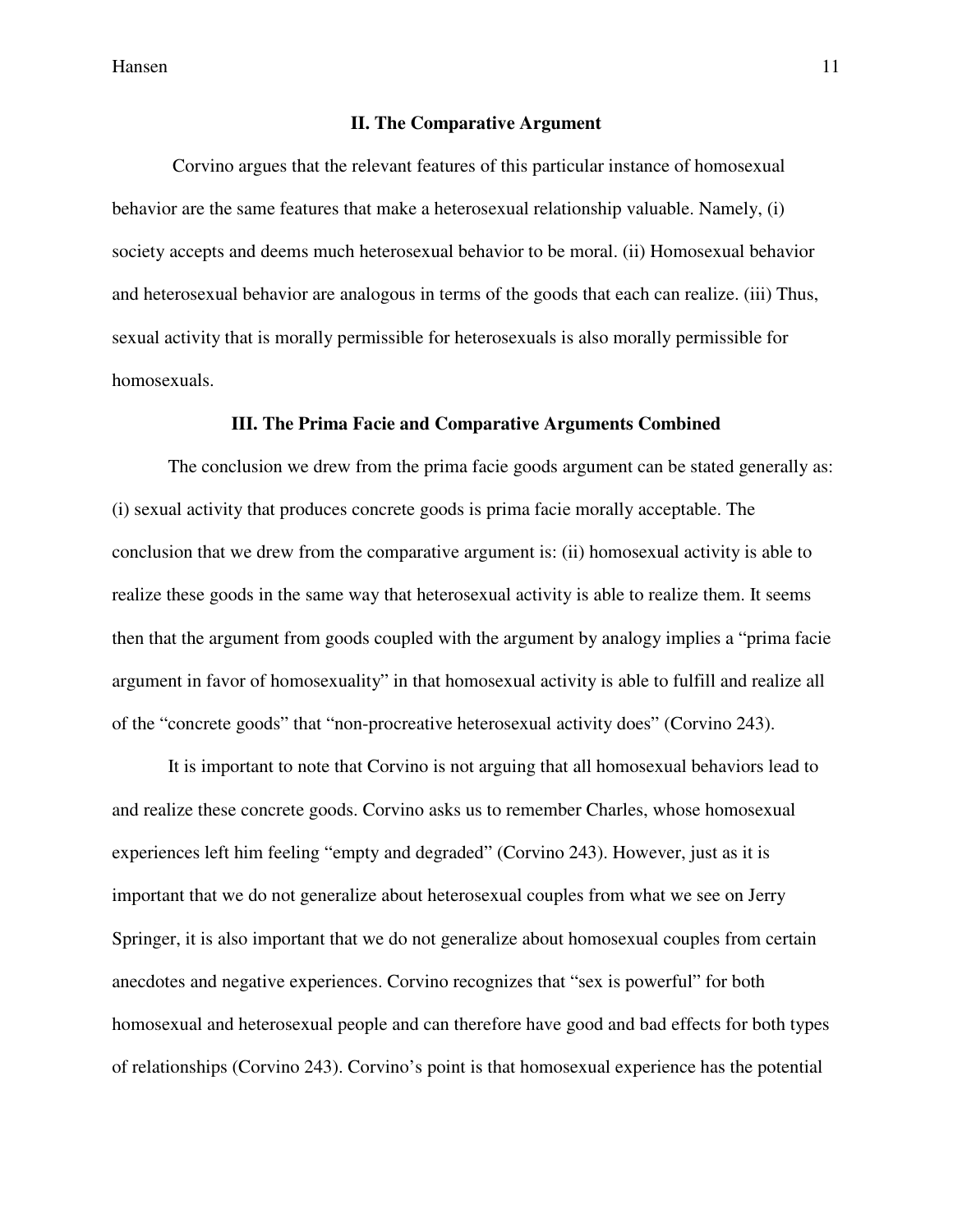### II. The Comparative Argument

Corvino argues that the relevant features of this particular instance of homosexual behavior are the same features that make a heterosexual relationship valuable. Namely, (i) society accepts and deems much heterosexual behavior to be moral. (ii) Homosexual behavior and heterosexual behavior are analogous in terms of the goods that each can realize. (iii) Thus, sexual activity that is morally permissible for heterosexuals is also morally permissible for homosexuals.

### III. The Prima Facie and Comparative Arguments Combined

The conclusion we drew from the prima facie goods argument can be stated generally as: (i) sexual activity that produces concrete goods is prima facie morally acceptable. The conclusion that we drew from the comparative argument is: (ii) homosexual activity is able to realize these goods in the same way that heterosexual activity is able to realize them. It seems then that the argument from goods coupled with the argument by analogy implies a "prima facie argument in favor of homosexuality" in that homosexual activity is able to fulfill and realize all of the "concrete goods" that "non-procreative heterosexual activity does" (Corvino 243).

It is important to note that Corvino is not arguing that all homosexual behaviors lead to and realize these concrete goods. Corvino asks us to remember Charles, whose homosexual experiences left him feeling "empty and degraded" (Corvino 243). However, just as it is important that we do not generalize about heterosexual couples from what we see on Jerry Springer, it is also important that we do not generalize about homosexual couples from certain anecdotes and negative experiences. Corvino recognizes that "sex is powerful" for both homosexual and heterosexual people and can therefore have good and bad effects for both types of relationships (Corvino 243). Corvino's point is that homosexual experience has the potential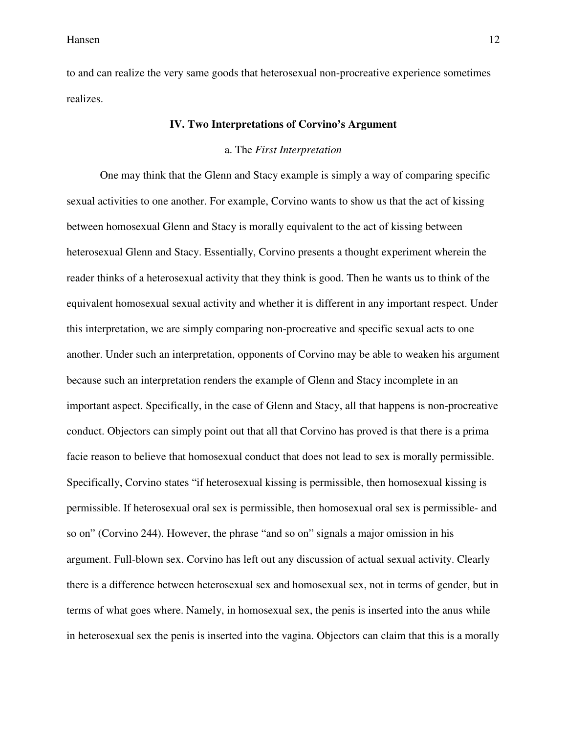to and can realize the very same goods that heterosexual non-procreative experience sometimes realizes.

## IV. Two Interpretations of Corvino's Argument

### a. The *First Interpretation*

One may think that the Glenn and Stacy example is simply a way of comparing specific sexual activities to one another. For example, Corvino wants to show us that the act of kissing between homosexual Glenn and Stacy is morally equivalent to the act of kissing between heterosexual Glenn and Stacy. Essentially, Corvino presents a thought experiment wherein the reader thinks of a heterosexual activity that they think is good. Then he wants us to think of the equivalent homosexual sexual activity and whether it is different in any important respect. Under this interpretation, we are simply comparing non-procreative and specific sexual acts to one another. Under such an interpretation, opponents of Corvino may be able to weaken his argument because such an interpretation renders the example of Glenn and Stacy incomplete in an important aspect. Specifically, in the case of Glenn and Stacy, all that happens is non-procreative conduct. Objectors can simply point out that all that Corvino has proved is that there is a prima facie reason to believe that homosexual conduct that does not lead to sex is morally permissible. Specifically, Corvino states "if heterosexual kissing is permissible, then homosexual kissing is permissible. If heterosexual oral sex is permissible, then homosexual oral sex is permissible- and so on" (Corvino 244). However, the phrase "and so on" signals a major omission in his argument. Full-blown sex. Corvino has left out any discussion of actual sexual activity. Clearly there is a difference between heterosexual sex and homosexual sex, not in terms of gender, but in terms of what goes where. Namely, in homosexual sex, the penis is inserted into the anus while in heterosexual sex the penis is inserted into the vagina. Objectors can claim that this is a morally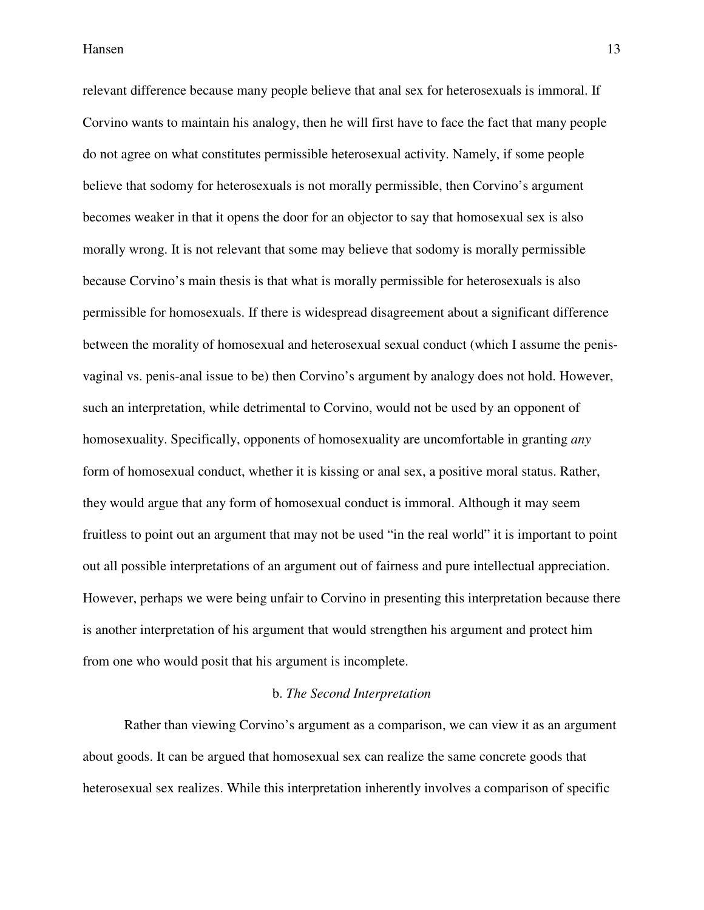relevant difference because many people believe that anal sex for heterosexuals is immoral. If Corvino wants to maintain his analogy, then he will first have to face the fact that many people do not agree on what constitutes permissible heterosexual activity. Namely, if some people believe that sodomy for heterosexuals is not morally permissible, then Corvino's argument becomes weaker in that it opens the door for an objector to say that homosexual sex is also morally wrong. It is not relevant that some may believe that sodomy is morally permissible because Corvino's main thesis is that what is morally permissible for heterosexuals is also permissible for homosexuals. If there is widespread disagreement about a significant difference between the morality of homosexual and heterosexual sexual conduct (which I assume the penis-vaginal vs. penis-anal issue to be) then Corvino's argument by analogy does not hold. However, such an interpretation, while detrimental to Corvino, would not be used by an opponent of homosexuality. Specifically, opponents of homosexuality are uncomfortable in granting *any* form of homosexual conduct, whether it is kissing or anal sex, a positive moral status. Rather, they would argue that any form of homosexual conduct is immoral. Although it may seem fruitless to point out an argument that may not be used "in the real world" it is important to point out all possible interpretations of an argument out of fairness and pure intellectual appreciation. However, perhaps we were being unfair to Corvino in presenting this interpretation because there is another interpretation of his argument that would strengthen his argument and protect him from one who would posit that his argument is incomplete.

### b. *The Second Interpretation*

Rather than viewing Corvino's argument as a comparison, we can view it as an argument about goods. It can be argued that homosexual sex can realize the same concrete goods that heterosexual sex realizes. While this interpretation inherently involves a comparison of specific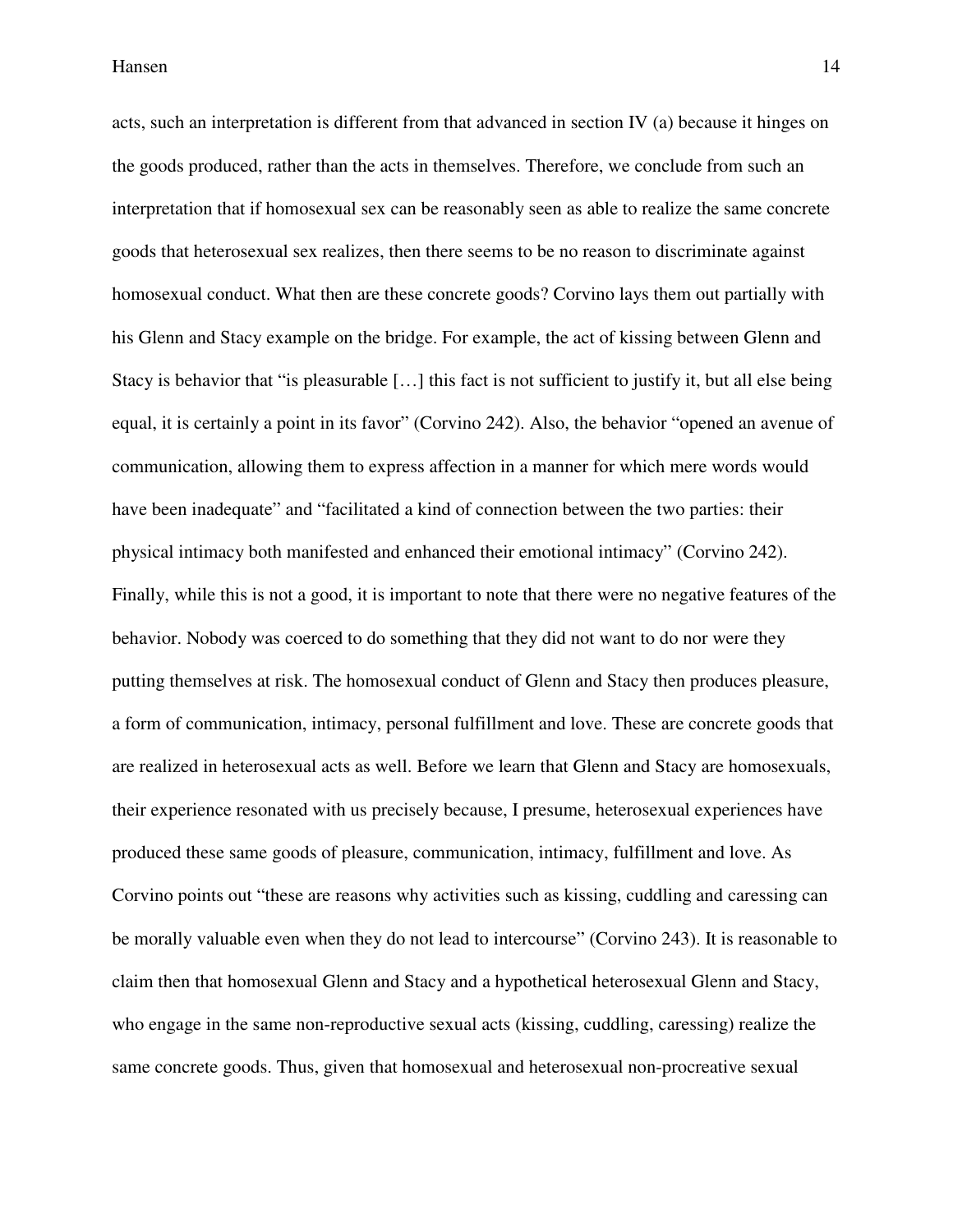acts, such an interpretation is different from that advanced in section IV (a) because it hinges on the goods produced, rather than the acts in themselves. Therefore, we conclude from such an interpretation that if homosexual sex can be reasonably seen as able to realize the same concrete goods that heterosexual sex realizes, then there seems to be no reason to discriminate against homosexual conduct. What then are these concrete goods? Corvino lays them out partially with his Glenn and Stacy example on the bridge. For example, the act of kissing between Glenn and Stacy is behavior that "is pleasurable […] this fact is not sufficient to justify it, but all else being equal, it is certainly a point in its favor" (Corvino 242). Also, the behavior "opened an avenue of communication, allowing them to express affection in a manner for which mere words would have been inadequate" and "facilitated a kind of connection between the two parties: their physical intimacy both manifested and enhanced their emotional intimacy" (Corvino 242). Finally, while this is not a good, it is important to note that there were no negative features of the behavior. Nobody was coerced to do something that they did not want to do nor were they putting themselves at risk. The homosexual conduct of Glenn and Stacy then produces pleasure, a form of communication, intimacy, personal fulfillment and love. These are concrete goods that are realized in heterosexual acts as well. Before we learn that Glenn and Stacy are homosexuals, their experience resonated with us precisely because, I presume, heterosexual experiences have produced these same goods of pleasure, communication, intimacy, fulfillment and love. As Corvino points out "these are reasons why activities such as kissing, cuddling and caressing can be morally valuable even when they do not lead to intercourse" (Corvino 243). It is reasonable to claim then that homosexual Glenn and Stacy and a hypothetical heterosexual Glenn and Stacy, who engage in the same non-reproductive sexual acts (kissing, cuddling, caressing) realize the same concrete goods. Thus, given that homosexual and heterosexual non-procreative sexual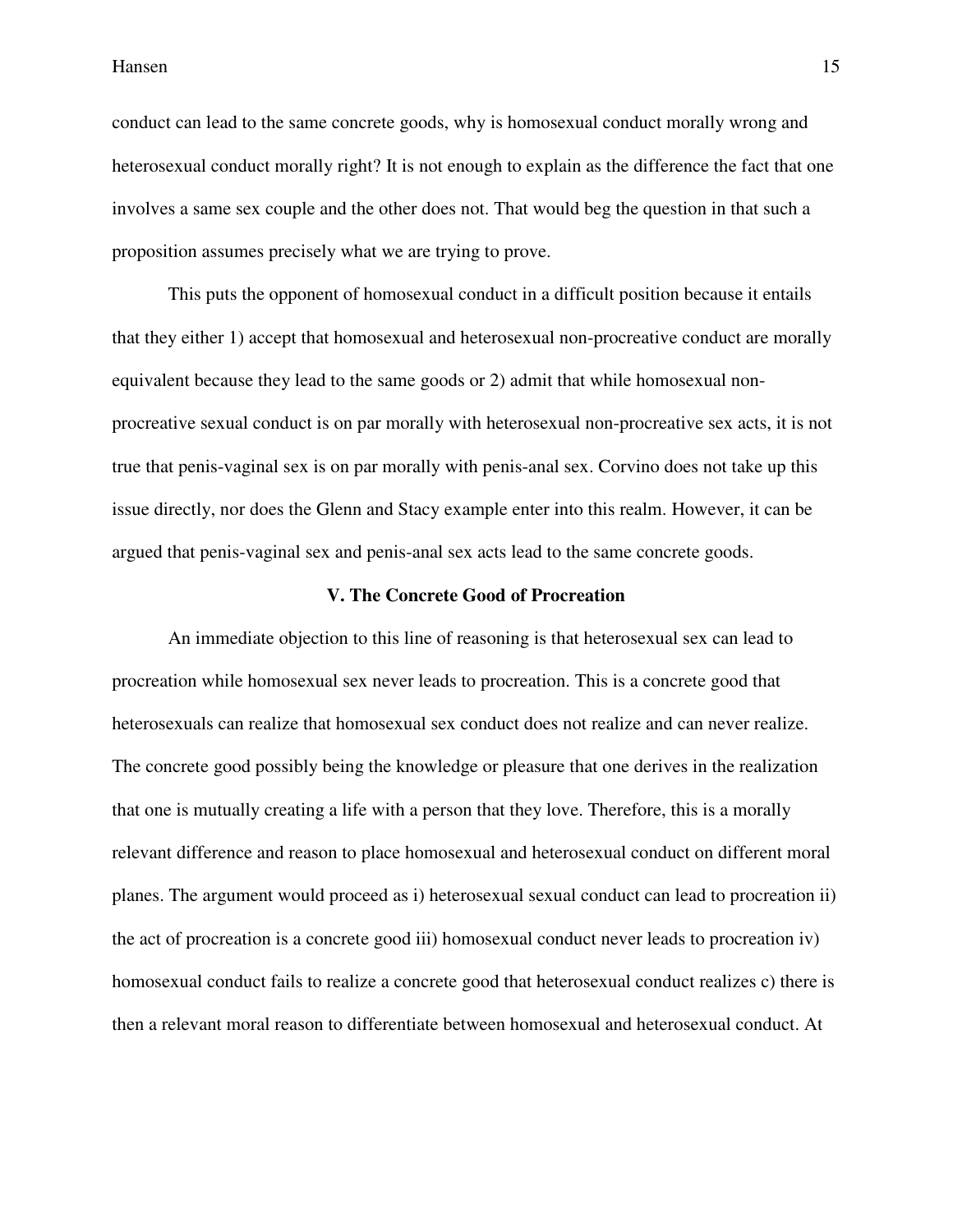conduct can lead to the same concrete goods, why is homosexual conduct morally wrong and heterosexual conduct morally right? It is not enough to explain as the difference the fact that one involves a same sex couple and the other does not. That would beg the question in that such a proposition assumes precisely what we are trying to prove.

This puts the opponent of homosexual conduct in a difficult position because it entails that they either 1) accept that homosexual and heterosexual non-procreative conduct are morally equivalent because they lead to the same goods or 2) admit that while homosexual non-procreative sexual conduct is on par morally with heterosexual non-procreative sex acts, it is not true that penis-vaginal sex is on par morally with penis-anal sex. Corvino does not take up this issue directly, nor does the Glenn and Stacy example enter into this realm. However, it can be argued that penis-vaginal sex and penis-anal sex acts lead to the same concrete goods.

### V. The Concrete Good of Procreation

An immediate objection to this line of reasoning is that heterosexual sex can lead to procreation while homosexual sex never leads to procreation. This is a concrete good that heterosexuals can realize that homosexual sex conduct does not realize and can never realize. The concrete good possibly being the knowledge or pleasure that one derives in the realization that one is mutually creating a life with a person that they love. Therefore, this is a morally relevant difference and reason to place homosexual and heterosexual conduct on different moral planes. The argument would proceed as i) heterosexual sexual conduct can lead to procreation ii) the act of procreation is a concrete good iii) homosexual conduct never leads to procreation iv) homosexual conduct fails to realize a concrete good that heterosexual conduct realizes c) there is then a relevant moral reason to differentiate between homosexual and heterosexual conduct. At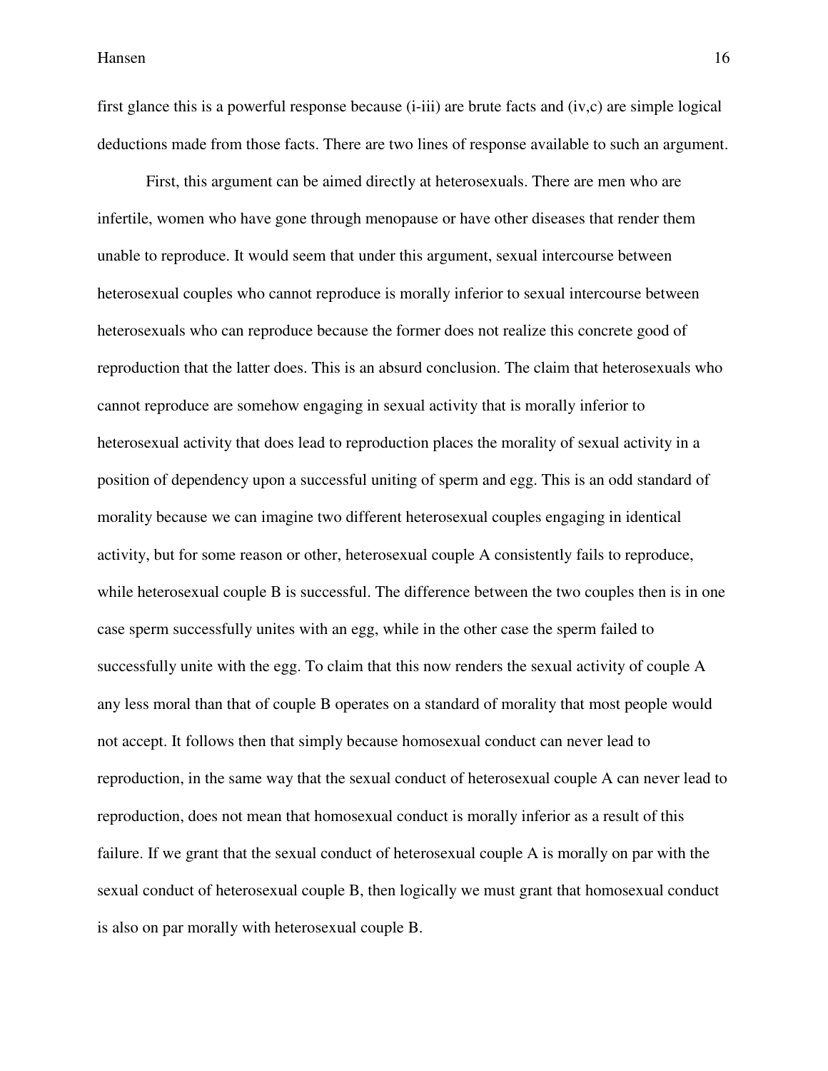first glance this is a powerful response because (i-iii) are brute facts and (iv,c) are simple logical deductions made from those facts. There are two lines of response available to such an argument.

First, this argument can be aimed directly at heterosexuals. There are men who are infertile, women who have gone through menopause or have other diseases that render them unable to reproduce. It would seem that under this argument, sexual intercourse between heterosexual couples who cannot reproduce is morally inferior to sexual intercourse between heterosexuals who can reproduce because the former does not realize this concrete good of reproduction that the latter does. This is an absurd conclusion. The claim that heterosexuals who cannot reproduce are somehow engaging in sexual activity that is morally inferior to heterosexual activity that does lead to reproduction places the morality of sexual activity in a position of dependency upon a successful uniting of sperm and egg. This is an odd standard of morality because we can imagine two different heterosexual couples engaging in identical activity, but for some reason or other, heterosexual couple A consistently fails to reproduce, while heterosexual couple B is successful. The difference between the two couples then is in one case sperm successfully unites with an egg, while in the other case the sperm failed to successfully unite with the egg. To claim that this now renders the sexual activity of couple A any less moral than that of couple B operates on a standard of morality that most people would not accept. It follows then that simply because homosexual conduct can never lead to reproduction, in the same way that the sexual conduct of heterosexual couple A can never lead to reproduction, does not mean that homosexual conduct is morally inferior as a result of this failure. If we grant that the sexual conduct of heterosexual couple A is morally on par with the sexual conduct of heterosexual couple B, then logically we must grant that homosexual conduct is also on par morally with heterosexual couple B.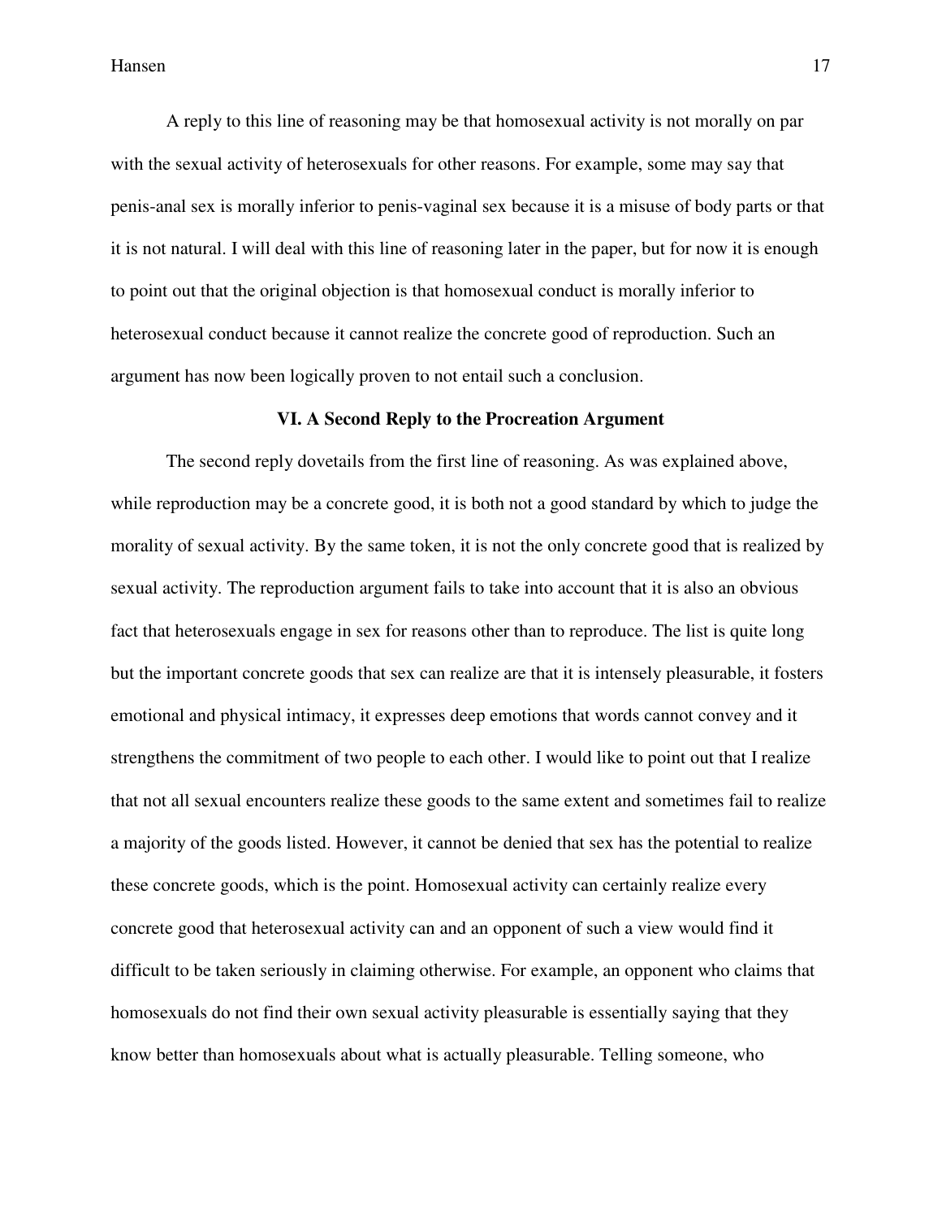A reply to this line of reasoning may be that homosexual activity is not morally on par with the sexual activity of heterosexuals for other reasons. For example, some may say that penis-anal sex is morally inferior to penis-vaginal sex because it is a misuse of body parts or that it is not natural. I will deal with this line of reasoning later in the paper, but for now it is enough to point out that the original objection is that homosexual conduct is morally inferior to heterosexual conduct because it cannot realize the concrete good of reproduction. Such an argument has now been logically proven to not entail such a conclusion.

## VI. A Second Reply to the Procreation Argument

The second reply dovetails from the first line of reasoning. As was explained above, while reproduction may be a concrete good, it is both not a good standard by which to judge the morality of sexual activity. By the same token, it is not the only concrete good that is realized by sexual activity. The reproduction argument fails to take into account that it is also an obvious fact that heterosexuals engage in sex for reasons other than to reproduce. The list is quite long but the important concrete goods that sex can realize are that it is intensely pleasurable, it fosters emotional and physical intimacy, it expresses deep emotions that words cannot convey and it strengthens the commitment of two people to each other. I would like to point out that I realize that not all sexual encounters realize these goods to the same extent and sometimes fail to realize a majority of the goods listed. However, it cannot be denied that sex has the potential to realize these concrete goods, which is the point. Homosexual activity can certainly realize every concrete good that heterosexual activity can and an opponent of such a view would find it difficult to be taken seriously in claiming otherwise. For example, an opponent who claims that homosexuals do not find their own sexual activity pleasurable is essentially saying that they know better than homosexuals about what is actually pleasurable. Telling someone, who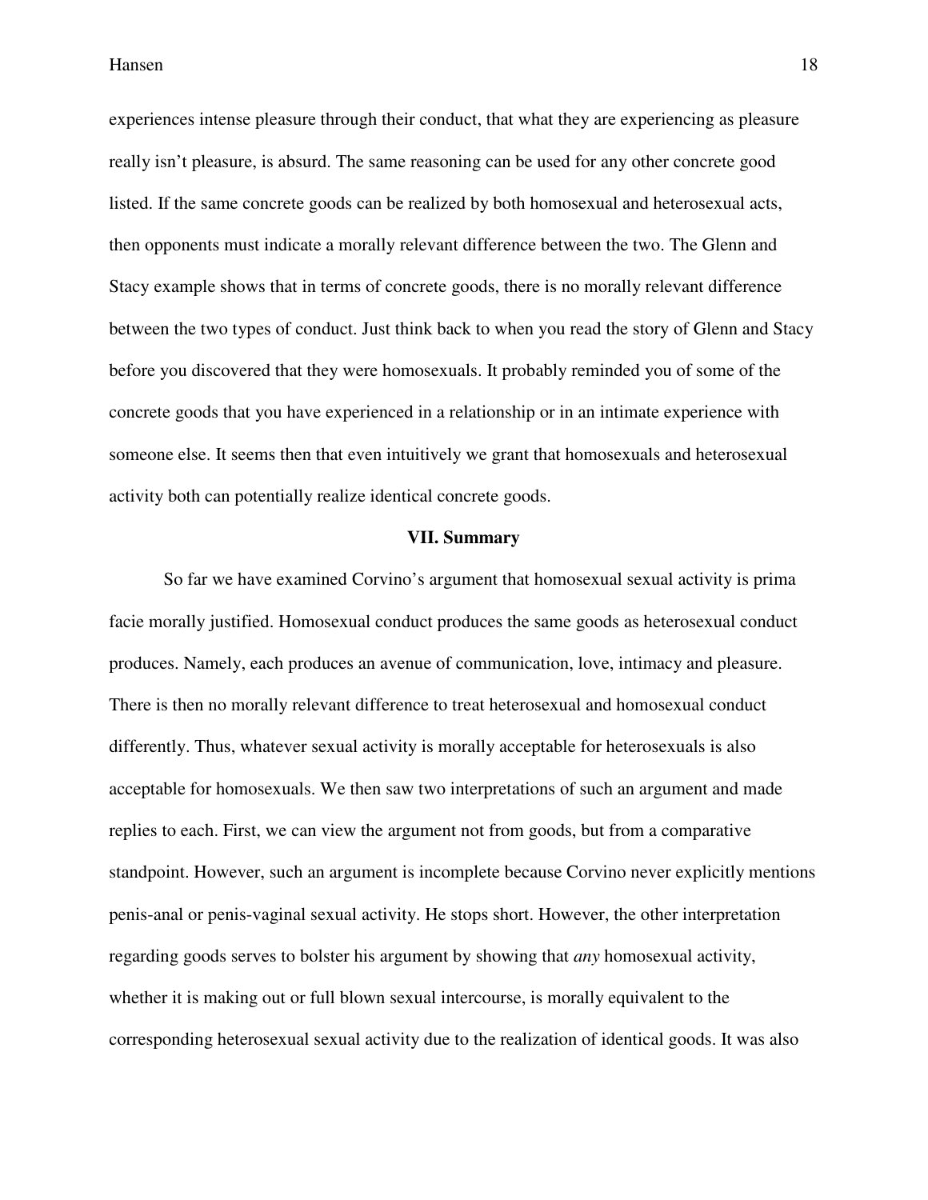experiences intense pleasure through their conduct, that what they are experiencing as pleasure really isn't pleasure, is absurd. The same reasoning can be used for any other concrete good listed. If the same concrete goods can be realized by both homosexual and heterosexual acts, then opponents must indicate a morally relevant difference between the two. The Glenn and Stacy example shows that in terms of concrete goods, there is no morally relevant difference between the two types of conduct. Just think back to when you read the story of Glenn and Stacy before you discovered that they were homosexuals. It probably reminded you of some of the concrete goods that you have experienced in a relationship or in an intimate experience with someone else. It seems then that even intuitively we grant that homosexuals and heterosexual activity both can potentially realize identical concrete goods.

## VII. Summary

So far we have examined Corvino's argument that homosexual sexual activity is prima facie morally justified. Homosexual conduct produces the same goods as heterosexual conduct produces. Namely, each produces an avenue of communication, love, intimacy and pleasure. There is then no morally relevant difference to treat heterosexual and homosexual conduct differently. Thus, whatever sexual activity is morally acceptable for heterosexuals is also acceptable for homosexuals. We then saw two interpretations of such an argument and made replies to each. First, we can view the argument not from goods, but from a comparative standpoint. However, such an argument is incomplete because Corvino never explicitly mentions penis-anal or penis-vaginal sexual activity. He stops short. However, the other interpretation regarding goods serves to bolster his argument by showing that *any* homosexual activity, whether it is making out or full blown sexual intercourse, is morally equivalent to the corresponding heterosexual sexual activity due to the realization of identical goods. It was also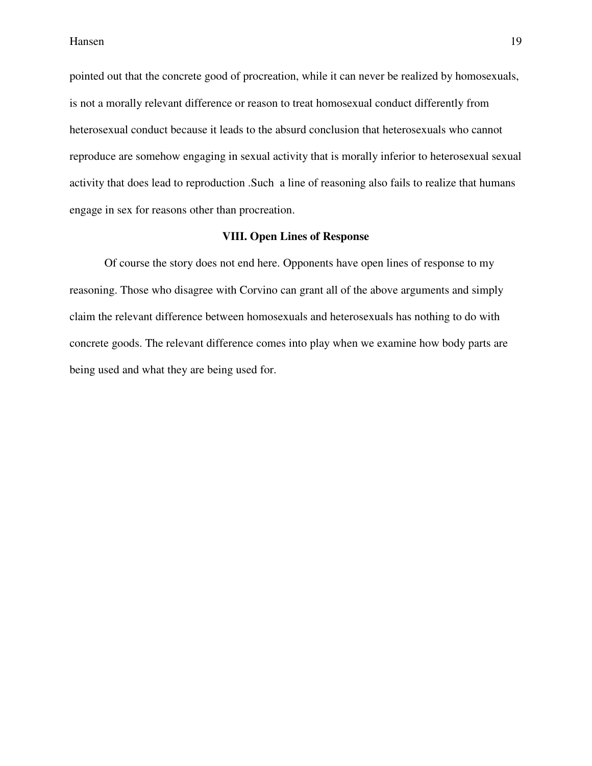pointed out that the concrete good of procreation, while it can never be realized by homosexuals, is not a morally relevant difference or reason to treat homosexual conduct differently from heterosexual conduct because it leads to the absurd conclusion that heterosexuals who cannot reproduce are somehow engaging in sexual activity that is morally inferior to heterosexual sexual activity that does lead to reproduction .Such a line of reasoning also fails to realize that humans engage in sex for reasons other than procreation.

## VIII. Open Lines of Response

Of course the story does not end here. Opponents have open lines of response to my reasoning. Those who disagree with Corvino can grant all of the above arguments and simply claim the relevant difference between homosexuals and heterosexuals has nothing to do with concrete goods. The relevant difference comes into play when we examine how body parts are being used and what they are being used for.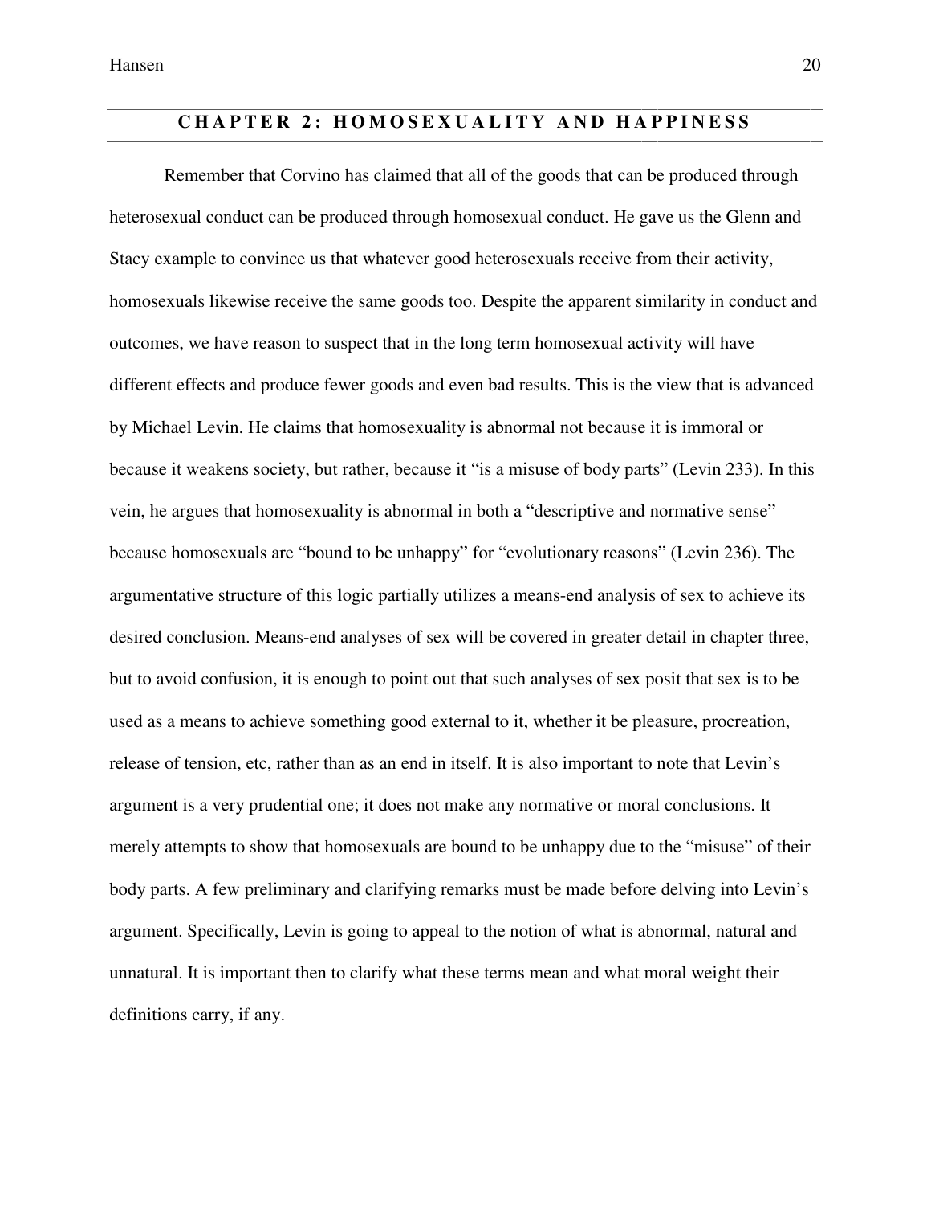## CHAPTER 2: HOMOSEXUALITY AND HAPPINESS

Remember that Corvino has claimed that all of the goods that can be produced through heterosexual conduct can be produced through homosexual conduct. He gave us the Glenn and Stacy example to convince us that whatever good heterosexuals receive from their activity, homosexuals likewise receive the same goods too. Despite the apparent similarity in conduct and outcomes, we have reason to suspect that in the long term homosexual activity will have different effects and produce fewer goods and even bad results. This is the view that is advanced by Michael Levin. He claims that homosexuality is abnormal not because it is immoral or because it weakens society, but rather, because it "is a misuse of body parts" (Levin 233). In this vein, he argues that homosexuality is abnormal in both a "descriptive and normative sense" because homosexuals are "bound to be unhappy" for "evolutionary reasons" (Levin 236). The argumentative structure of this logic partially utilizes a means-end analysis of sex to achieve its desired conclusion. Means-end analyses of sex will be covered in greater detail in chapter three, but to avoid confusion, it is enough to point out that such analyses of sex posit that sex is to be used as a means to achieve something good external to it, whether it be pleasure, procreation, release of tension, etc, rather than as an end in itself. It is also important to note that Levin's argument is a very prudential one; it does not make any normative or moral conclusions. It merely attempts to show that homosexuals are bound to be unhappy due to the "misuse" of their body parts. A few preliminary and clarifying remarks must be made before delving into Levin's argument. Specifically, Levin is going to appeal to the notion of what is abnormal, natural and unnatural. It is important then to clarify what these terms mean and what moral weight their definitions carry, if any.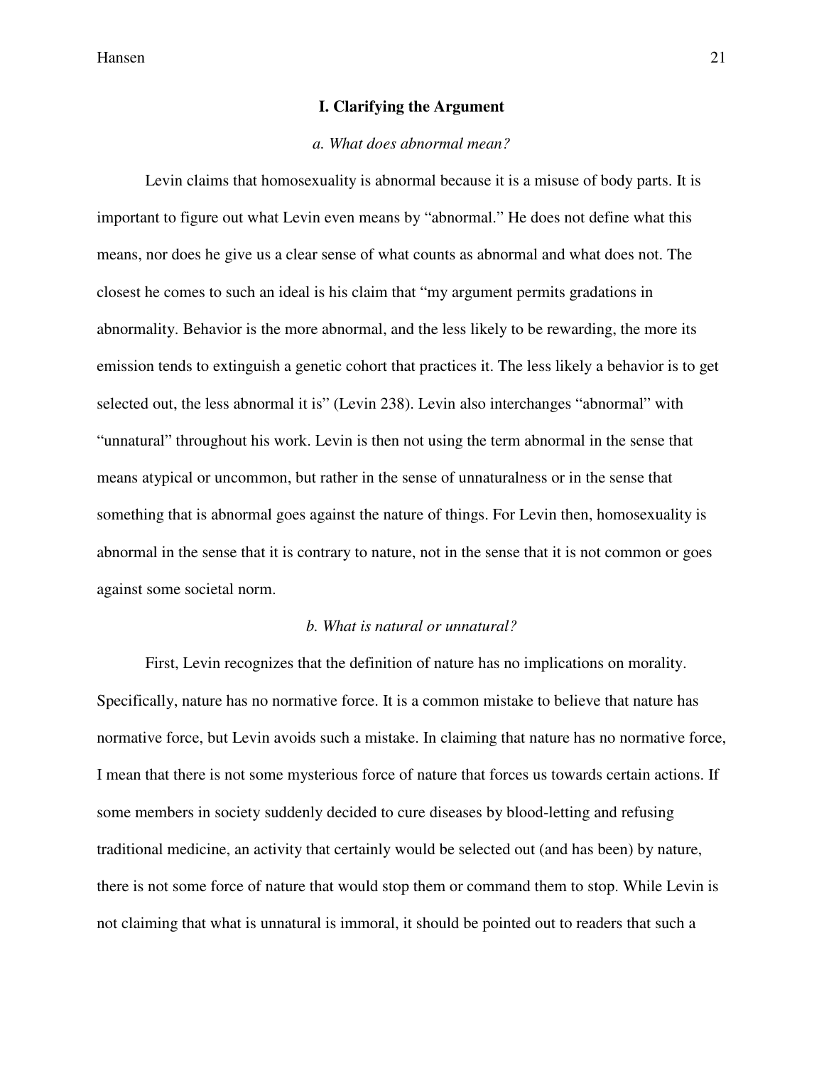## I. Clarifying the Argument

### *a. What does abnormal mean?*

Levin claims that homosexuality is abnormal because it is a misuse of body parts. It is important to figure out what Levin even means by “abnormal.” He does not define what this means, nor does he give us a clear sense of what counts as abnormal and what does not. The closest he comes to such an ideal is his claim that “my argument permits gradations in abnormality. Behavior is the more abnormal, and the less likely to be rewarding, the more its emission tends to extinguish a genetic cohort that practices it. The less likely a behavior is to get selected out, the less abnormal it is” (Levin 238). Levin also interchanges “abnormal” with “unnatural” throughout his work. Levin is then not using the term abnormal in the sense that means atypical or uncommon, but rather in the sense of unnaturalness or in the sense that something that is abnormal goes against the nature of things. For Levin then, homosexuality is abnormal in the sense that it is contrary to nature, not in the sense that it is not common or goes against some societal norm.

### *b. What is natural or unnatural?*

First, Levin recognizes that the definition of nature has no implications on morality. Specifically, nature has no normative force. It is a common mistake to believe that nature has normative force, but Levin avoids such a mistake. In claiming that nature has no normative force, I mean that there is not some mysterious force of nature that forces us towards certain actions. If some members in society suddenly decided to cure diseases by blood-letting and refusing traditional medicine, an activity that certainly would be selected out (and has been) by nature, there is not some force of nature that would stop them or command them to stop. While Levin is not claiming that what is unnatural is immoral, it should be pointed out to readers that such a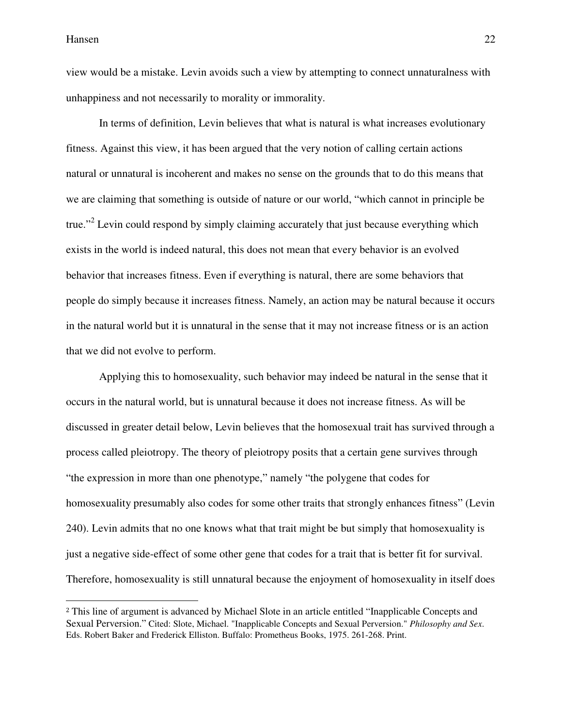view would be a mistake. Levin avoids such a view by attempting to connect unnaturalness with unhappiness and not necessarily to morality or immorality.

In terms of definition, Levin believes that what is natural is what increases evolutionary fitness. Against this view, it has been argued that the very notion of calling certain actions natural or unnatural is incoherent and makes no sense on the grounds that to do this means that we are claiming that something is outside of nature or our world, "which cannot in principle be true."[2] Levin could respond by simply claiming accurately that just because everything which exists in the world is indeed natural, this does not mean that every behavior is an evolved behavior that increases fitness. Even if everything is natural, there are some behaviors that people do simply because it increases fitness. Namely, an action may be natural because it occurs in the natural world but it is unnatural in the sense that it may not increase fitness or is an action that we did not evolve to perform.

Applying this to homosexuality, such behavior may indeed be natural in the sense that it occurs in the natural world, but is unnatural because it does not increase fitness. As will be discussed in greater detail below, Levin believes that the homosexual trait has survived through a process called pleiotropy. The theory of pleiotropy posits that a certain gene survives through "the expression in more than one phenotype," namely "the polygene that codes for homosexuality presumably also codes for some other traits that strongly enhances fitness" (Levin 240). Levin admits that no one knows what that trait might be but simply that homosexuality is just a negative side-effect of some other gene that codes for a trait that is better fit for survival. Therefore, homosexuality is still unnatural because the enjoyment of homosexuality in itself does

---

[2] This line of argument is advanced by Michael Slote in an article entitled "Inapplicable Concepts and Sexual Perversion." Cited: Slote, Michael. "Inapplicable Concepts and Sexual Perversion." *Philosophy and Sex*. Eds. Robert Baker and Frederick Elliston. Buffalo: Prometheus Books, 1975. 261-268. Print.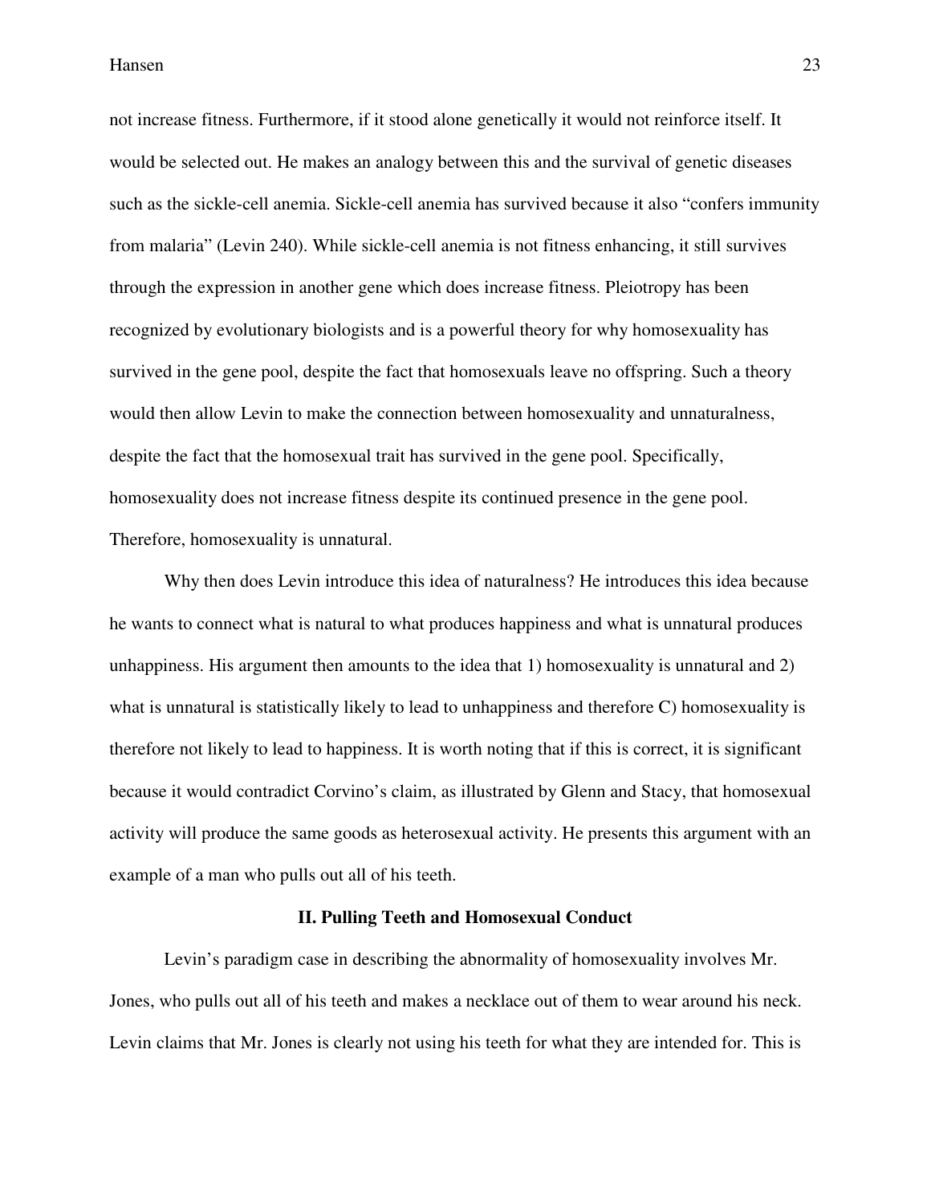not increase fitness. Furthermore, if it stood alone genetically it would not reinforce itself. It would be selected out. He makes an analogy between this and the survival of genetic diseases such as the sickle-cell anemia. Sickle-cell anemia has survived because it also "confers immunity from malaria" (Levin 240). While sickle-cell anemia is not fitness enhancing, it still survives through the expression in another gene which does increase fitness. Pleiotropy has been recognized by evolutionary biologists and is a powerful theory for why homosexuality has survived in the gene pool, despite the fact that homosexuals leave no offspring. Such a theory would then allow Levin to make the connection between homosexuality and unnaturalness, despite the fact that the homosexual trait has survived in the gene pool. Specifically, homosexuality does not increase fitness despite its continued presence in the gene pool. Therefore, homosexuality is unnatural.

Why then does Levin introduce this idea of naturalness? He introduces this idea because he wants to connect what is natural to what produces happiness and what is unnatural produces unhappiness. His argument then amounts to the idea that 1) homosexuality is unnatural and 2) what is unnatural is statistically likely to lead to unhappiness and therefore C) homosexuality is therefore not likely to lead to happiness. It is worth noting that if this is correct, it is significant because it would contradict Corvino's claim, as illustrated by Glenn and Stacy, that homosexual activity will produce the same goods as heterosexual activity. He presents this argument with an example of a man who pulls out all of his teeth.

## II. Pulling Teeth and Homosexual Conduct

Levin's paradigm case in describing the abnormality of homosexuality involves Mr. Jones, who pulls out all of his teeth and makes a necklace out of them to wear around his neck. Levin claims that Mr. Jones is clearly not using his teeth for what they are intended for. This is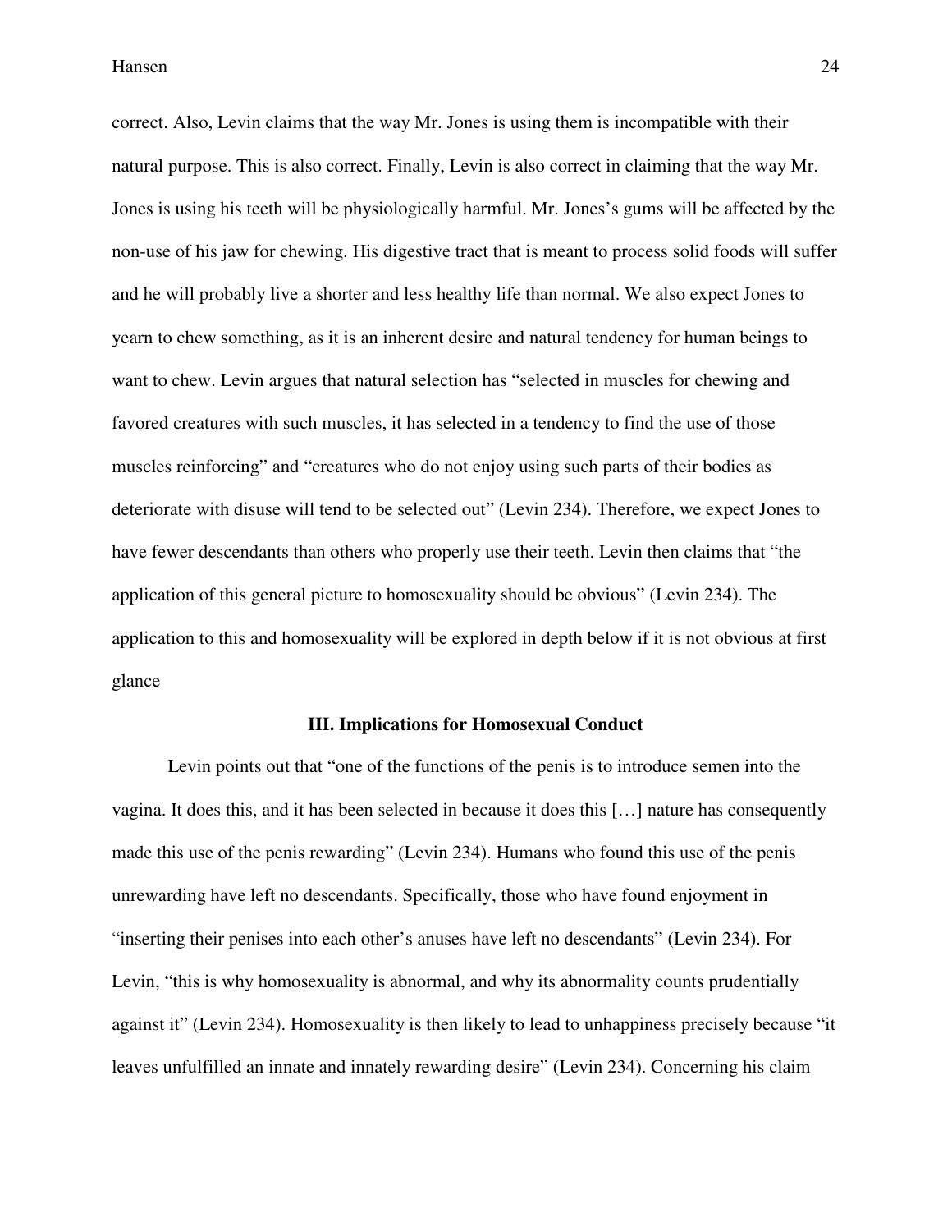correct. Also, Levin claims that the way Mr. Jones is using them is incompatible with their natural purpose. This is also correct. Finally, Levin is also correct in claiming that the way Mr. Jones is using his teeth will be physiologically harmful. Mr. Jones's gums will be affected by the non-use of his jaw for chewing. His digestive tract that is meant to process solid foods will suffer and he will probably live a shorter and less healthy life than normal. We also expect Jones to yearn to chew something, as it is an inherent desire and natural tendency for human beings to want to chew. Levin argues that natural selection has "selected in muscles for chewing and favored creatures with such muscles, it has selected in a tendency to find the use of those muscles reinforcing" and "creatures who do not enjoy using such parts of their bodies as deteriorate with disuse will tend to be selected out" (Levin 234). Therefore, we expect Jones to have fewer descendants than others who properly use their teeth. Levin then claims that "the application of this general picture to homosexuality should be obvious" (Levin 234). The application to this and homosexuality will be explored in depth below if it is not obvious at first glance

### III. Implications for Homosexual Conduct

Levin points out that "one of the functions of the penis is to introduce semen into the vagina. It does this, and it has been selected in because it does this […] nature has consequently made this use of the penis rewarding" (Levin 234). Humans who found this use of the penis unrewarding have left no descendants. Specifically, those who have found enjoyment in "inserting their penises into each other's anuses have left no descendants" (Levin 234). For Levin, "this is why homosexuality is abnormal, and why its abnormality counts prudentially against it" (Levin 234). Homosexuality is then likely to lead to unhappiness precisely because "it leaves unfulfilled an innate and innately rewarding desire" (Levin 234). Concerning his claim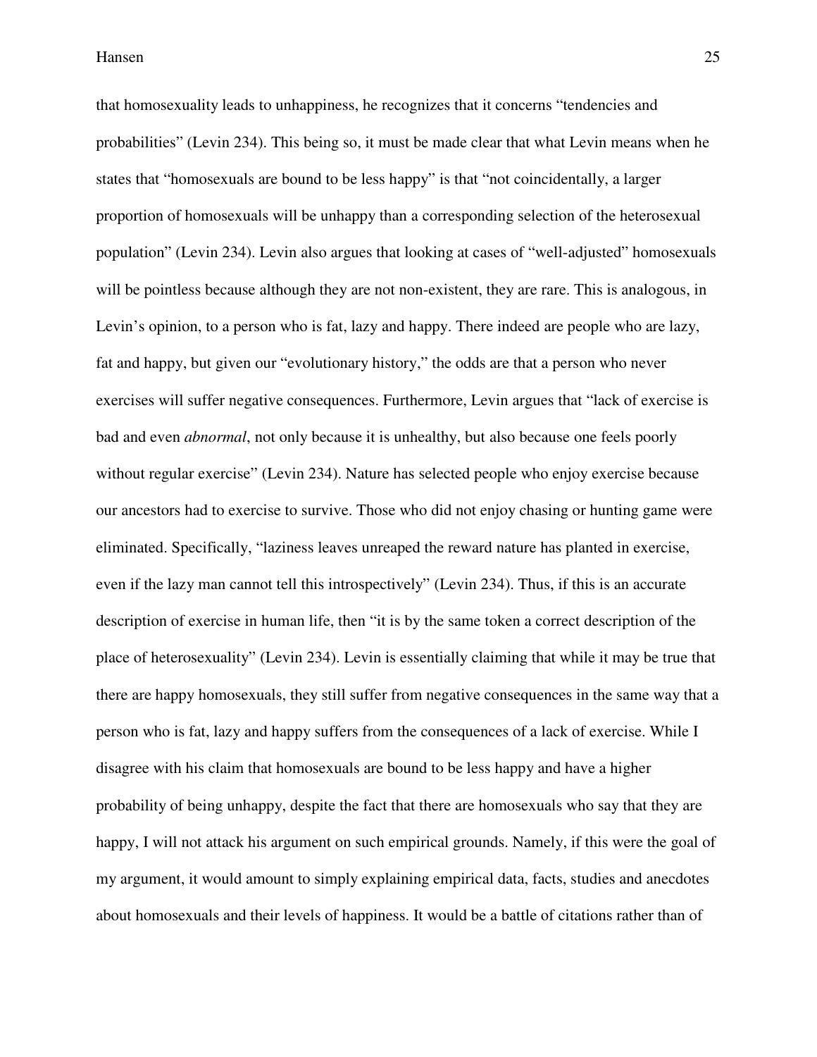that homosexuality leads to unhappiness, he recognizes that it concerns "tendencies and probabilities" (Levin 234). This being so, it must be made clear that what Levin means when he states that "homosexuals are bound to be less happy" is that "not coincidentally, a larger proportion of homosexuals will be unhappy than a corresponding selection of the heterosexual population" (Levin 234). Levin also argues that looking at cases of "well-adjusted" homosexuals will be pointless because although they are not non-existent, they are rare. This is analogous, in Levin's opinion, to a person who is fat, lazy and happy. There indeed are people who are lazy, fat and happy, but given our "evolutionary history," the odds are that a person who never exercises will suffer negative consequences. Furthermore, Levin argues that "lack of exercise is bad and even *abnormal*, not only because it is unhealthy, but also because one feels poorly without regular exercise" (Levin 234). Nature has selected people who enjoy exercise because our ancestors had to exercise to survive. Those who did not enjoy chasing or hunting game were eliminated. Specifically, "laziness leaves unreaped the reward nature has planted in exercise, even if the lazy man cannot tell this introspectively" (Levin 234). Thus, if this is an accurate description of exercise in human life, then "it is by the same token a correct description of the place of heterosexuality" (Levin 234). Levin is essentially claiming that while it may be true that there are happy homosexuals, they still suffer from negative consequences in the same way that a person who is fat, lazy and happy suffers from the consequences of a lack of exercise. While I disagree with his claim that homosexuals are bound to be less happy and have a higher probability of being unhappy, despite the fact that there are homosexuals who say that they are happy, I will not attack his argument on such empirical grounds. Namely, if this were the goal of my argument, it would amount to simply explaining empirical data, facts, studies and anecdotes about homosexuals and their levels of happiness. It would be a battle of citations rather than of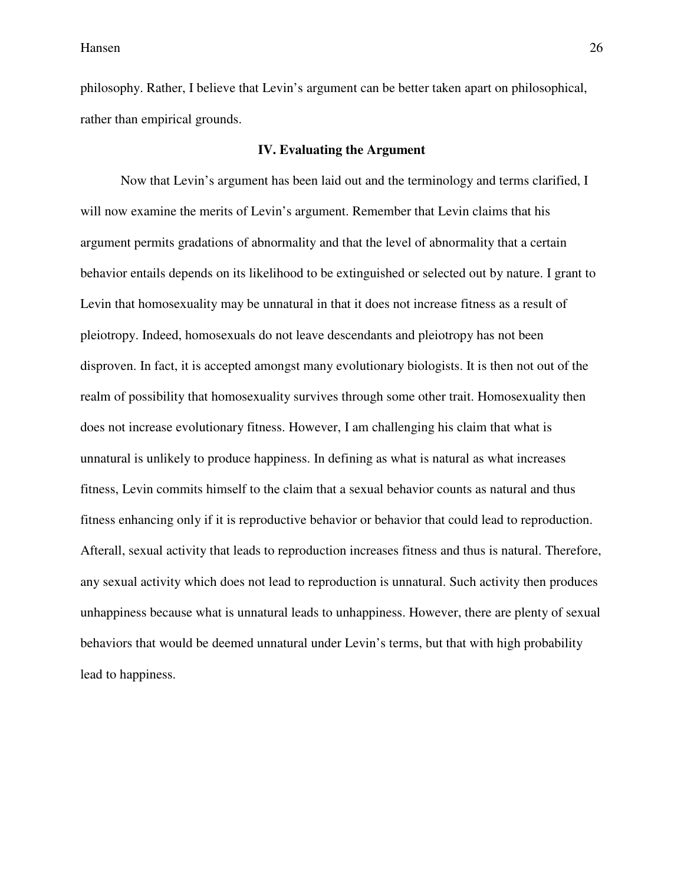philosophy. Rather, I believe that Levin's argument can be better taken apart on philosophical, rather than empirical grounds.

## IV. Evaluating the Argument

Now that Levin's argument has been laid out and the terminology and terms clarified, I will now examine the merits of Levin's argument. Remember that Levin claims that his argument permits gradations of abnormality and that the level of abnormality that a certain behavior entails depends on its likelihood to be extinguished or selected out by nature. I grant to Levin that homosexuality may be unnatural in that it does not increase fitness as a result of pleiotropy. Indeed, homosexuals do not leave descendants and pleiotropy has not been disproven. In fact, it is accepted amongst many evolutionary biologists. It is then not out of the realm of possibility that homosexuality survives through some other trait. Homosexuality then does not increase evolutionary fitness. However, I am challenging his claim that what is unnatural is unlikely to produce happiness. In defining as what is natural as what increases fitness, Levin commits himself to the claim that a sexual behavior counts as natural and thus fitness enhancing only if it is reproductive behavior or behavior that could lead to reproduction. Afterall, sexual activity that leads to reproduction increases fitness and thus is natural. Therefore, any sexual activity which does not lead to reproduction is unnatural. Such activity then produces unhappiness because what is unnatural leads to unhappiness. However, there are plenty of sexual behaviors that would be deemed unnatural under Levin's terms, but that with high probability lead to happiness.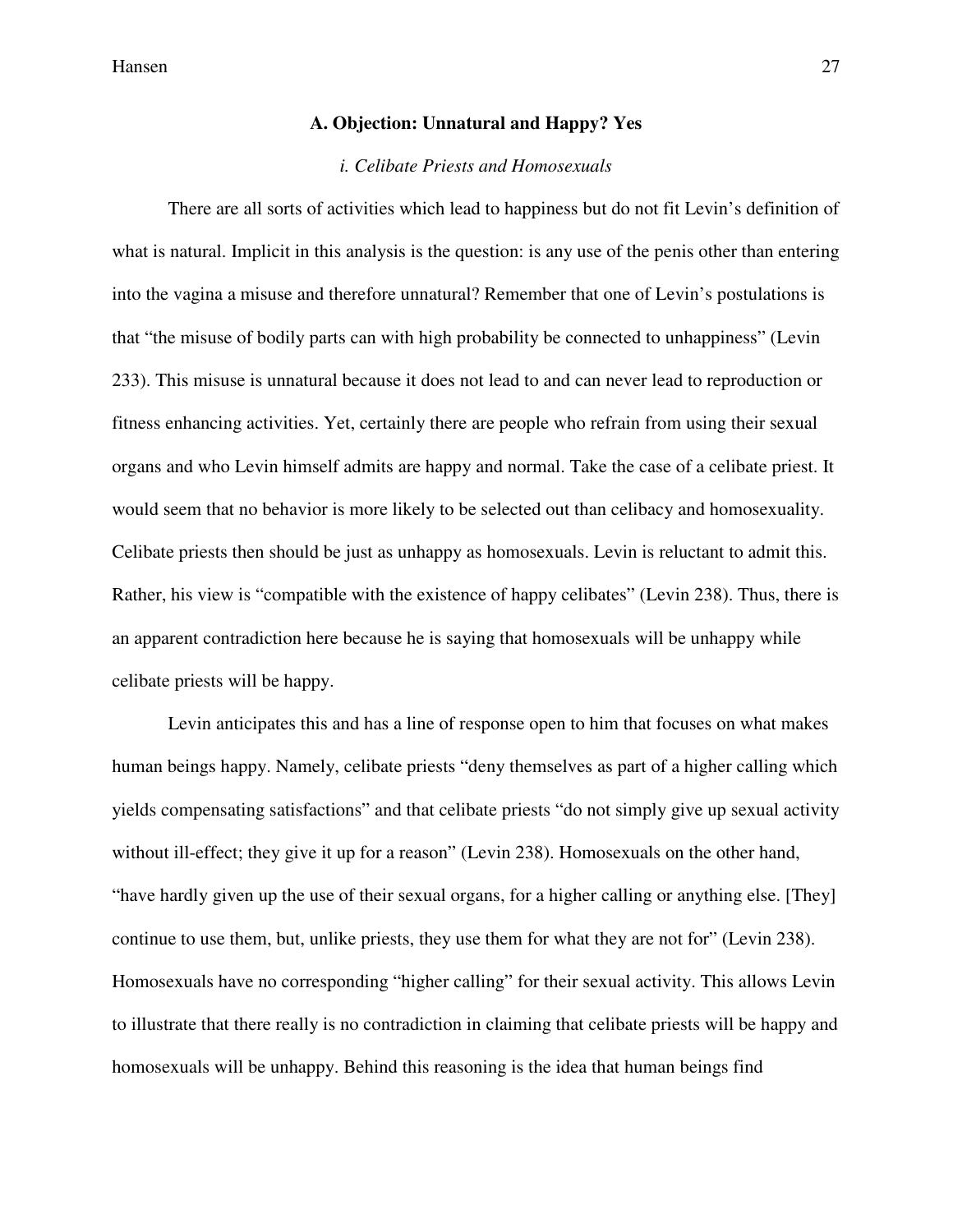### A. Objection: Unnatural and Happy? Yes

#### *i. Celibate Priests and Homosexuals*

There are all sorts of activities which lead to happiness but do not fit Levin's definition of what is natural. Implicit in this analysis is the question: is any use of the penis other than entering into the vagina a misuse and therefore unnatural? Remember that one of Levin's postulations is that "the misuse of bodily parts can with high probability be connected to unhappiness" (Levin 233). This misuse is unnatural because it does not lead to and can never lead to reproduction or fitness enhancing activities. Yet, certainly there are people who refrain from using their sexual organs and who Levin himself admits are happy and normal. Take the case of a celibate priest. It would seem that no behavior is more likely to be selected out than celibacy and homosexuality. Celibate priests then should be just as unhappy as homosexuals. Levin is reluctant to admit this. Rather, his view is "compatible with the existence of happy celibates" (Levin 238). Thus, there is an apparent contradiction here because he is saying that homosexuals will be unhappy while celibate priests will be happy.

Levin anticipates this and has a line of response open to him that focuses on what makes human beings happy. Namely, celibate priests "deny themselves as part of a higher calling which yields compensating satisfactions" and that celibate priests "do not simply give up sexual activity without ill-effect; they give it up for a reason" (Levin 238). Homosexuals on the other hand, "have hardly given up the use of their sexual organs, for a higher calling or anything else. [They] continue to use them, but, unlike priests, they use them for what they are not for" (Levin 238). Homosexuals have no corresponding "higher calling" for their sexual activity. This allows Levin to illustrate that there really is no contradiction in claiming that celibate priests will be happy and homosexuals will be unhappy. Behind this reasoning is the idea that human beings find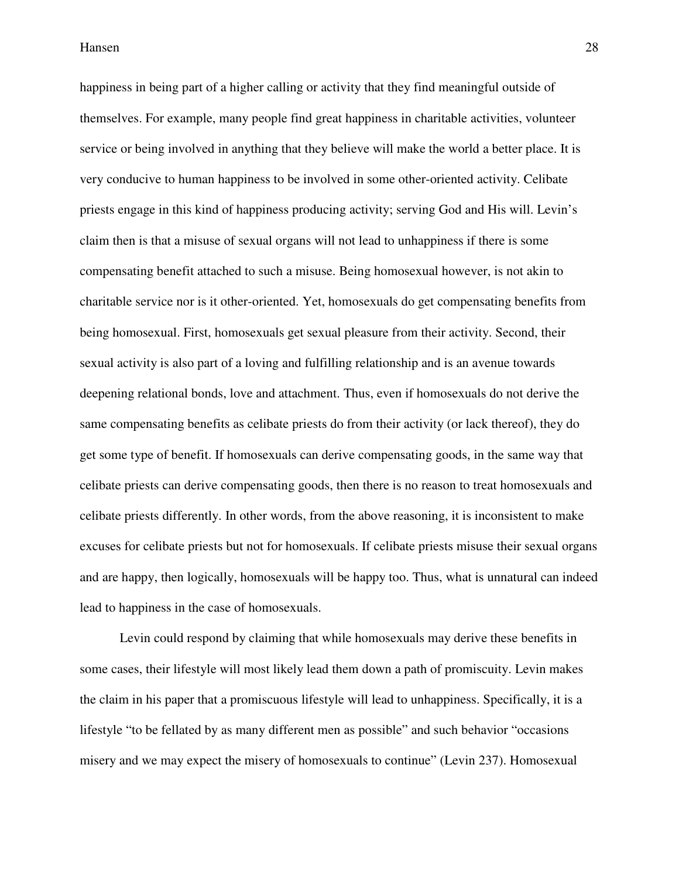happiness in being part of a higher calling or activity that they find meaningful outside of themselves. For example, many people find great happiness in charitable activities, volunteer service or being involved in anything that they believe will make the world a better place. It is very conducive to human happiness to be involved in some other-oriented activity. Celibate priests engage in this kind of happiness producing activity; serving God and His will. Levin's claim then is that a misuse of sexual organs will not lead to unhappiness if there is some compensating benefit attached to such a misuse. Being homosexual however, is not akin to charitable service nor is it other-oriented. Yet, homosexuals do get compensating benefits from being homosexual. First, homosexuals get sexual pleasure from their activity. Second, their sexual activity is also part of a loving and fulfilling relationship and is an avenue towards deepening relational bonds, love and attachment. Thus, even if homosexuals do not derive the same compensating benefits as celibate priests do from their activity (or lack thereof), they do get some type of benefit. If homosexuals can derive compensating goods, in the same way that celibate priests can derive compensating goods, then there is no reason to treat homosexuals and celibate priests differently. In other words, from the above reasoning, it is inconsistent to make excuses for celibate priests but not for homosexuals. If celibate priests misuse their sexual organs and are happy, then logically, homosexuals will be happy too. Thus, what is unnatural can indeed lead to happiness in the case of homosexuals.

Levin could respond by claiming that while homosexuals may derive these benefits in some cases, their lifestyle will most likely lead them down a path of promiscuity. Levin makes the claim in his paper that a promiscuous lifestyle will lead to unhappiness. Specifically, it is a lifestyle "to be fellated by as many different men as possible" and such behavior "occasions misery and we may expect the misery of homosexuals to continue" (Levin 237). Homosexual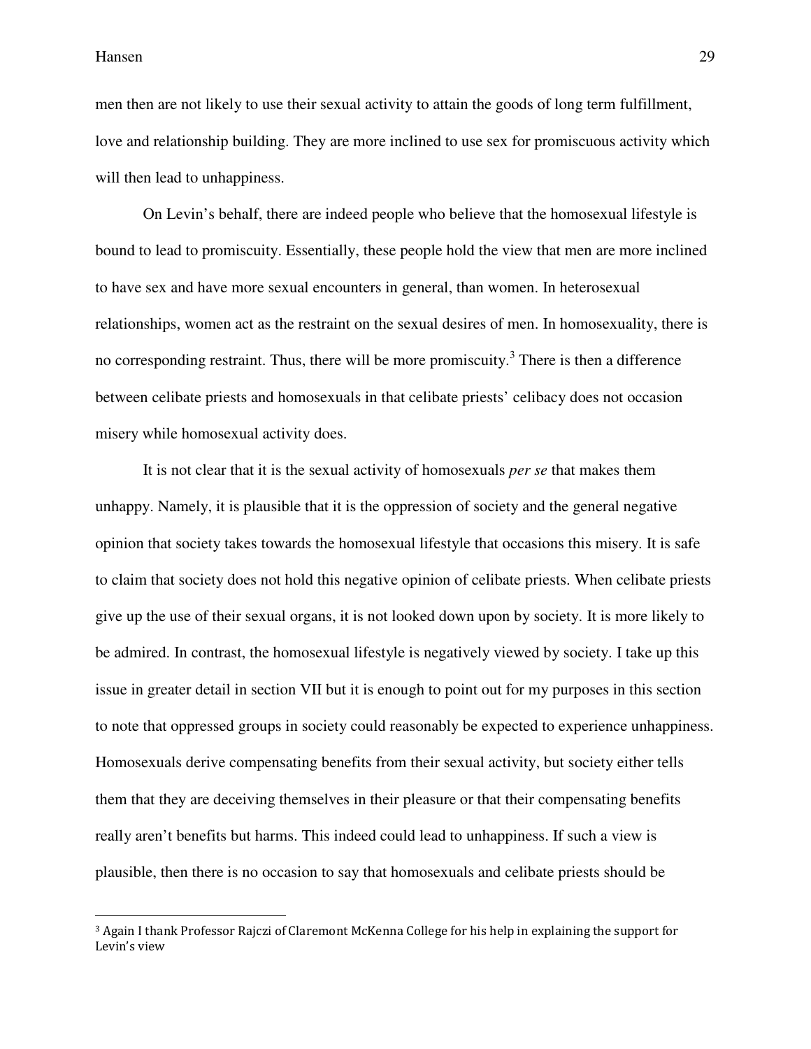men then are not likely to use their sexual activity to attain the goods of long term fulfillment, love and relationship building. They are more inclined to use sex for promiscuous activity which will then lead to unhappiness.

On Levin's behalf, there are indeed people who believe that the homosexual lifestyle is bound to lead to promiscuity. Essentially, these people hold the view that men are more inclined to have sex and have more sexual encounters in general, than women. In heterosexual relationships, women act as the restraint on the sexual desires of men. In homosexuality, there is no corresponding restraint. Thus, there will be more promiscuity.[3] There is then a difference between celibate priests and homosexuals in that celibate priests' celibacy does not occasion misery while homosexual activity does.

It is not clear that it is the sexual activity of homosexuals *per se* that makes them unhappy. Namely, it is plausible that it is the oppression of society and the general negative opinion that society takes towards the homosexual lifestyle that occasions this misery. It is safe to claim that society does not hold this negative opinion of celibate priests. When celibate priests give up the use of their sexual organs, it is not looked down upon by society. It is more likely to be admired. In contrast, the homosexual lifestyle is negatively viewed by society. I take up this issue in greater detail in section VII but it is enough to point out for my purposes in this section to note that oppressed groups in society could reasonably be expected to experience unhappiness. Homosexuals derive compensating benefits from their sexual activity, but society either tells them that they are deceiving themselves in their pleasure or that their compensating benefits really aren't benefits but harms. This indeed could lead to unhappiness. If such a view is plausible, then there is no occasion to say that homosexuals and celibate priests should be

[3] Again I thank Professor Rajczi of Claremont McKenna College for his help in explaining the support for Levin's view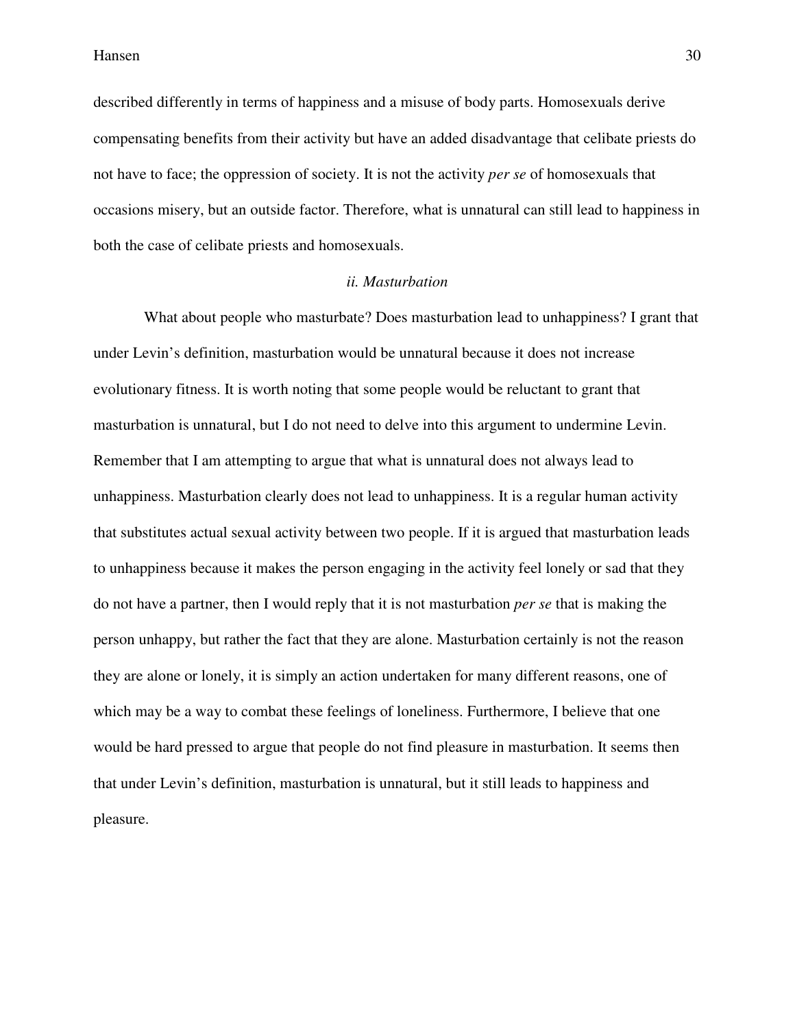described differently in terms of happiness and a misuse of body parts. Homosexuals derive compensating benefits from their activity but have an added disadvantage that celibate priests do not have to face; the oppression of society. It is not the activity *per se* of homosexuals that occasions misery, but an outside factor. Therefore, what is unnatural can still lead to happiness in both the case of celibate priests and homosexuals.

### *ii. Masturbation*

What about people who masturbate? Does masturbation lead to unhappiness? I grant that under Levin's definition, masturbation would be unnatural because it does not increase evolutionary fitness. It is worth noting that some people would be reluctant to grant that masturbation is unnatural, but I do not need to delve into this argument to undermine Levin. Remember that I am attempting to argue that what is unnatural does not always lead to unhappiness. Masturbation clearly does not lead to unhappiness. It is a regular human activity that substitutes actual sexual activity between two people. If it is argued that masturbation leads to unhappiness because it makes the person engaging in the activity feel lonely or sad that they do not have a partner, then I would reply that it is not masturbation *per se* that is making the person unhappy, but rather the fact that they are alone. Masturbation certainly is not the reason they are alone or lonely, it is simply an action undertaken for many different reasons, one of which may be a way to combat these feelings of loneliness. Furthermore, I believe that one would be hard pressed to argue that people do not find pleasure in masturbation. It seems then that under Levin's definition, masturbation is unnatural, but it still leads to happiness and pleasure.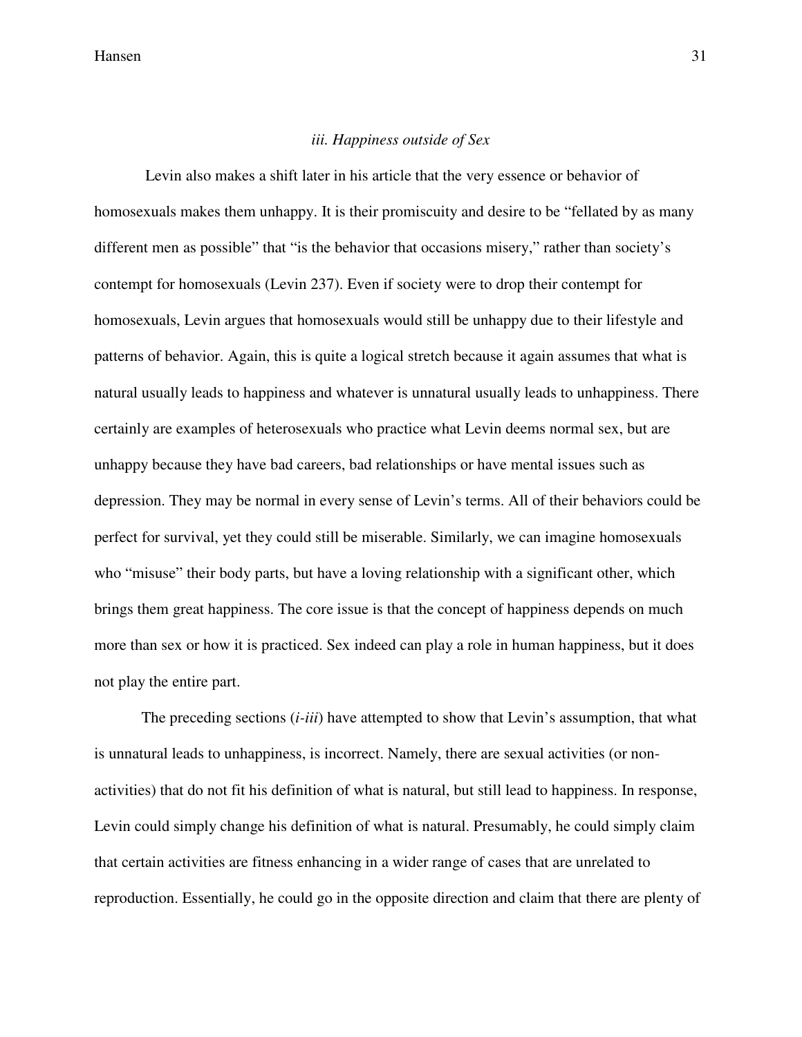### *iii. Happiness outside of Sex*

Levin also makes a shift later in his article that the very essence or behavior of homosexuals makes them unhappy. It is their promiscuity and desire to be "fellated by as many different men as possible" that "is the behavior that occasions misery," rather than society's contempt for homosexuals (Levin 237). Even if society were to drop their contempt for homosexuals, Levin argues that homosexuals would still be unhappy due to their lifestyle and patterns of behavior. Again, this is quite a logical stretch because it again assumes that what is natural usually leads to happiness and whatever is unnatural usually leads to unhappiness. There certainly are examples of heterosexuals who practice what Levin deems normal sex, but are unhappy because they have bad careers, bad relationships or have mental issues such as depression. They may be normal in every sense of Levin's terms. All of their behaviors could be perfect for survival, yet they could still be miserable. Similarly, we can imagine homosexuals who "misuse" their body parts, but have a loving relationship with a significant other, which brings them great happiness. The core issue is that the concept of happiness depends on much more than sex or how it is practiced. Sex indeed can play a role in human happiness, but it does not play the entire part.

The preceding sections (*i-iii*) have attempted to show that Levin's assumption, that what is unnatural leads to unhappiness, is incorrect. Namely, there are sexual activities (or non-activities) that do not fit his definition of what is natural, but still lead to happiness. In response, Levin could simply change his definition of what is natural. Presumably, he could simply claim that certain activities are fitness enhancing in a wider range of cases that are unrelated to reproduction. Essentially, he could go in the opposite direction and claim that there are plenty of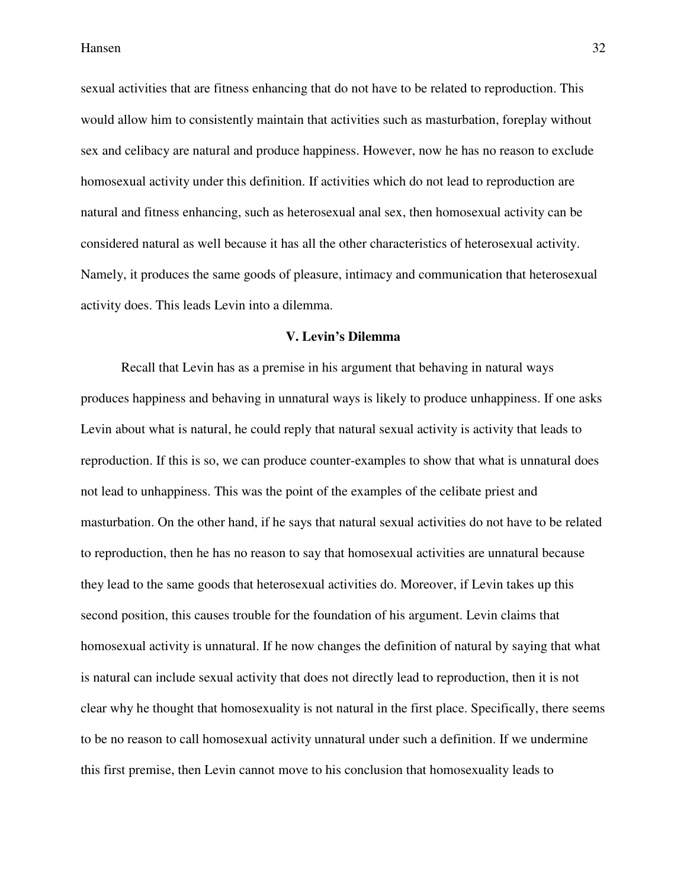sexual activities that are fitness enhancing that do not have to be related to reproduction. This would allow him to consistently maintain that activities such as masturbation, foreplay without sex and celibacy are natural and produce happiness. However, now he has no reason to exclude homosexual activity under this definition. If activities which do not lead to reproduction are natural and fitness enhancing, such as heterosexual anal sex, then homosexual activity can be considered natural as well because it has all the other characteristics of heterosexual activity. Namely, it produces the same goods of pleasure, intimacy and communication that heterosexual activity does. This leads Levin into a dilemma.

## V. Levin's Dilemma

Recall that Levin has as a premise in his argument that behaving in natural ways produces happiness and behaving in unnatural ways is likely to produce unhappiness. If one asks Levin about what is natural, he could reply that natural sexual activity is activity that leads to reproduction. If this is so, we can produce counter-examples to show that what is unnatural does not lead to unhappiness. This was the point of the examples of the celibate priest and masturbation. On the other hand, if he says that natural sexual activities do not have to be related to reproduction, then he has no reason to say that homosexual activities are unnatural because they lead to the same goods that heterosexual activities do. Moreover, if Levin takes up this second position, this causes trouble for the foundation of his argument. Levin claims that homosexual activity is unnatural. If he now changes the definition of natural by saying that what is natural can include sexual activity that does not directly lead to reproduction, then it is not clear why he thought that homosexuality is not natural in the first place. Specifically, there seems to be no reason to call homosexual activity unnatural under such a definition. If we undermine this first premise, then Levin cannot move to his conclusion that homosexuality leads to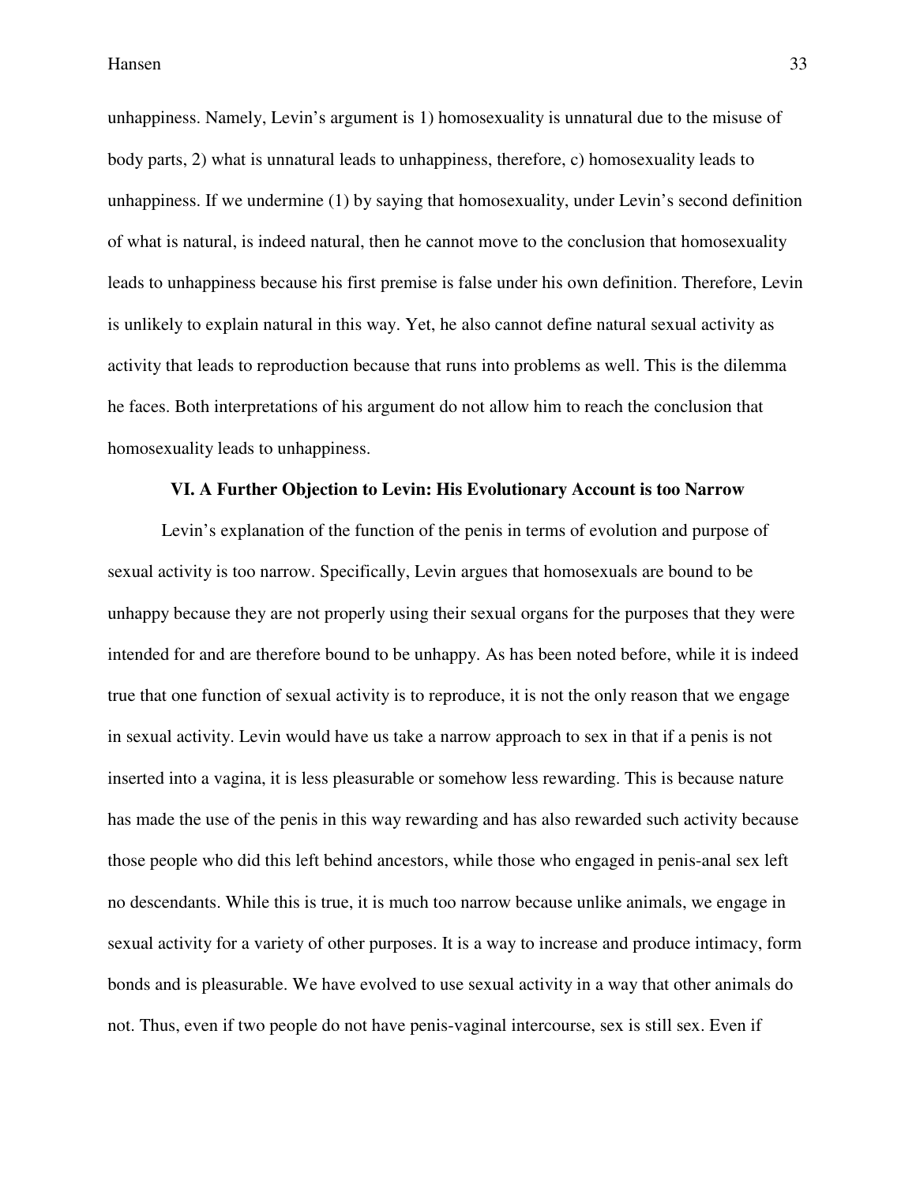unhappiness. Namely, Levin's argument is 1) homosexuality is unnatural due to the misuse of body parts, 2) what is unnatural leads to unhappiness, therefore, c) homosexuality leads to unhappiness. If we undermine (1) by saying that homosexuality, under Levin's second definition of what is natural, is indeed natural, then he cannot move to the conclusion that homosexuality leads to unhappiness because his first premise is false under his own definition. Therefore, Levin is unlikely to explain natural in this way. Yet, he also cannot define natural sexual activity as activity that leads to reproduction because that runs into problems as well. This is the dilemma he faces. Both interpretations of his argument do not allow him to reach the conclusion that homosexuality leads to unhappiness.

## VI. A Further Objection to Levin: His Evolutionary Account is too Narrow

Levin's explanation of the function of the penis in terms of evolution and purpose of sexual activity is too narrow. Specifically, Levin argues that homosexuals are bound to be unhappy because they are not properly using their sexual organs for the purposes that they were intended for and are therefore bound to be unhappy. As has been noted before, while it is indeed true that one function of sexual activity is to reproduce, it is not the only reason that we engage in sexual activity. Levin would have us take a narrow approach to sex in that if a penis is not inserted into a vagina, it is less pleasurable or somehow less rewarding. This is because nature has made the use of the penis in this way rewarding and has also rewarded such activity because those people who did this left behind ancestors, while those who engaged in penis-anal sex left no descendants. While this is true, it is much too narrow because unlike animals, we engage in sexual activity for a variety of other purposes. It is a way to increase and produce intimacy, form bonds and is pleasurable. We have evolved to use sexual activity in a way that other animals do not. Thus, even if two people do not have penis-vaginal intercourse, sex is still sex. Even if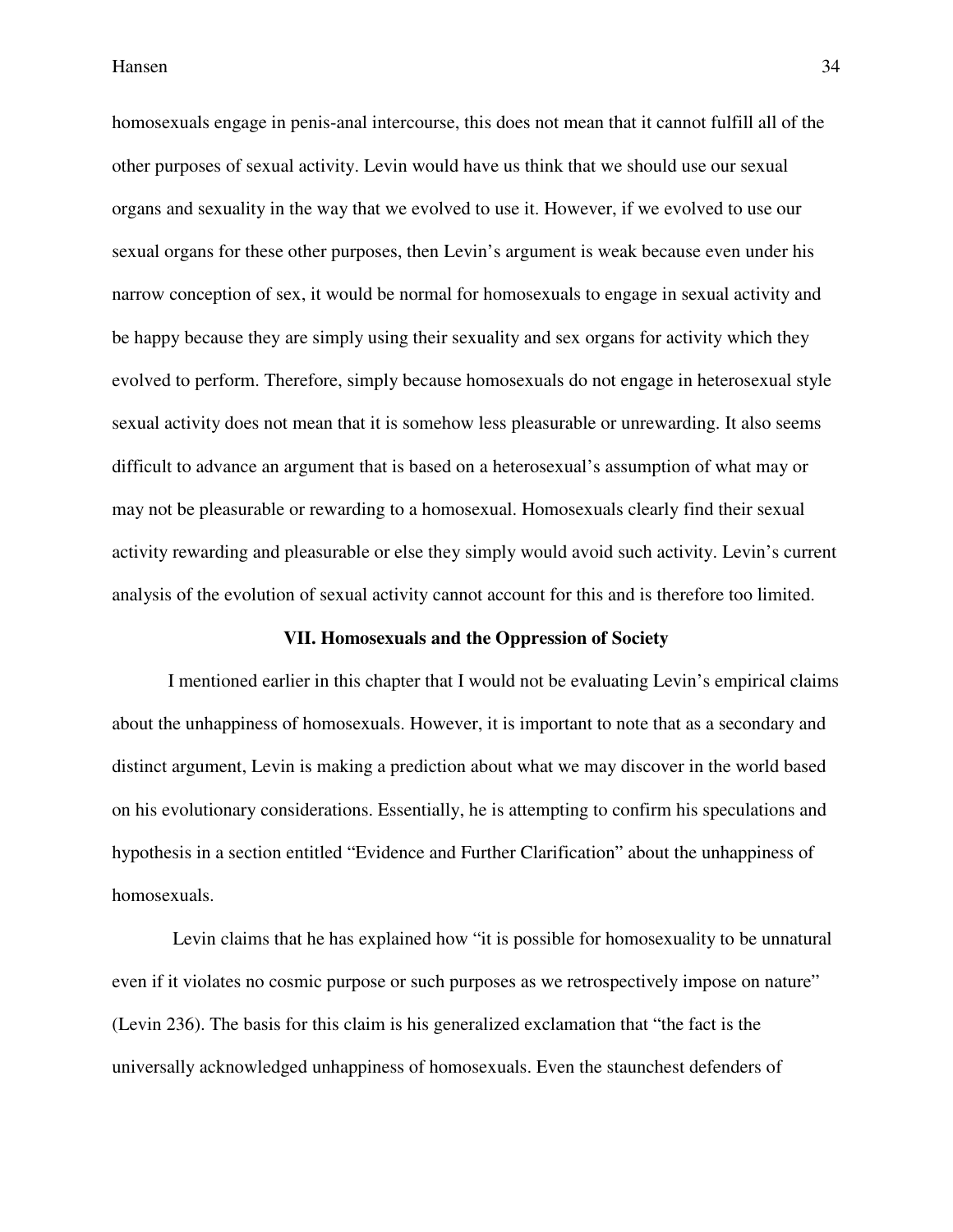homosexuals engage in penis-anal intercourse, this does not mean that it cannot fulfill all of the other purposes of sexual activity. Levin would have us think that we should use our sexual organs and sexuality in the way that we evolved to use it. However, if we evolved to use our sexual organs for these other purposes, then Levin's argument is weak because even under his narrow conception of sex, it would be normal for homosexuals to engage in sexual activity and be happy because they are simply using their sexuality and sex organs for activity which they evolved to perform. Therefore, simply because homosexuals do not engage in heterosexual style sexual activity does not mean that it is somehow less pleasurable or unrewarding. It also seems difficult to advance an argument that is based on a heterosexual's assumption of what may or may not be pleasurable or rewarding to a homosexual. Homosexuals clearly find their sexual activity rewarding and pleasurable or else they simply would avoid such activity. Levin's current analysis of the evolution of sexual activity cannot account for this and is therefore too limited.

## VII. Homosexuals and the Oppression of Society

I mentioned earlier in this chapter that I would not be evaluating Levin's empirical claims about the unhappiness of homosexuals. However, it is important to note that as a secondary and distinct argument, Levin is making a prediction about what we may discover in the world based on his evolutionary considerations. Essentially, he is attempting to confirm his speculations and hypothesis in a section entitled "Evidence and Further Clarification" about the unhappiness of homosexuals.

Levin claims that he has explained how "it is possible for homosexuality to be unnatural even if it violates no cosmic purpose or such purposes as we retrospectively impose on nature" (Levin 236). The basis for this claim is his generalized exclamation that "the fact is the universally acknowledged unhappiness of homosexuals. Even the staunchest defenders of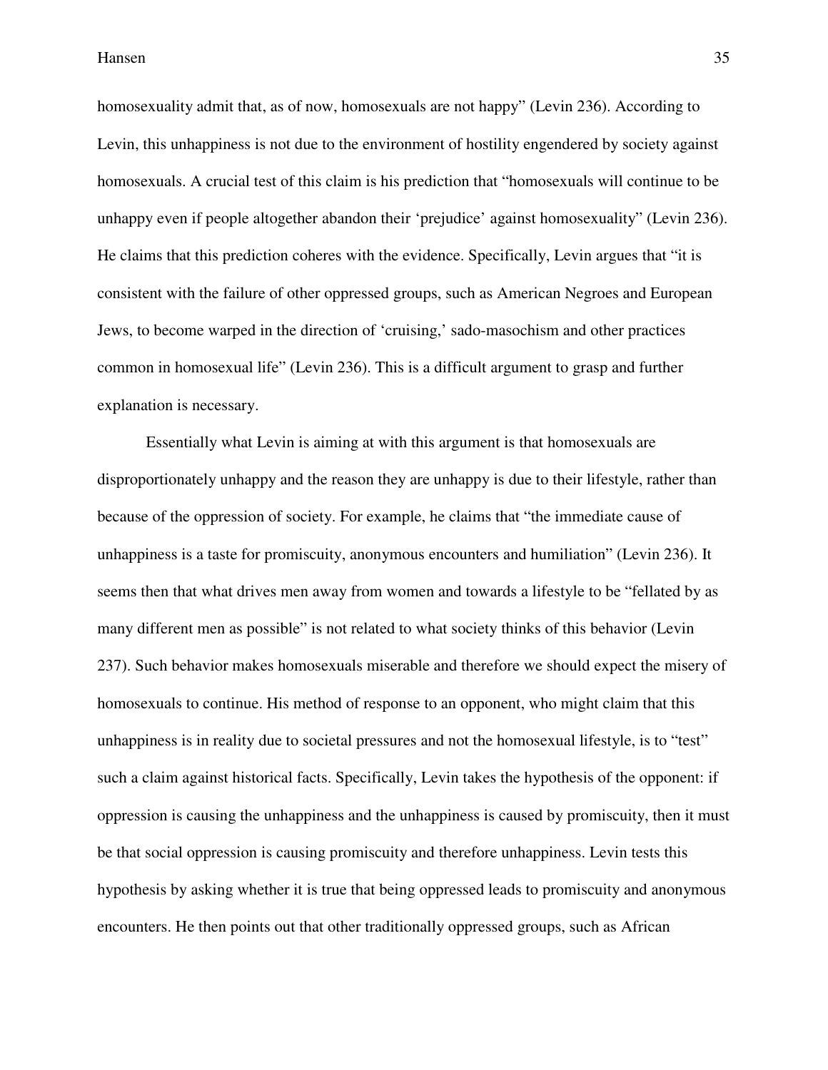homosexuality admit that, as of now, homosexuals are not happy" (Levin 236). According to Levin, this unhappiness is not due to the environment of hostility engendered by society against homosexuals. A crucial test of this claim is his prediction that "homosexuals will continue to be unhappy even if people altogether abandon their 'prejudice' against homosexuality" (Levin 236). He claims that this prediction coheres with the evidence. Specifically, Levin argues that "it is consistent with the failure of other oppressed groups, such as American Negroes and European Jews, to become warped in the direction of 'cruising,' sado-masochism and other practices common in homosexual life" (Levin 236). This is a difficult argument to grasp and further explanation is necessary.

Essentially what Levin is aiming at with this argument is that homosexuals are disproportionately unhappy and the reason they are unhappy is due to their lifestyle, rather than because of the oppression of society. For example, he claims that "the immediate cause of unhappiness is a taste for promiscuity, anonymous encounters and humiliation" (Levin 236). It seems then that what drives men away from women and towards a lifestyle to be "fellated by as many different men as possible" is not related to what society thinks of this behavior (Levin 237). Such behavior makes homosexuals miserable and therefore we should expect the misery of homosexuals to continue. His method of response to an opponent, who might claim that this unhappiness is in reality due to societal pressures and not the homosexual lifestyle, is to "test" such a claim against historical facts. Specifically, Levin takes the hypothesis of the opponent: if oppression is causing the unhappiness and the unhappiness is caused by promiscuity, then it must be that social oppression is causing promiscuity and therefore unhappiness. Levin tests this hypothesis by asking whether it is true that being oppressed leads to promiscuity and anonymous encounters. He then points out that other traditionally oppressed groups, such as African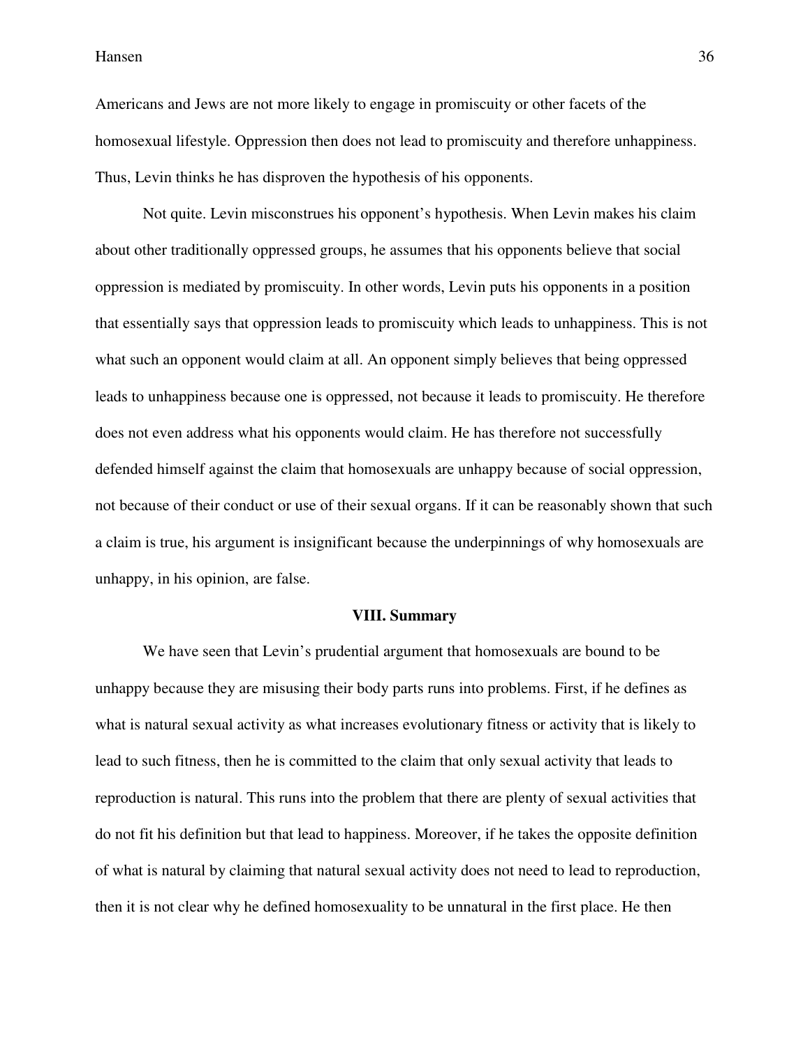Americans and Jews are not more likely to engage in promiscuity or other facets of the homosexual lifestyle. Oppression then does not lead to promiscuity and therefore unhappiness. Thus, Levin thinks he has disproven the hypothesis of his opponents.

Not quite. Levin misconstrues his opponent's hypothesis. When Levin makes his claim about other traditionally oppressed groups, he assumes that his opponents believe that social oppression is mediated by promiscuity. In other words, Levin puts his opponents in a position that essentially says that oppression leads to promiscuity which leads to unhappiness. This is not what such an opponent would claim at all. An opponent simply believes that being oppressed leads to unhappiness because one is oppressed, not because it leads to promiscuity. He therefore does not even address what his opponents would claim. He has therefore not successfully defended himself against the claim that homosexuals are unhappy because of social oppression, not because of their conduct or use of their sexual organs. If it can be reasonably shown that such a claim is true, his argument is insignificant because the underpinnings of why homosexuals are unhappy, in his opinion, are false.

## VIII. Summary

We have seen that Levin's prudential argument that homosexuals are bound to be unhappy because they are misusing their body parts runs into problems. First, if he defines as what is natural sexual activity as what increases evolutionary fitness or activity that is likely to lead to such fitness, then he is committed to the claim that only sexual activity that leads to reproduction is natural. This runs into the problem that there are plenty of sexual activities that do not fit his definition but that lead to happiness. Moreover, if he takes the opposite definition of what is natural by claiming that natural sexual activity does not need to lead to reproduction, then it is not clear why he defined homosexuality to be unnatural in the first place. He then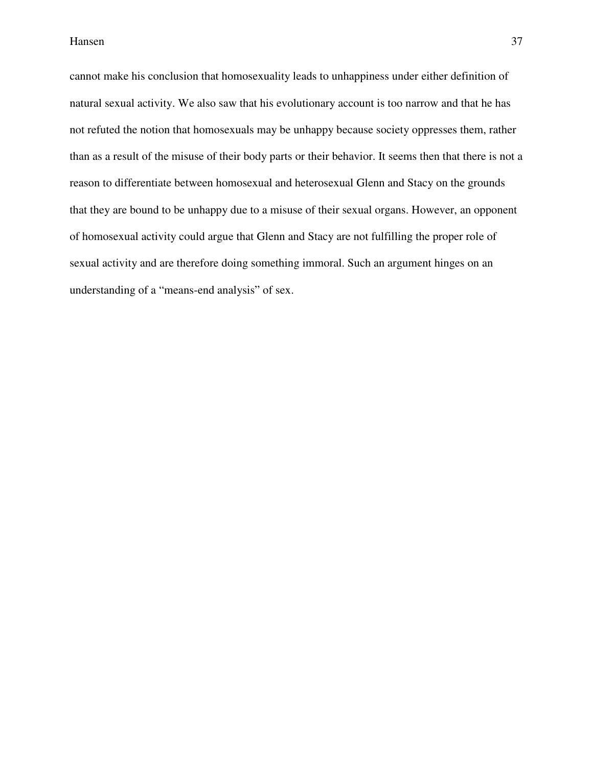cannot make his conclusion that homosexuality leads to unhappiness under either definition of natural sexual activity. We also saw that his evolutionary account is too narrow and that he has not refuted the notion that homosexuals may be unhappy because society oppresses them, rather than as a result of the misuse of their body parts or their behavior. It seems then that there is not a reason to differentiate between homosexual and heterosexual Glenn and Stacy on the grounds that they are bound to be unhappy due to a misuse of their sexual organs. However, an opponent of homosexual activity could argue that Glenn and Stacy are not fulfilling the proper role of sexual activity and are therefore doing something immoral. Such an argument hinges on an understanding of a "means-end analysis" of sex.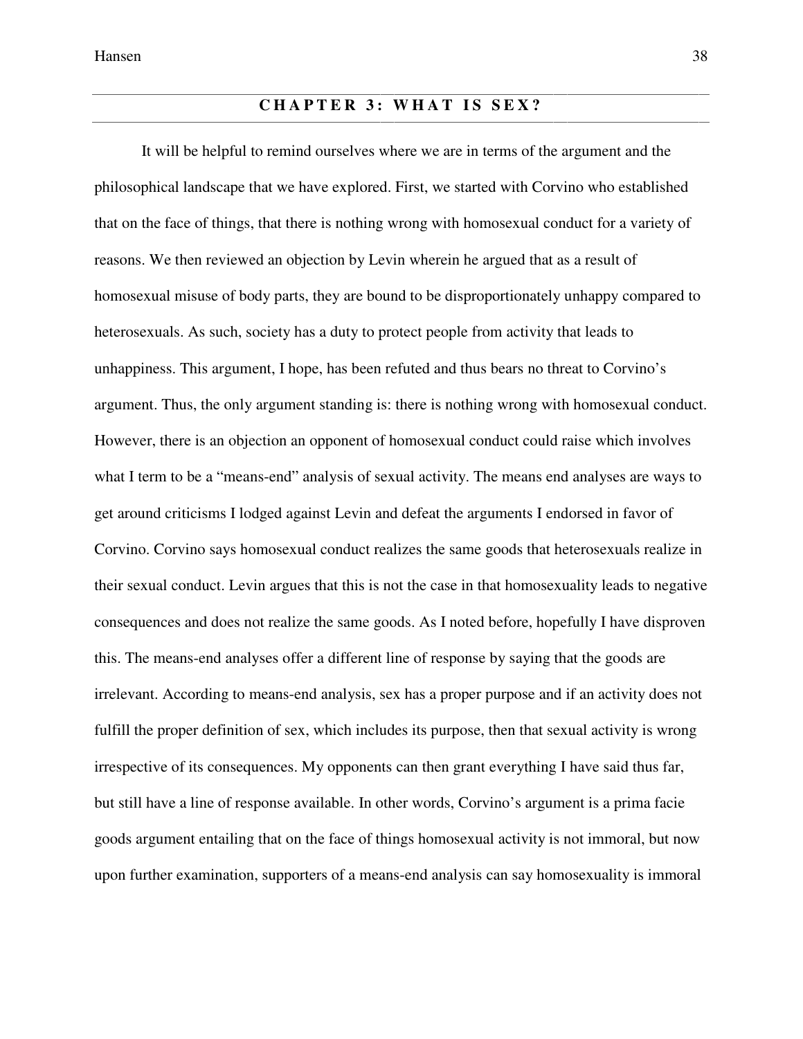# CHAPTER 3: WHAT IS SEX?

It will be helpful to remind ourselves where we are in terms of the argument and the philosophical landscape that we have explored. First, we started with Corvino who established that on the face of things, that there is nothing wrong with homosexual conduct for a variety of reasons. We then reviewed an objection by Levin wherein he argued that as a result of homosexual misuse of body parts, they are bound to be disproportionately unhappy compared to heterosexuals. As such, society has a duty to protect people from activity that leads to unhappiness. This argument, I hope, has been refuted and thus bears no threat to Corvino's argument. Thus, the only argument standing is: there is nothing wrong with homosexual conduct. However, there is an objection an opponent of homosexual conduct could raise which involves what I term to be a "means-end" analysis of sexual activity. The means end analyses are ways to get around criticisms I lodged against Levin and defeat the arguments I endorsed in favor of Corvino. Corvino says homosexual conduct realizes the same goods that heterosexuals realize in their sexual conduct. Levin argues that this is not the case in that homosexuality leads to negative consequences and does not realize the same goods. As I noted before, hopefully I have disproven this. The means-end analyses offer a different line of response by saying that the goods are irrelevant. According to means-end analysis, sex has a proper purpose and if an activity does not fulfill the proper definition of sex, which includes its purpose, then that sexual activity is wrong irrespective of its consequences. My opponents can then grant everything I have said thus far, but still have a line of response available. In other words, Corvino's argument is a prima facie goods argument entailing that on the face of things homosexual activity is not immoral, but now upon further examination, supporters of a means-end analysis can say homosexuality is immoral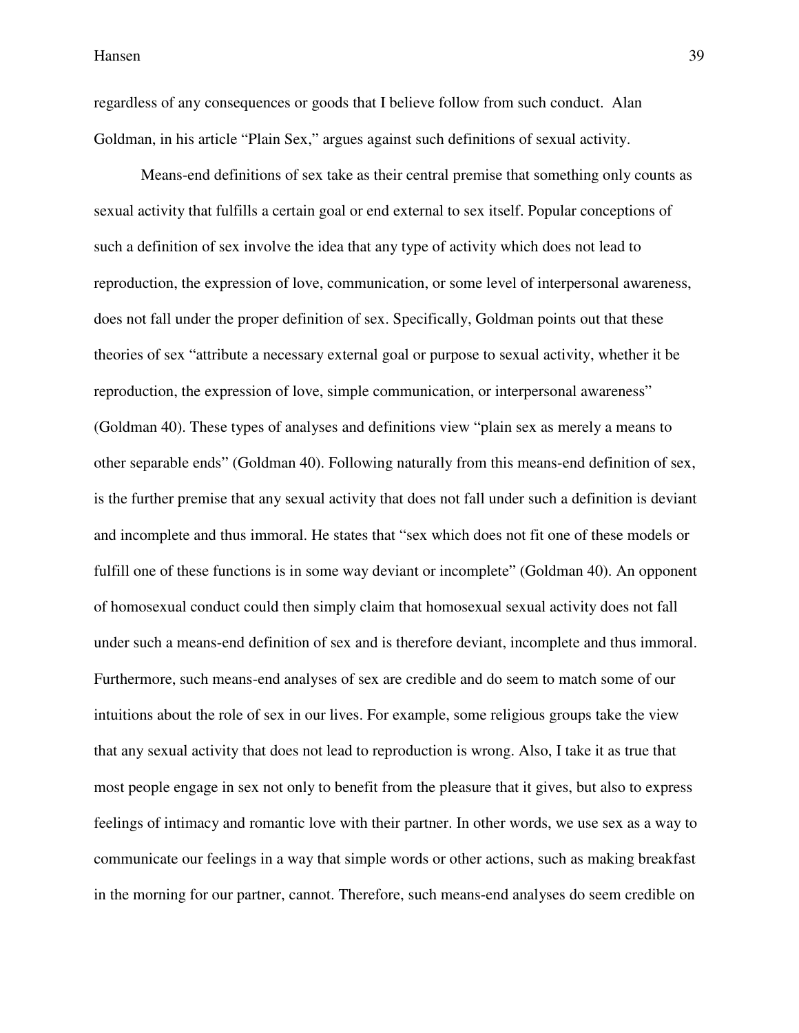regardless of any consequences or goods that I believe follow from such conduct. Alan Goldman, in his article "Plain Sex," argues against such definitions of sexual activity.

Means-end definitions of sex take as their central premise that something only counts as sexual activity that fulfills a certain goal or end external to sex itself. Popular conceptions of such a definition of sex involve the idea that any type of activity which does not lead to reproduction, the expression of love, communication, or some level of interpersonal awareness, does not fall under the proper definition of sex. Specifically, Goldman points out that these theories of sex "attribute a necessary external goal or purpose to sexual activity, whether it be reproduction, the expression of love, simple communication, or interpersonal awareness" (Goldman 40). These types of analyses and definitions view "plain sex as merely a means to other separable ends" (Goldman 40). Following naturally from this means-end definition of sex, is the further premise that any sexual activity that does not fall under such a definition is deviant and incomplete and thus immoral. He states that "sex which does not fit one of these models or fulfill one of these functions is in some way deviant or incomplete" (Goldman 40). An opponent of homosexual conduct could then simply claim that homosexual sexual activity does not fall under such a means-end definition of sex and is therefore deviant, incomplete and thus immoral. Furthermore, such means-end analyses of sex are credible and do seem to match some of our intuitions about the role of sex in our lives. For example, some religious groups take the view that any sexual activity that does not lead to reproduction is wrong. Also, I take it as true that most people engage in sex not only to benefit from the pleasure that it gives, but also to express feelings of intimacy and romantic love with their partner. In other words, we use sex as a way to communicate our feelings in a way that simple words or other actions, such as making breakfast in the morning for our partner, cannot. Therefore, such means-end analyses do seem credible on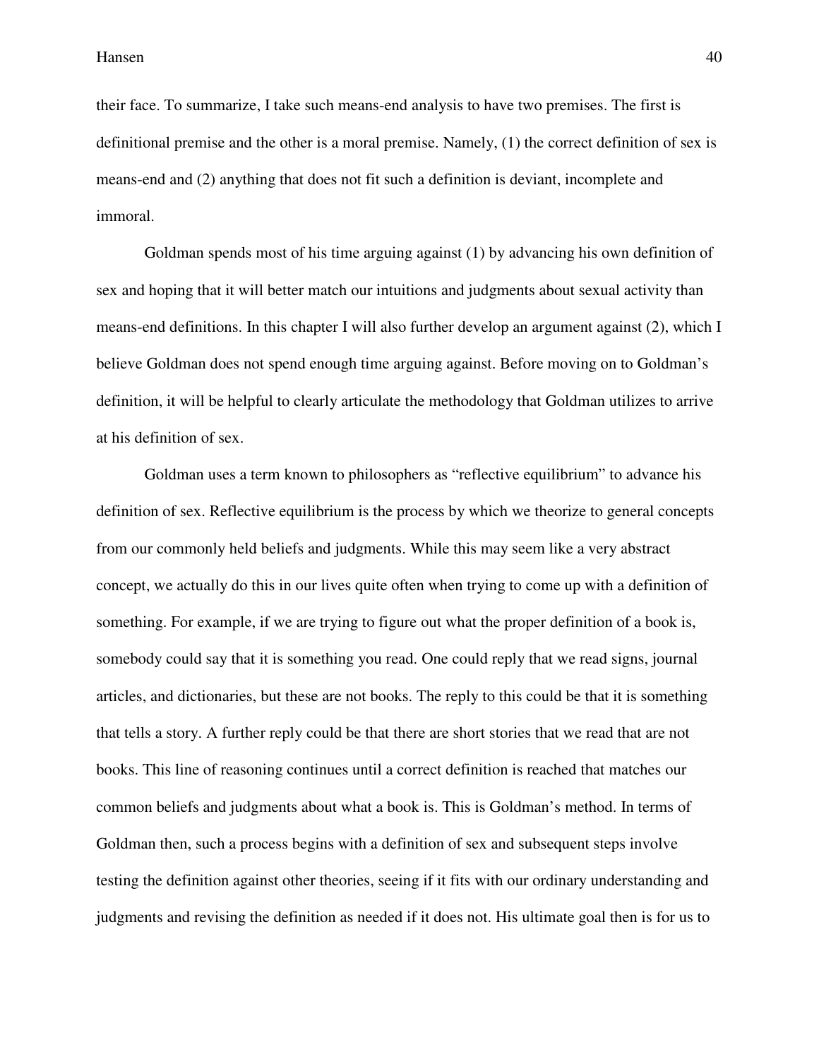their face. To summarize, I take such means-end analysis to have two premises. The first is definitional premise and the other is a moral premise. Namely, (1) the correct definition of sex is means-end and (2) anything that does not fit such a definition is deviant, incomplete and immoral.

Goldman spends most of his time arguing against (1) by advancing his own definition of sex and hoping that it will better match our intuitions and judgments about sexual activity than means-end definitions. In this chapter I will also further develop an argument against (2), which I believe Goldman does not spend enough time arguing against. Before moving on to Goldman's definition, it will be helpful to clearly articulate the methodology that Goldman utilizes to arrive at his definition of sex.

Goldman uses a term known to philosophers as "reflective equilibrium" to advance his definition of sex. Reflective equilibrium is the process by which we theorize to general concepts from our commonly held beliefs and judgments. While this may seem like a very abstract concept, we actually do this in our lives quite often when trying to come up with a definition of something. For example, if we are trying to figure out what the proper definition of a book is, somebody could say that it is something you read. One could reply that we read signs, journal articles, and dictionaries, but these are not books. The reply to this could be that it is something that tells a story. A further reply could be that there are short stories that we read that are not books. This line of reasoning continues until a correct definition is reached that matches our common beliefs and judgments about what a book is. This is Goldman's method. In terms of Goldman then, such a process begins with a definition of sex and subsequent steps involve testing the definition against other theories, seeing if it fits with our ordinary understanding and judgments and revising the definition as needed if it does not. His ultimate goal then is for us to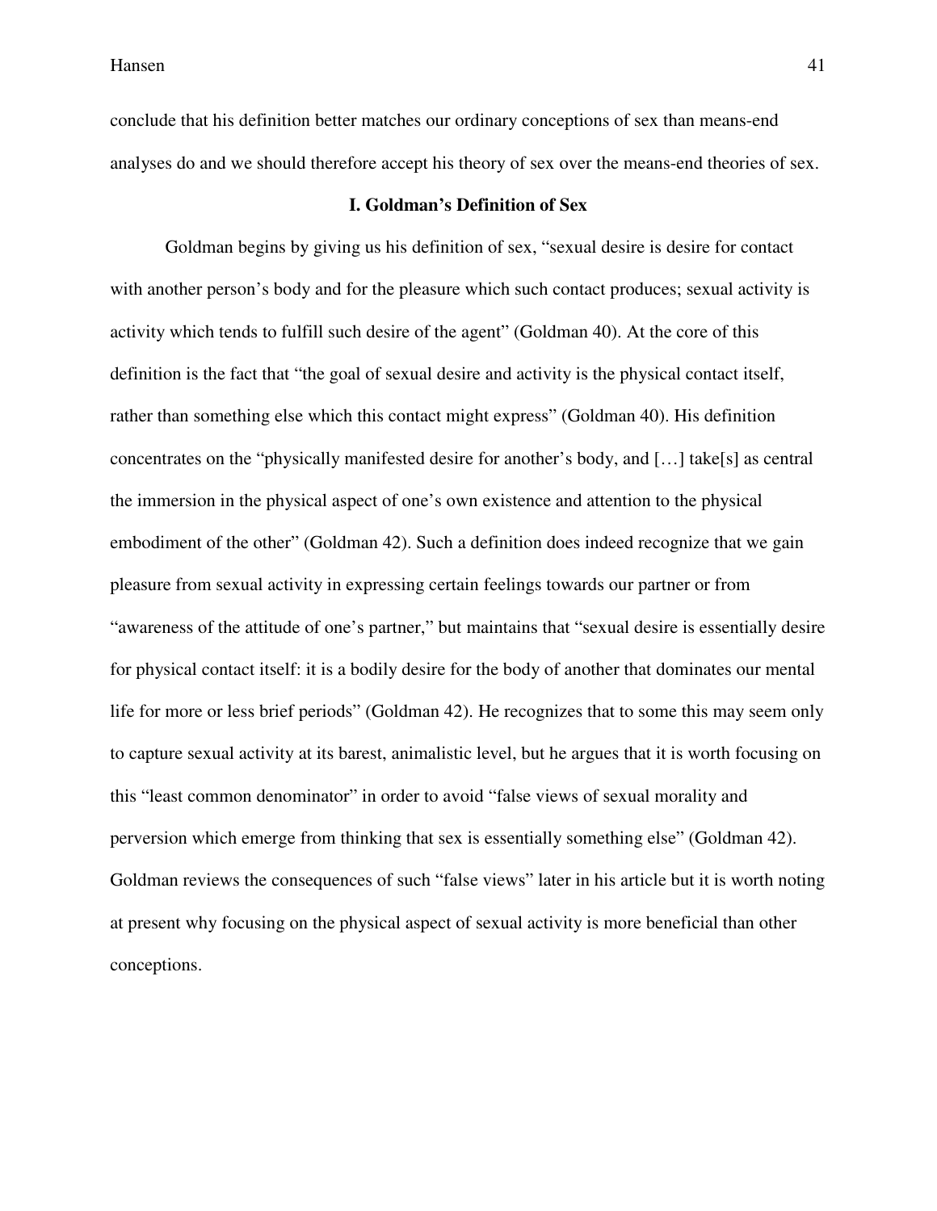conclude that his definition better matches our ordinary conceptions of sex than means-end analyses do and we should therefore accept his theory of sex over the means-end theories of sex.

## I. Goldman's Definition of Sex

Goldman begins by giving us his definition of sex, "sexual desire is desire for contact with another person's body and for the pleasure which such contact produces; sexual activity is activity which tends to fulfill such desire of the agent" (Goldman 40). At the core of this definition is the fact that "the goal of sexual desire and activity is the physical contact itself, rather than something else which this contact might express" (Goldman 40). His definition concentrates on the "physically manifested desire for another's body, and […] take[s] as central the immersion in the physical aspect of one's own existence and attention to the physical embodiment of the other" (Goldman 42). Such a definition does indeed recognize that we gain pleasure from sexual activity in expressing certain feelings towards our partner or from "awareness of the attitude of one's partner," but maintains that "sexual desire is essentially desire for physical contact itself: it is a bodily desire for the body of another that dominates our mental life for more or less brief periods" (Goldman 42). He recognizes that to some this may seem only to capture sexual activity at its barest, animalistic level, but he argues that it is worth focusing on this "least common denominator" in order to avoid "false views of sexual morality and perversion which emerge from thinking that sex is essentially something else" (Goldman 42). Goldman reviews the consequences of such "false views" later in his article but it is worth noting at present why focusing on the physical aspect of sexual activity is more beneficial than other conceptions.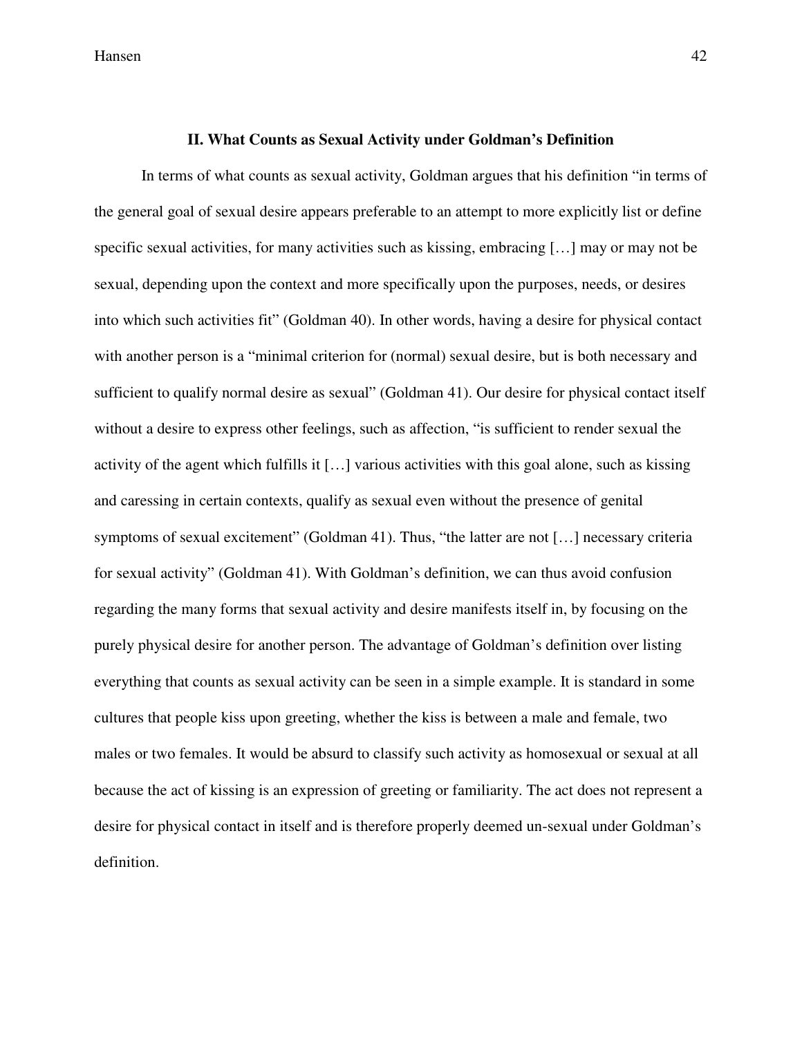## II. What Counts as Sexual Activity under Goldman's Definition

In terms of what counts as sexual activity, Goldman argues that his definition "in terms of the general goal of sexual desire appears preferable to an attempt to more explicitly list or define specific sexual activities, for many activities such as kissing, embracing […] may or may not be sexual, depending upon the context and more specifically upon the purposes, needs, or desires into which such activities fit" (Goldman 40). In other words, having a desire for physical contact with another person is a "minimal criterion for (normal) sexual desire, but is both necessary and sufficient to qualify normal desire as sexual" (Goldman 41). Our desire for physical contact itself without a desire to express other feelings, such as affection, "is sufficient to render sexual the activity of the agent which fulfills it […] various activities with this goal alone, such as kissing and caressing in certain contexts, qualify as sexual even without the presence of genital symptoms of sexual excitement" (Goldman 41). Thus, "the latter are not […] necessary criteria for sexual activity" (Goldman 41). With Goldman's definition, we can thus avoid confusion regarding the many forms that sexual activity and desire manifests itself in, by focusing on the purely physical desire for another person. The advantage of Goldman's definition over listing everything that counts as sexual activity can be seen in a simple example. It is standard in some cultures that people kiss upon greeting, whether the kiss is between a male and female, two males or two females. It would be absurd to classify such activity as homosexual or sexual at all because the act of kissing is an expression of greeting or familiarity. The act does not represent a desire for physical contact in itself and is therefore properly deemed un-sexual under Goldman's definition.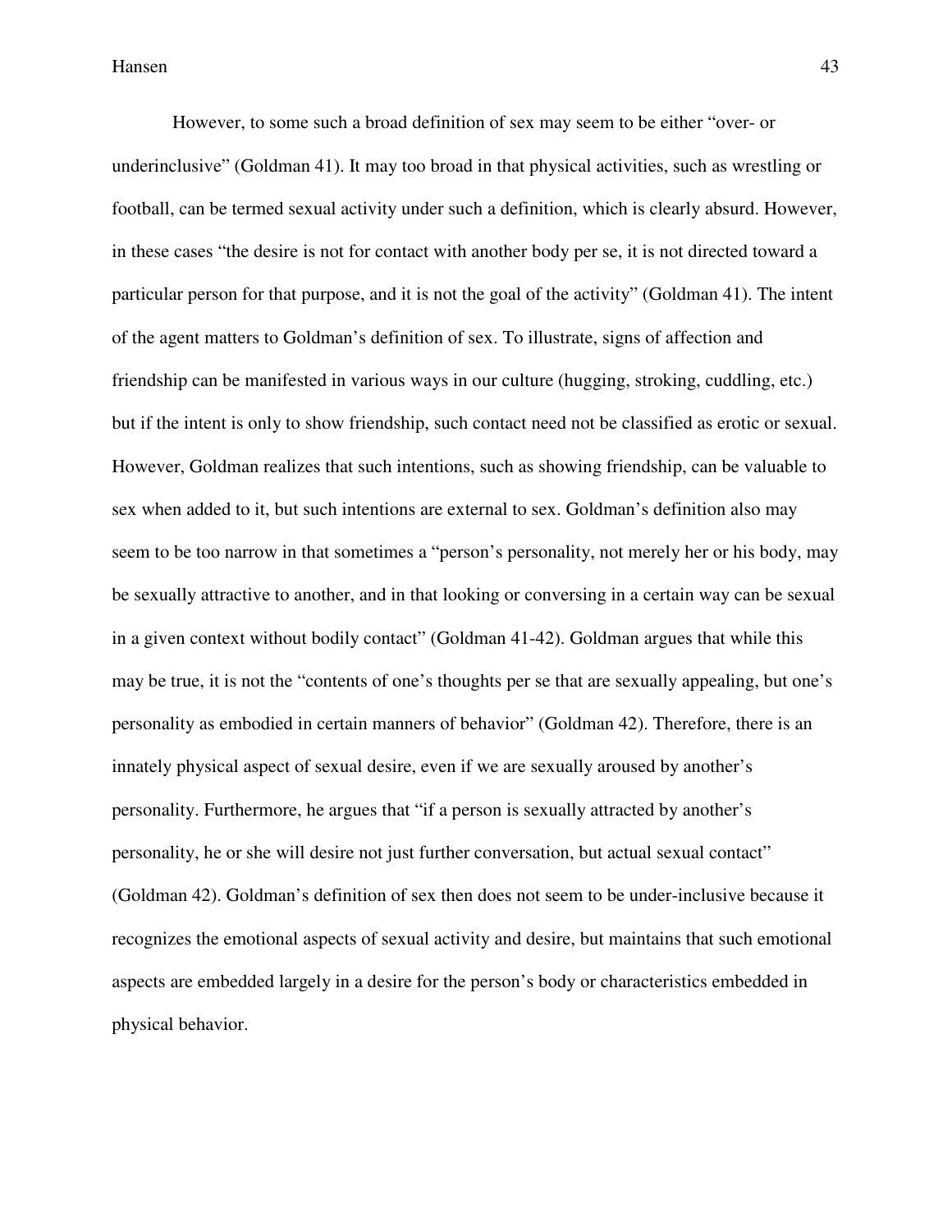However, to some such a broad definition of sex may seem to be either "over- or underinclusive" (Goldman 41). It may too broad in that physical activities, such as wrestling or football, can be termed sexual activity under such a definition, which is clearly absurd. However, in these cases "the desire is not for contact with another body per se, it is not directed toward a particular person for that purpose, and it is not the goal of the activity" (Goldman 41). The intent of the agent matters to Goldman's definition of sex. To illustrate, signs of affection and friendship can be manifested in various ways in our culture (hugging, stroking, cuddling, etc.) but if the intent is only to show friendship, such contact need not be classified as erotic or sexual. However, Goldman realizes that such intentions, such as showing friendship, can be valuable to sex when added to it, but such intentions are external to sex. Goldman's definition also may seem to be too narrow in that sometimes a "person's personality, not merely her or his body, may be sexually attractive to another, and in that looking or conversing in a certain way can be sexual in a given context without bodily contact" (Goldman 41-42). Goldman argues that while this may be true, it is not the "contents of one's thoughts per se that are sexually appealing, but one's personality as embodied in certain manners of behavior" (Goldman 42). Therefore, there is an innately physical aspect of sexual desire, even if we are sexually aroused by another's personality. Furthermore, he argues that "if a person is sexually attracted by another's personality, he or she will desire not just further conversation, but actual sexual contact" (Goldman 42). Goldman's definition of sex then does not seem to be under-inclusive because it recognizes the emotional aspects of sexual activity and desire, but maintains that such emotional aspects are embedded largely in a desire for the person's body or characteristics embedded in physical behavior.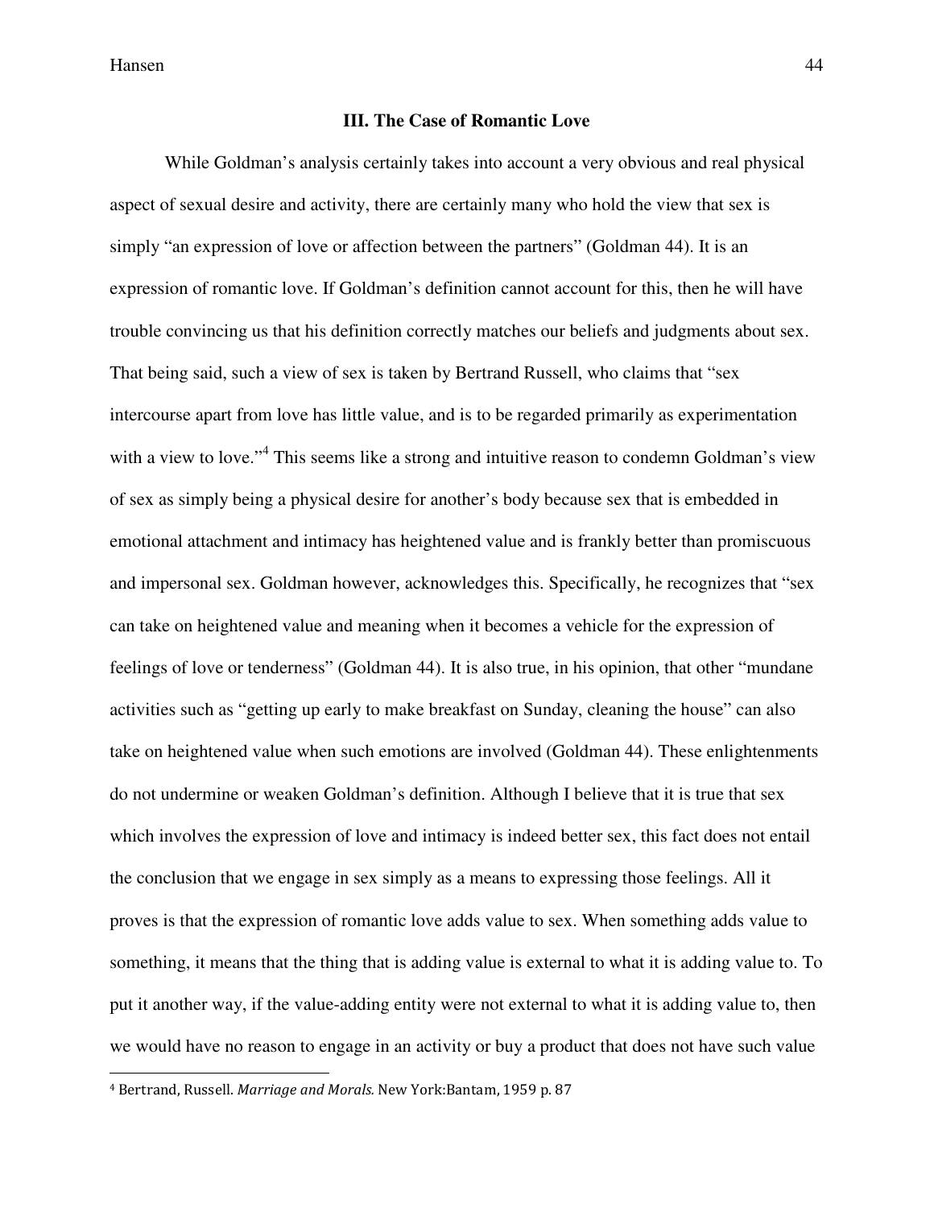### III. The Case of Romantic Love

While Goldman's analysis certainly takes into account a very obvious and real physical aspect of sexual desire and activity, there are certainly many who hold the view that sex is simply "an expression of love or affection between the partners" (Goldman 44). It is an expression of romantic love. If Goldman's definition cannot account for this, then he will have trouble convincing us that his definition correctly matches our beliefs and judgments about sex. That being said, such a view of sex is taken by Bertrand Russell, who claims that "sex intercourse apart from love has little value, and is to be regarded primarily as experimentation with a view to love."[4] This seems like a strong and intuitive reason to condemn Goldman's view of sex as simply being a physical desire for another's body because sex that is embedded in emotional attachment and intimacy has heightened value and is frankly better than promiscuous and impersonal sex. Goldman however, acknowledges this. Specifically, he recognizes that "sex can take on heightened value and meaning when it becomes a vehicle for the expression of feelings of love or tenderness" (Goldman 44). It is also true, in his opinion, that other "mundane activities such as "getting up early to make breakfast on Sunday, cleaning the house" can also take on heightened value when such emotions are involved (Goldman 44). These enlightenments do not undermine or weaken Goldman's definition. Although I believe that it is true that sex which involves the expression of love and intimacy is indeed better sex, this fact does not entail the conclusion that we engage in sex simply as a means to expressing those feelings. All it proves is that the expression of romantic love adds value to sex. When something adds value to something, it means that the thing that is adding value is external to what it is adding value to. To put it another way, if the value-adding entity were not external to what it is adding value to, then we would have no reason to engage in an activity or buy a product that does not have such value

[4] Bertrand, Russell. *Marriage and Morals.* New York:Bantam, 1959 p. 87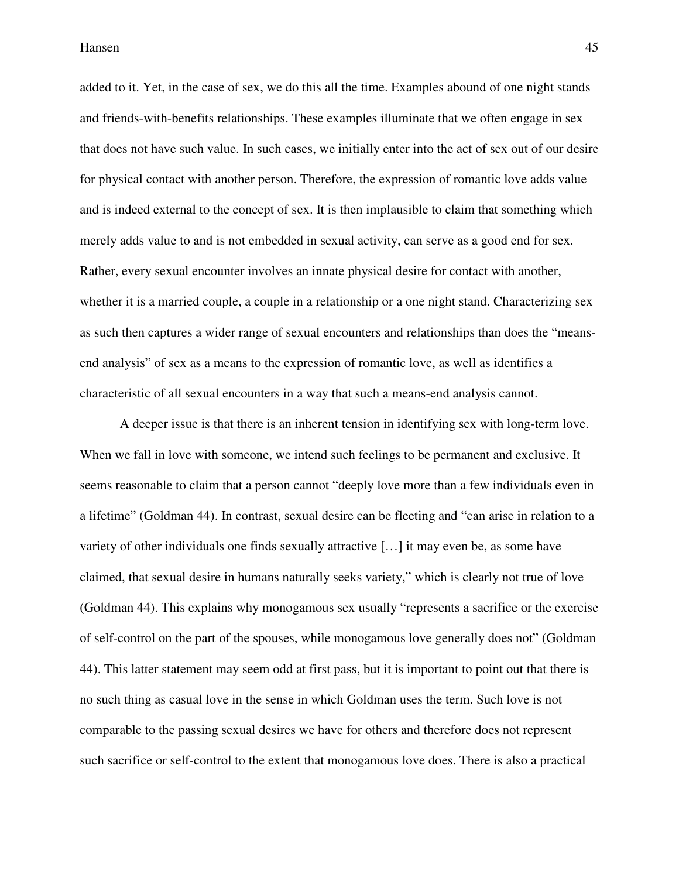added to it. Yet, in the case of sex, we do this all the time. Examples abound of one night stands and friends-with-benefits relationships. These examples illuminate that we often engage in sex that does not have such value. In such cases, we initially enter into the act of sex out of our desire for physical contact with another person. Therefore, the expression of romantic love adds value and is indeed external to the concept of sex. It is then implausible to claim that something which merely adds value to and is not embedded in sexual activity, can serve as a good end for sex. Rather, every sexual encounter involves an innate physical desire for contact with another, whether it is a married couple, a couple in a relationship or a one night stand. Characterizing sex as such then captures a wider range of sexual encounters and relationships than does the "means-end analysis" of sex as a means to the expression of romantic love, as well as identifies a characteristic of all sexual encounters in a way that such a means-end analysis cannot.

A deeper issue is that there is an inherent tension in identifying sex with long-term love. When we fall in love with someone, we intend such feelings to be permanent and exclusive. It seems reasonable to claim that a person cannot "deeply love more than a few individuals even in a lifetime" (Goldman 44). In contrast, sexual desire can be fleeting and "can arise in relation to a variety of other individuals one finds sexually attractive […] it may even be, as some have claimed, that sexual desire in humans naturally seeks variety," which is clearly not true of love (Goldman 44). This explains why monogamous sex usually "represents a sacrifice or the exercise of self-control on the part of the spouses, while monogamous love generally does not" (Goldman 44). This latter statement may seem odd at first pass, but it is important to point out that there is no such thing as casual love in the sense in which Goldman uses the term. Such love is not comparable to the passing sexual desires we have for others and therefore does not represent such sacrifice or self-control to the extent that monogamous love does. There is also a practical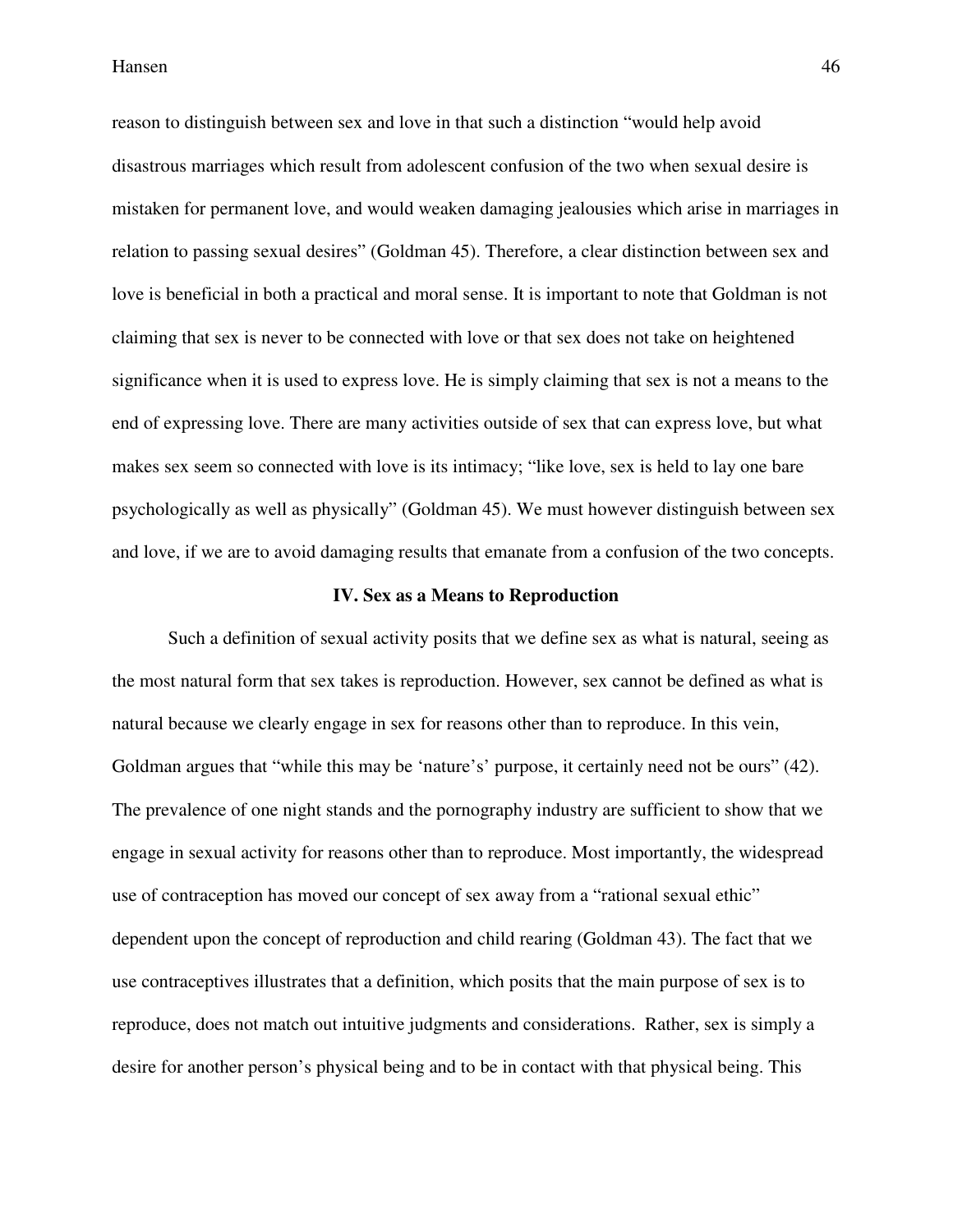reason to distinguish between sex and love in that such a distinction "would help avoid disastrous marriages which result from adolescent confusion of the two when sexual desire is mistaken for permanent love, and would weaken damaging jealousies which arise in marriages in relation to passing sexual desires" (Goldman 45). Therefore, a clear distinction between sex and love is beneficial in both a practical and moral sense. It is important to note that Goldman is not claiming that sex is never to be connected with love or that sex does not take on heightened significance when it is used to express love. He is simply claiming that sex is not a means to the end of expressing love. There are many activities outside of sex that can express love, but what makes sex seem so connected with love is its intimacy; "like love, sex is held to lay one bare psychologically as well as physically" (Goldman 45). We must however distinguish between sex and love, if we are to avoid damaging results that emanate from a confusion of the two concepts.

### IV. Sex as a Means to Reproduction

Such a definition of sexual activity posits that we define sex as what is natural, seeing as the most natural form that sex takes is reproduction. However, sex cannot be defined as what is natural because we clearly engage in sex for reasons other than to reproduce. In this vein, Goldman argues that "while this may be 'nature's' purpose, it certainly need not be ours" (42). The prevalence of one night stands and the pornography industry are sufficient to show that we engage in sexual activity for reasons other than to reproduce. Most importantly, the widespread use of contraception has moved our concept of sex away from a "rational sexual ethic" dependent upon the concept of reproduction and child rearing (Goldman 43). The fact that we use contraceptives illustrates that a definition, which posits that the main purpose of sex is to reproduce, does not match out intuitive judgments and considerations. Rather, sex is simply a desire for another person's physical being and to be in contact with that physical being. This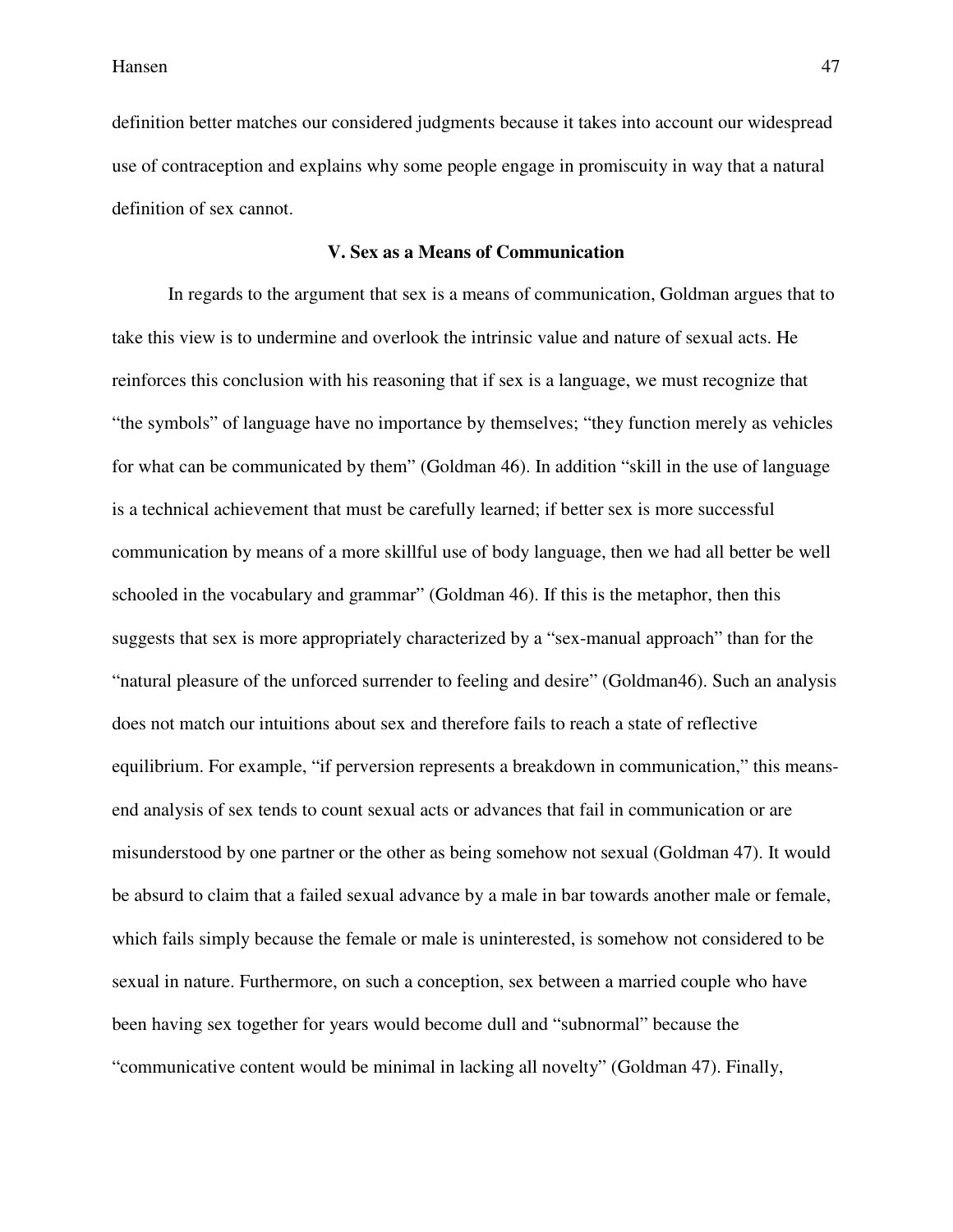definition better matches our considered judgments because it takes into account our widespread use of contraception and explains why some people engage in promiscuity in way that a natural definition of sex cannot.

### V. Sex as a Means of Communication

In regards to the argument that sex is a means of communication, Goldman argues that to take this view is to undermine and overlook the intrinsic value and nature of sexual acts. He reinforces this conclusion with his reasoning that if sex is a language, we must recognize that "the symbols" of language have no importance by themselves; "they function merely as vehicles for what can be communicated by them" (Goldman 46). In addition "skill in the use of language is a technical achievement that must be carefully learned; if better sex is more successful communication by means of a more skillful use of body language, then we had all better be well schooled in the vocabulary and grammar" (Goldman 46). If this is the metaphor, then this suggests that sex is more appropriately characterized by a "sex-manual approach" than for the "natural pleasure of the unforced surrender to feeling and desire" (Goldman46). Such an analysis does not match our intuitions about sex and therefore fails to reach a state of reflective equilibrium. For example, "if perversion represents a breakdown in communication," this means-end analysis of sex tends to count sexual acts or advances that fail in communication or are misunderstood by one partner or the other as being somehow not sexual (Goldman 47). It would be absurd to claim that a failed sexual advance by a male in bar towards another male or female, which fails simply because the female or male is uninterested, is somehow not considered to be sexual in nature. Furthermore, on such a conception, sex between a married couple who have been having sex together for years would become dull and "subnormal" because the "communicative content would be minimal in lacking all novelty" (Goldman 47). Finally,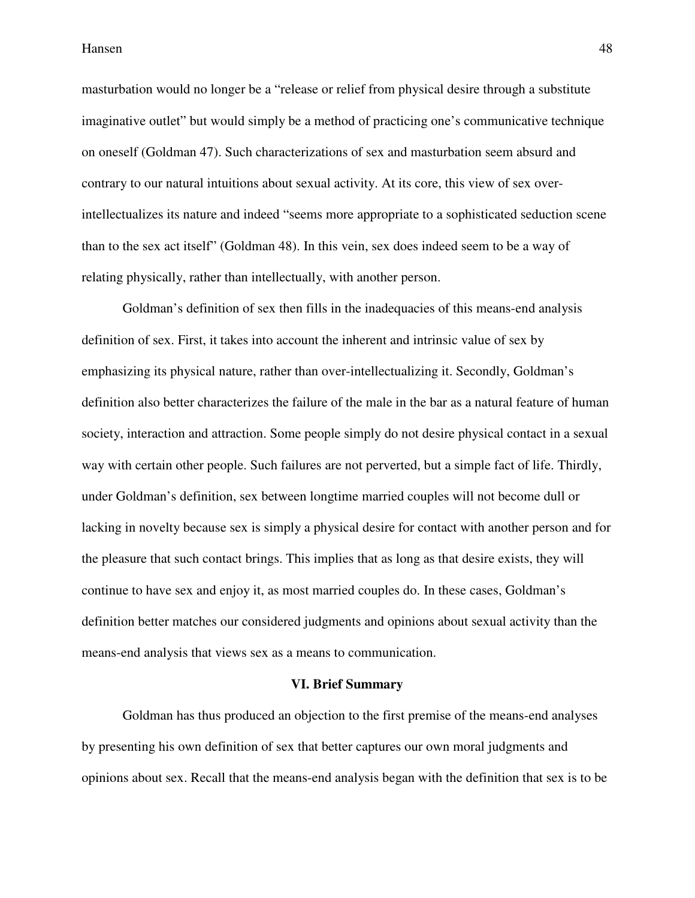masturbation would no longer be a "release or relief from physical desire through a substitute imaginative outlet" but would simply be a method of practicing one's communicative technique on oneself (Goldman 47). Such characterizations of sex and masturbation seem absurd and contrary to our natural intuitions about sexual activity. At its core, this view of sex over-intellectualizes its nature and indeed "seems more appropriate to a sophisticated seduction scene than to the sex act itself" (Goldman 48). In this vein, sex does indeed seem to be a way of relating physically, rather than intellectually, with another person.

Goldman's definition of sex then fills in the inadequacies of this means-end analysis definition of sex. First, it takes into account the inherent and intrinsic value of sex by emphasizing its physical nature, rather than over-intellectualizing it. Secondly, Goldman's definition also better characterizes the failure of the male in the bar as a natural feature of human society, interaction and attraction. Some people simply do not desire physical contact in a sexual way with certain other people. Such failures are not perverted, but a simple fact of life. Thirdly, under Goldman's definition, sex between longtime married couples will not become dull or lacking in novelty because sex is simply a physical desire for contact with another person and for the pleasure that such contact brings. This implies that as long as that desire exists, they will continue to have sex and enjoy it, as most married couples do. In these cases, Goldman's definition better matches our considered judgments and opinions about sexual activity than the means-end analysis that views sex as a means to communication.

## VI. Brief Summary

Goldman has thus produced an objection to the first premise of the means-end analyses by presenting his own definition of sex that better captures our own moral judgments and opinions about sex. Recall that the means-end analysis began with the definition that sex is to be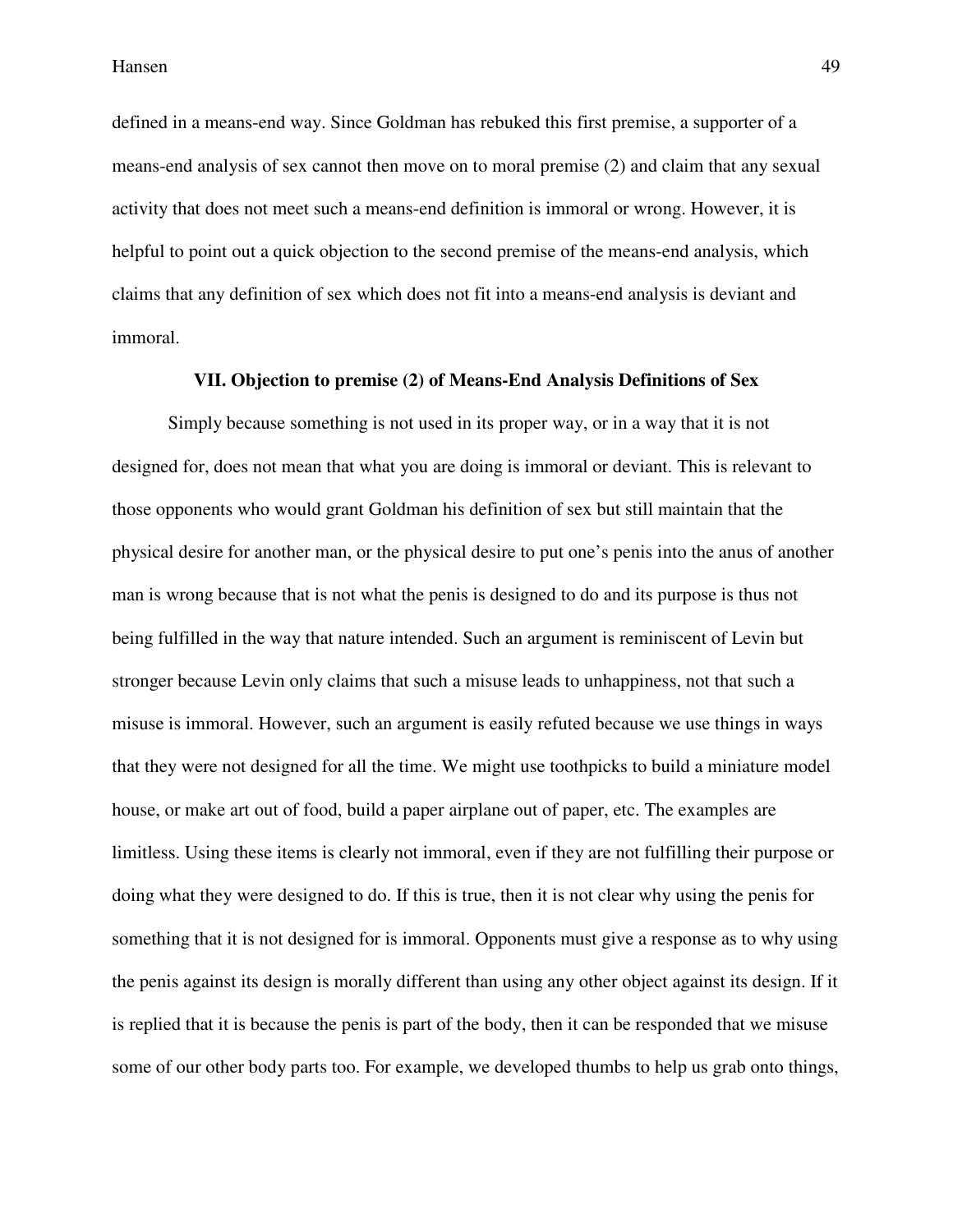defined in a means-end way. Since Goldman has rebuked this first premise, a supporter of a means-end analysis of sex cannot then move on to moral premise (2) and claim that any sexual activity that does not meet such a means-end definition is immoral or wrong. However, it is helpful to point out a quick objection to the second premise of the means-end analysis, which claims that any definition of sex which does not fit into a means-end analysis is deviant and immoral.

### VII. Objection to premise (2) of Means-End Analysis Definitions of Sex

Simply because something is not used in its proper way, or in a way that it is not designed for, does not mean that what you are doing is immoral or deviant. This is relevant to those opponents who would grant Goldman his definition of sex but still maintain that the physical desire for another man, or the physical desire to put one's penis into the anus of another man is wrong because that is not what the penis is designed to do and its purpose is thus not being fulfilled in the way that nature intended. Such an argument is reminiscent of Levin but stronger because Levin only claims that such a misuse leads to unhappiness, not that such a misuse is immoral. However, such an argument is easily refuted because we use things in ways that they were not designed for all the time. We might use toothpicks to build a miniature model house, or make art out of food, build a paper airplane out of paper, etc. The examples are limitless. Using these items is clearly not immoral, even if they are not fulfilling their purpose or doing what they were designed to do. If this is true, then it is not clear why using the penis for something that it is not designed for is immoral. Opponents must give a response as to why using the penis against its design is morally different than using any other object against its design. If it is replied that it is because the penis is part of the body, then it can be responded that we misuse some of our other body parts too. For example, we developed thumbs to help us grab onto things,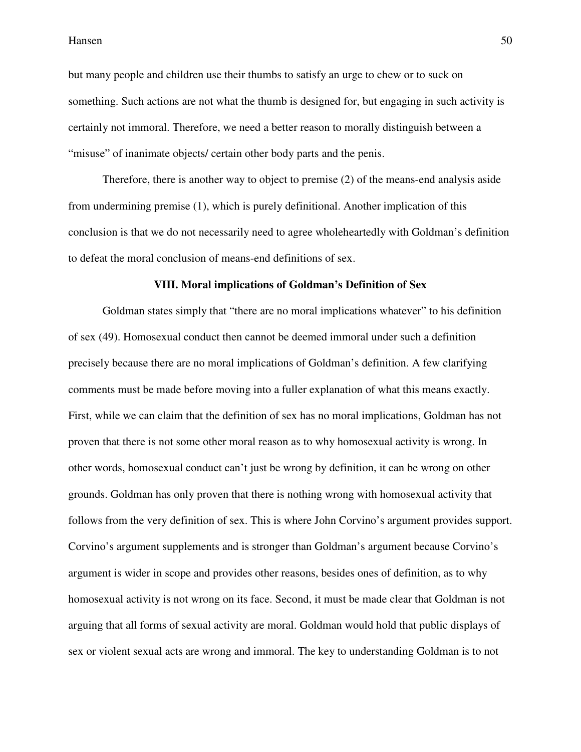but many people and children use their thumbs to satisfy an urge to chew or to suck on something. Such actions are not what the thumb is designed for, but engaging in such activity is certainly not immoral. Therefore, we need a better reason to morally distinguish between a "misuse" of inanimate objects/ certain other body parts and the penis.

Therefore, there is another way to object to premise (2) of the means-end analysis aside from undermining premise (1), which is purely definitional. Another implication of this conclusion is that we do not necessarily need to agree wholeheartedly with Goldman's definition to defeat the moral conclusion of means-end definitions of sex.

## VIII. Moral implications of Goldman's Definition of Sex

Goldman states simply that "there are no moral implications whatever" to his definition of sex (49). Homosexual conduct then cannot be deemed immoral under such a definition precisely because there are no moral implications of Goldman's definition. A few clarifying comments must be made before moving into a fuller explanation of what this means exactly. First, while we can claim that the definition of sex has no moral implications, Goldman has not proven that there is not some other moral reason as to why homosexual activity is wrong. In other words, homosexual conduct can't just be wrong by definition, it can be wrong on other grounds. Goldman has only proven that there is nothing wrong with homosexual activity that follows from the very definition of sex. This is where John Corvino's argument provides support. Corvino's argument supplements and is stronger than Goldman's argument because Corvino's argument is wider in scope and provides other reasons, besides ones of definition, as to why homosexual activity is not wrong on its face. Second, it must be made clear that Goldman is not arguing that all forms of sexual activity are moral. Goldman would hold that public displays of sex or violent sexual acts are wrong and immoral. The key to understanding Goldman is to not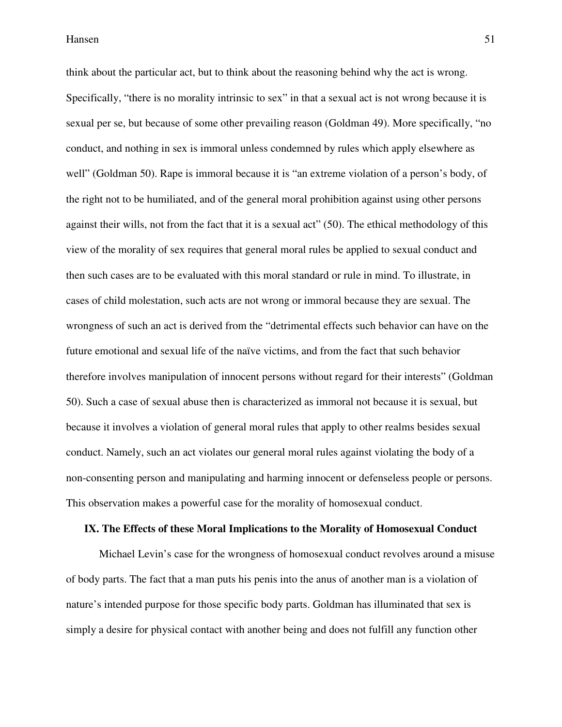think about the particular act, but to think about the reasoning behind why the act is wrong. Specifically, "there is no morality intrinsic to sex" in that a sexual act is not wrong because it is sexual per se, but because of some other prevailing reason (Goldman 49). More specifically, "no conduct, and nothing in sex is immoral unless condemned by rules which apply elsewhere as well" (Goldman 50). Rape is immoral because it is "an extreme violation of a person's body, of the right not to be humiliated, and of the general moral prohibition against using other persons against their wills, not from the fact that it is a sexual act" (50). The ethical methodology of this view of the morality of sex requires that general moral rules be applied to sexual conduct and then such cases are to be evaluated with this moral standard or rule in mind. To illustrate, in cases of child molestation, such acts are not wrong or immoral because they are sexual. The wrongness of such an act is derived from the "detrimental effects such behavior can have on the future emotional and sexual life of the naïve victims, and from the fact that such behavior therefore involves manipulation of innocent persons without regard for their interests" (Goldman 50). Such a case of sexual abuse then is characterized as immoral not because it is sexual, but because it involves a violation of general moral rules that apply to other realms besides sexual conduct. Namely, such an act violates our general moral rules against violating the body of a non-consenting person and manipulating and harming innocent or defenseless people or persons. This observation makes a powerful case for the morality of homosexual conduct.

## IX. The Effects of these Moral Implications to the Morality of Homosexual Conduct

Michael Levin's case for the wrongness of homosexual conduct revolves around a misuse of body parts. The fact that a man puts his penis into the anus of another man is a violation of nature's intended purpose for those specific body parts. Goldman has illuminated that sex is simply a desire for physical contact with another being and does not fulfill any function other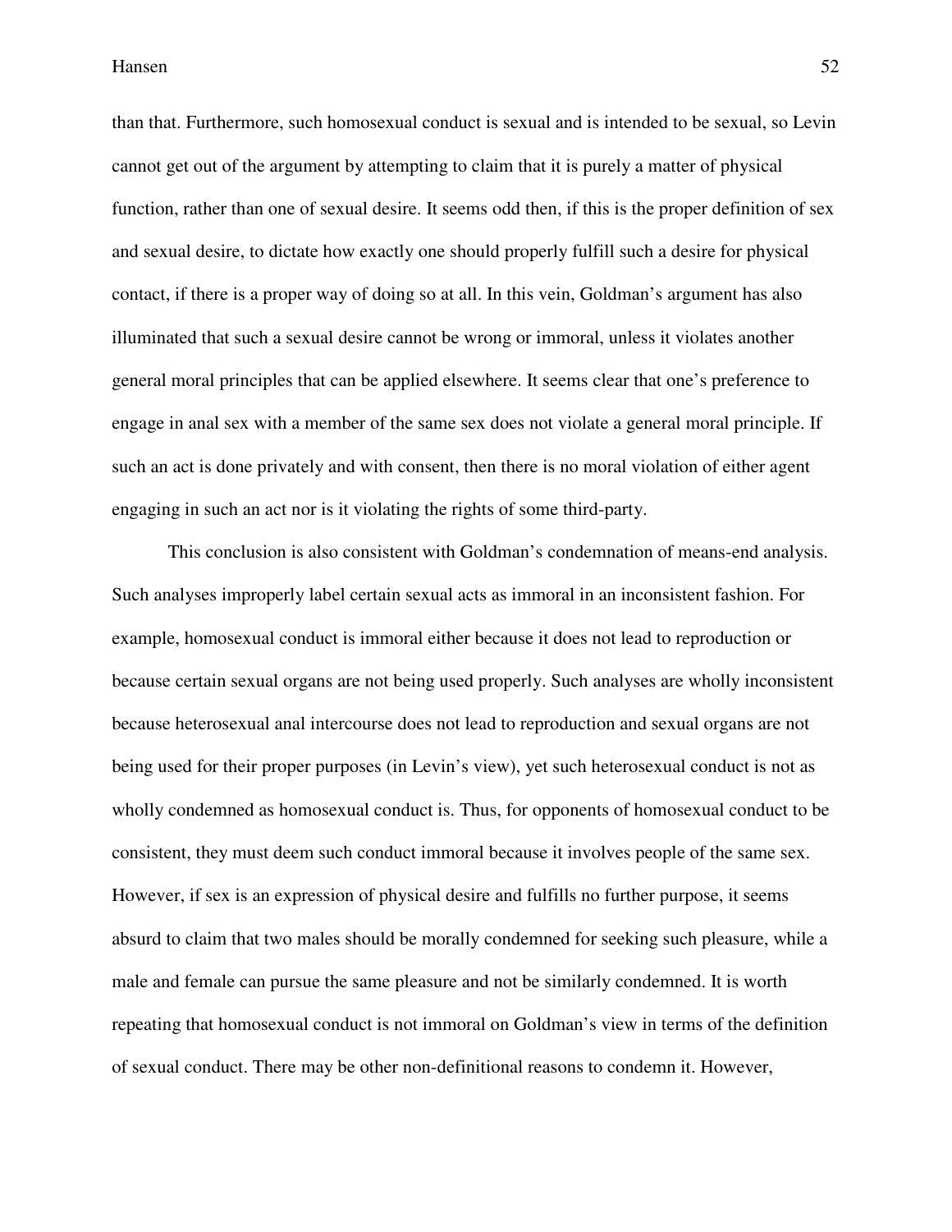than that. Furthermore, such homosexual conduct is sexual and is intended to be sexual, so Levin cannot get out of the argument by attempting to claim that it is purely a matter of physical function, rather than one of sexual desire. It seems odd then, if this is the proper definition of sex and sexual desire, to dictate how exactly one should properly fulfill such a desire for physical contact, if there is a proper way of doing so at all. In this vein, Goldman's argument has also illuminated that such a sexual desire cannot be wrong or immoral, unless it violates another general moral principles that can be applied elsewhere. It seems clear that one's preference to engage in anal sex with a member of the same sex does not violate a general moral principle. If such an act is done privately and with consent, then there is no moral violation of either agent engaging in such an act nor is it violating the rights of some third-party.

This conclusion is also consistent with Goldman's condemnation of means-end analysis. Such analyses improperly label certain sexual acts as immoral in an inconsistent fashion. For example, homosexual conduct is immoral either because it does not lead to reproduction or because certain sexual organs are not being used properly. Such analyses are wholly inconsistent because heterosexual anal intercourse does not lead to reproduction and sexual organs are not being used for their proper purposes (in Levin's view), yet such heterosexual conduct is not as wholly condemned as homosexual conduct is. Thus, for opponents of homosexual conduct to be consistent, they must deem such conduct immoral because it involves people of the same sex. However, if sex is an expression of physical desire and fulfills no further purpose, it seems absurd to claim that two males should be morally condemned for seeking such pleasure, while a male and female can pursue the same pleasure and not be similarly condemned. It is worth repeating that homosexual conduct is not immoral on Goldman's view in terms of the definition of sexual conduct. There may be other non-definitional reasons to condemn it. However,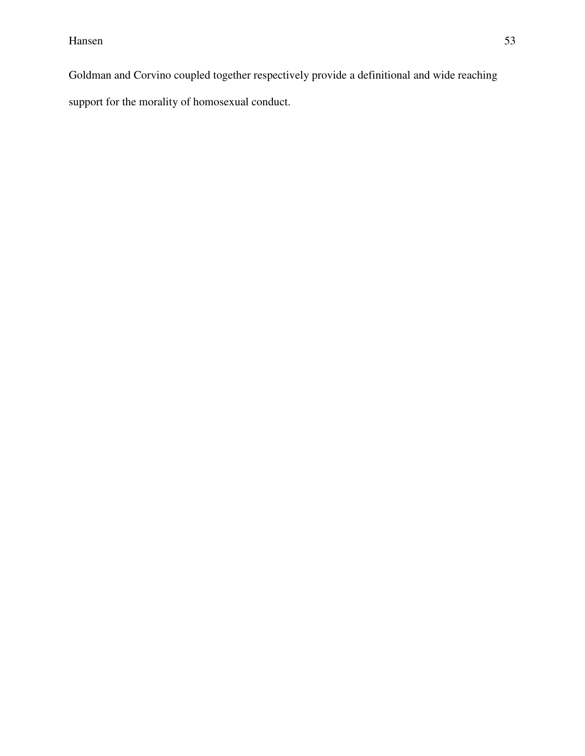Goldman and Corvino coupled together respectively provide a definitional and wide reaching support for the morality of homosexual conduct.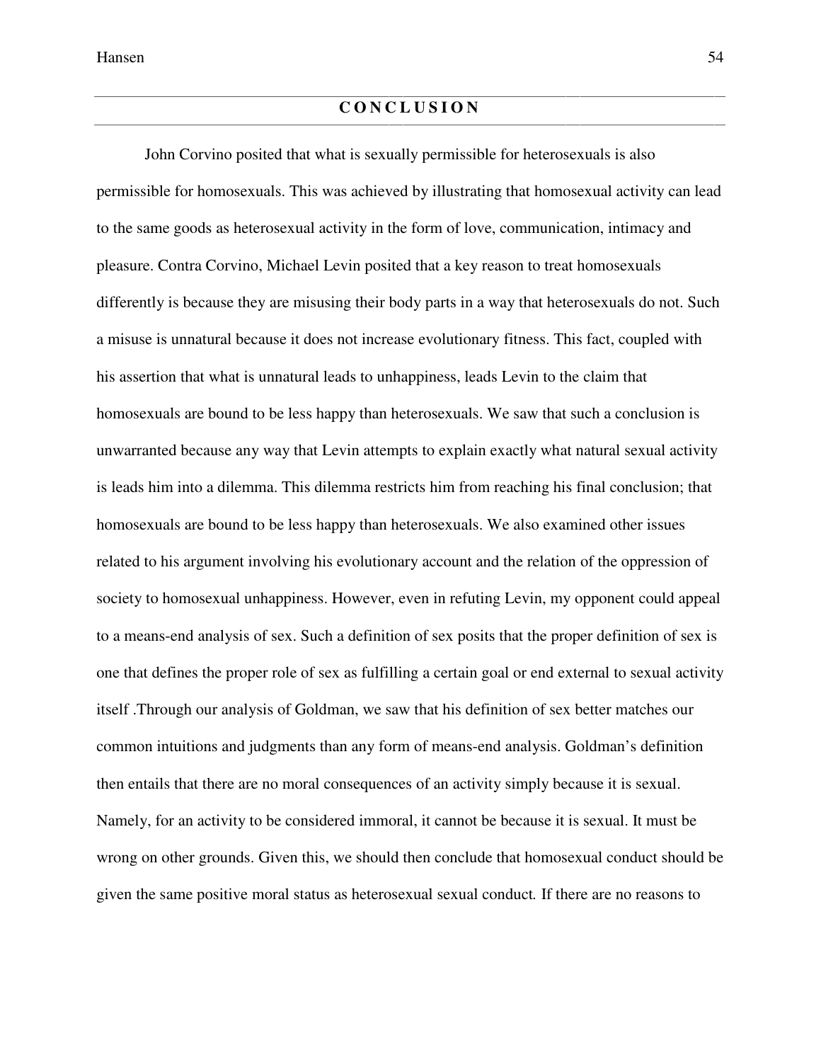# CONCLUSION

John Corvino posited that what is sexually permissible for heterosexuals is also permissible for homosexuals. This was achieved by illustrating that homosexual activity can lead to the same goods as heterosexual activity in the form of love, communication, intimacy and pleasure. Contra Corvino, Michael Levin posited that a key reason to treat homosexuals differently is because they are misusing their body parts in a way that heterosexuals do not. Such a misuse is unnatural because it does not increase evolutionary fitness. This fact, coupled with his assertion that what is unnatural leads to unhappiness, leads Levin to the claim that homosexuals are bound to be less happy than heterosexuals. We saw that such a conclusion is unwarranted because any way that Levin attempts to explain exactly what natural sexual activity is leads him into a dilemma. This dilemma restricts him from reaching his final conclusion; that homosexuals are bound to be less happy than heterosexuals. We also examined other issues related to his argument involving his evolutionary account and the relation of the oppression of society to homosexual unhappiness. However, even in refuting Levin, my opponent could appeal to a means-end analysis of sex. Such a definition of sex posits that the proper definition of sex is one that defines the proper role of sex as fulfilling a certain goal or end external to sexual activity itself .Through our analysis of Goldman, we saw that his definition of sex better matches our common intuitions and judgments than any form of means-end analysis. Goldman's definition then entails that there are no moral consequences of an activity simply because it is sexual. Namely, for an activity to be considered immoral, it cannot be because it is sexual. It must be wrong on other grounds. Given this, we should then conclude that homosexual conduct should be given the same positive moral status as heterosexual sexual conduct. If there are no reasons to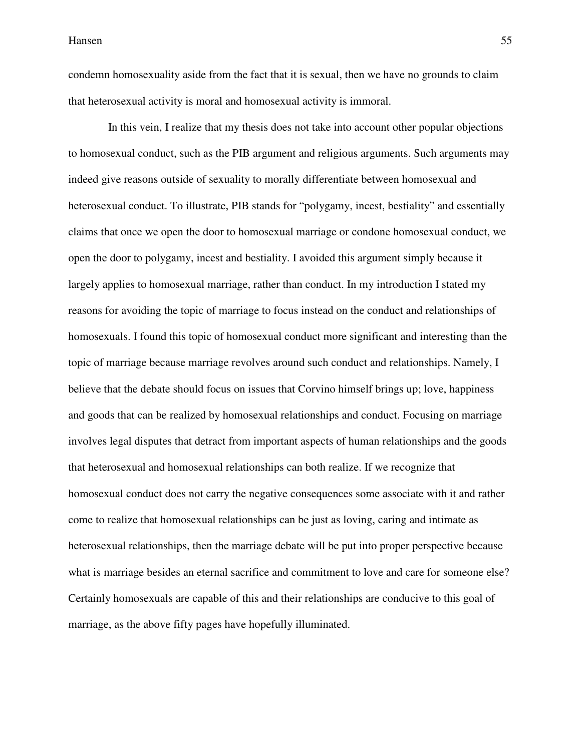condemn homosexuality aside from the fact that it is sexual, then we have no grounds to claim that heterosexual activity is moral and homosexual activity is immoral.

In this vein, I realize that my thesis does not take into account other popular objections to homosexual conduct, such as the PIB argument and religious arguments. Such arguments may indeed give reasons outside of sexuality to morally differentiate between homosexual and heterosexual conduct. To illustrate, PIB stands for "polygamy, incest, bestiality" and essentially claims that once we open the door to homosexual marriage or condone homosexual conduct, we open the door to polygamy, incest and bestiality. I avoided this argument simply because it largely applies to homosexual marriage, rather than conduct. In my introduction I stated my reasons for avoiding the topic of marriage to focus instead on the conduct and relationships of homosexuals. I found this topic of homosexual conduct more significant and interesting than the topic of marriage because marriage revolves around such conduct and relationships. Namely, I believe that the debate should focus on issues that Corvino himself brings up; love, happiness and goods that can be realized by homosexual relationships and conduct. Focusing on marriage involves legal disputes that detract from important aspects of human relationships and the goods that heterosexual and homosexual relationships can both realize. If we recognize that homosexual conduct does not carry the negative consequences some associate with it and rather come to realize that homosexual relationships can be just as loving, caring and intimate as heterosexual relationships, then the marriage debate will be put into proper perspective because what is marriage besides an eternal sacrifice and commitment to love and care for someone else? Certainly homosexuals are capable of this and their relationships are conducive to this goal of marriage, as the above fifty pages have hopefully illuminated.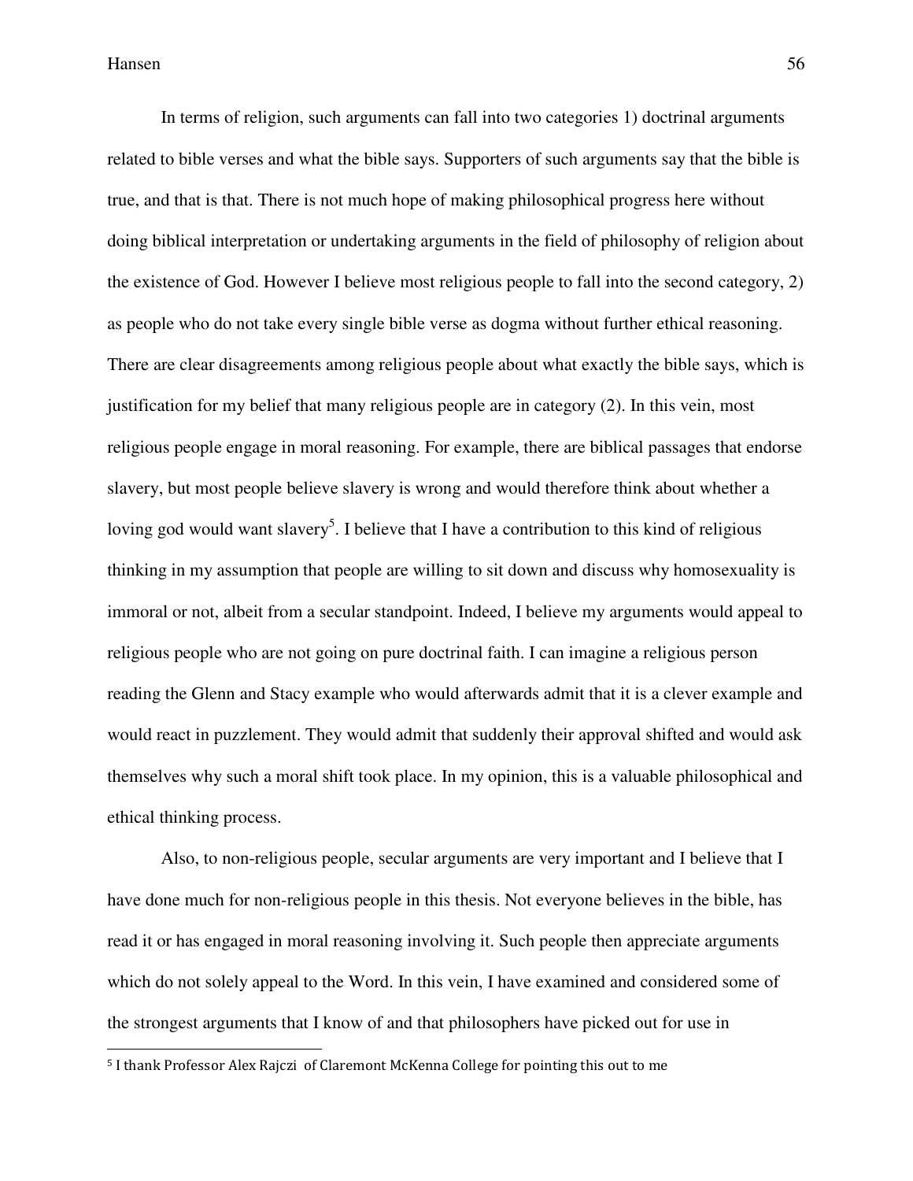In terms of religion, such arguments can fall into two categories 1) doctrinal arguments related to bible verses and what the bible says. Supporters of such arguments say that the bible is true, and that is that. There is not much hope of making philosophical progress here without doing biblical interpretation or undertaking arguments in the field of philosophy of religion about the existence of God. However I believe most religious people to fall into the second category, 2) as people who do not take every single bible verse as dogma without further ethical reasoning. There are clear disagreements among religious people about what exactly the bible says, which is justification for my belief that many religious people are in category (2). In this vein, most religious people engage in moral reasoning. For example, there are biblical passages that endorse slavery, but most people believe slavery is wrong and would therefore think about whether a loving god would want slavery[5]. I believe that I have a contribution to this kind of religious thinking in my assumption that people are willing to sit down and discuss why homosexuality is immoral or not, albeit from a secular standpoint. Indeed, I believe my arguments would appeal to religious people who are not going on pure doctrinal faith. I can imagine a religious person reading the Glenn and Stacy example who would afterwards admit that it is a clever example and would react in puzzlement. They would admit that suddenly their approval shifted and would ask themselves why such a moral shift took place. In my opinion, this is a valuable philosophical and ethical thinking process.

Also, to non-religious people, secular arguments are very important and I believe that I have done much for non-religious people in this thesis. Not everyone believes in the bible, has read it or has engaged in moral reasoning involving it. Such people then appreciate arguments which do not solely appeal to the Word. In this vein, I have examined and considered some of the strongest arguments that I know of and that philosophers have picked out for use in

[5] I thank Professor Alex Rajczi of Claremont McKenna College for pointing this out to me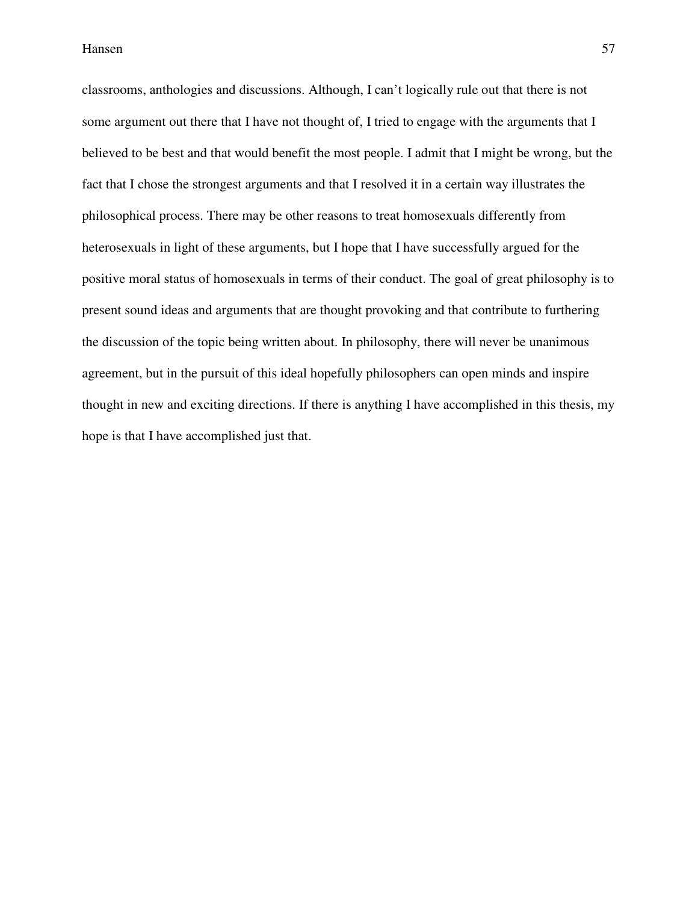classrooms, anthologies and discussions. Although, I can't logically rule out that there is not some argument out there that I have not thought of, I tried to engage with the arguments that I believed to be best and that would benefit the most people. I admit that I might be wrong, but the fact that I chose the strongest arguments and that I resolved it in a certain way illustrates the philosophical process. There may be other reasons to treat homosexuals differently from heterosexuals in light of these arguments, but I hope that I have successfully argued for the positive moral status of homosexuals in terms of their conduct. The goal of great philosophy is to present sound ideas and arguments that are thought provoking and that contribute to furthering the discussion of the topic being written about. In philosophy, there will never be unanimous agreement, but in the pursuit of this ideal hopefully philosophers can open minds and inspire thought in new and exciting directions. If there is anything I have accomplished in this thesis, my hope is that I have accomplished just that.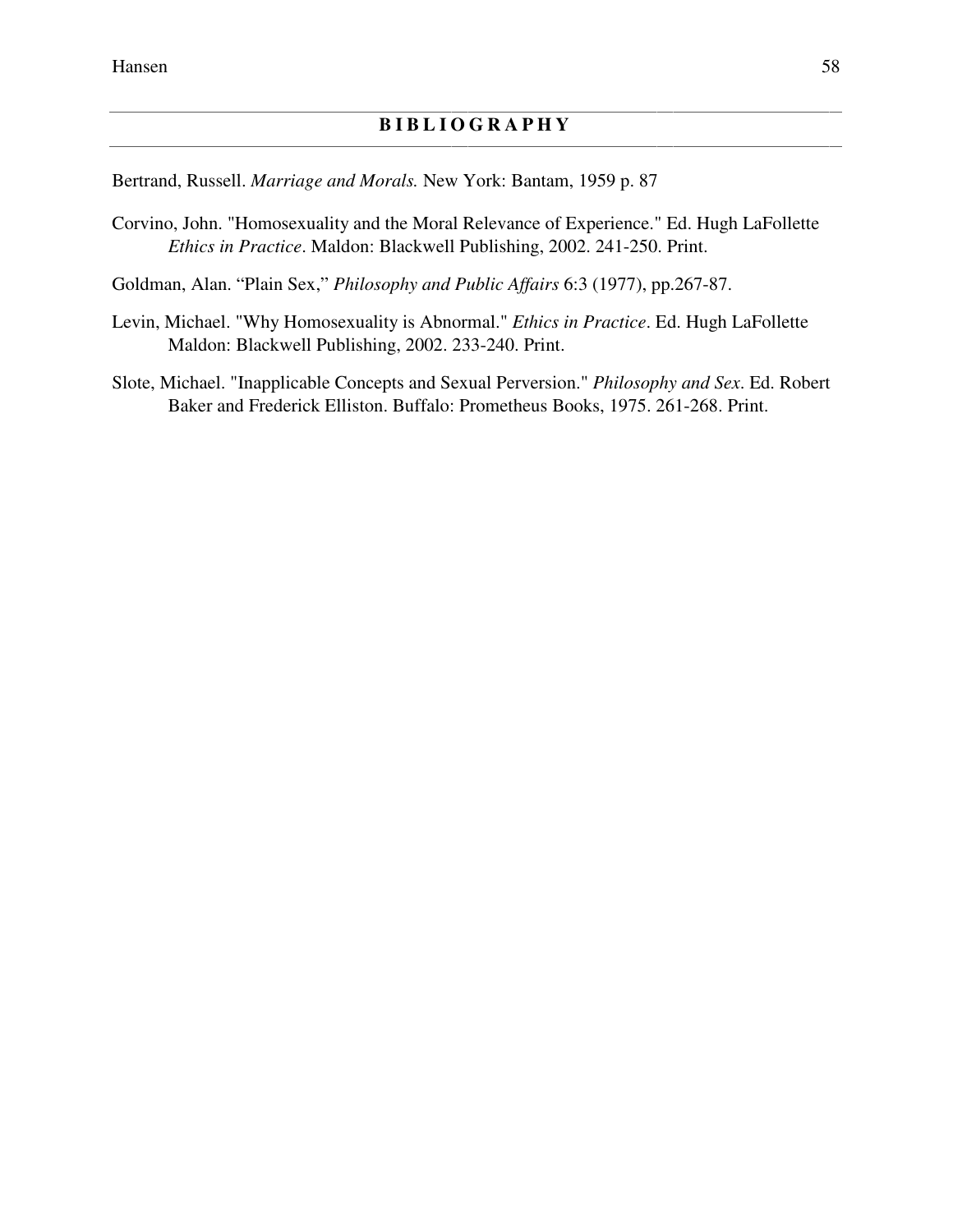## BIBLIOGRAPHY

Bertrand, Russell. *Marriage and Morals.* New York: Bantam, 1959 p. 87

Corvino, John. "Homosexuality and the Moral Relevance of Experience." Ed. Hugh LaFollette *Ethics in Practice*. Maldon: Blackwell Publishing, 2002. 241-250. Print.

Goldman, Alan. "Plain Sex," *Philosophy and Public Affairs* 6:3 (1977), pp.267-87.

Levin, Michael. "Why Homosexuality is Abnormal." *Ethics in Practice*. Ed. Hugh LaFollette Maldon: Blackwell Publishing, 2002. 233-240. Print.

Slote, Michael. "Inapplicable Concepts and Sexual Perversion." *Philosophy and Sex*. Ed. Robert Baker and Frederick Elliston. Buffalo: Prometheus Books, 1975. 261-268. Print.